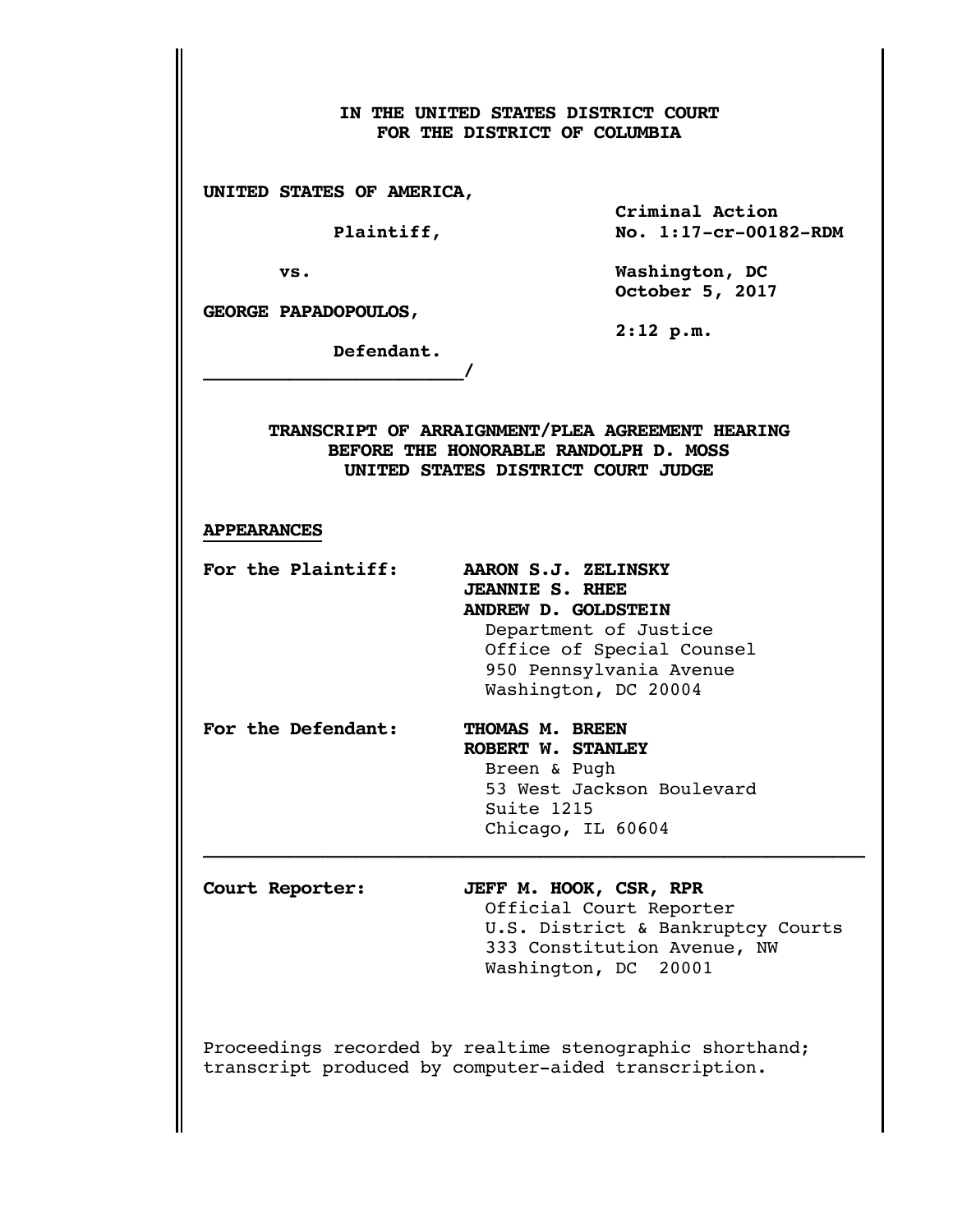**IN THE UNITED STATES DISTRICT COURT**
**FOR THE DISTRICT OF COLUMBIA**

**UNITED STATES OF AMERICA,**

**Plaintiff,**

**vs.**

**GEORGE PAPADOPOULOS,**

**Defendant.**
**_______________________/**

**Criminal Action**
**No. 1:17-cr-00182-RDM**

**Washington, DC**
**October 5, 2017**

**2:12 p.m.**

**TRANSCRIPT OF ARRAIGNMENT/PLEA AGREEMENT HEARING**
**BEFORE THE HONORABLE RANDOLPH D. MOSS**
**UNITED STATES DISTRICT COURT JUDGE**

**APPEARANCES**

**For the Plaintiff:**

**AARON S.J. ZELINSKY**
**JEANNIE S. RHEE**
**ANDREW D. GOLDSTEIN**
Department of Justice
Office of Special Counsel
950 Pennsylvania Avenue
Washington, DC 20004

**For the Defendant:**

**THOMAS M. BREEN**
**ROBERT W. STANLEY**
Breen & Pugh
53 West Jackson Boulevard
Suite 1215
Chicago, IL 60604

---

**Court Reporter:**

**JEFF M. HOOK, CSR, RPR**
Official Court Reporter
U.S. District & Bankruptcy Courts
333 Constitution Avenue, NW
Washington, DC 20001

Proceedings recorded by realtime stenographic shorthand; transcript produced by computer-aided transcription.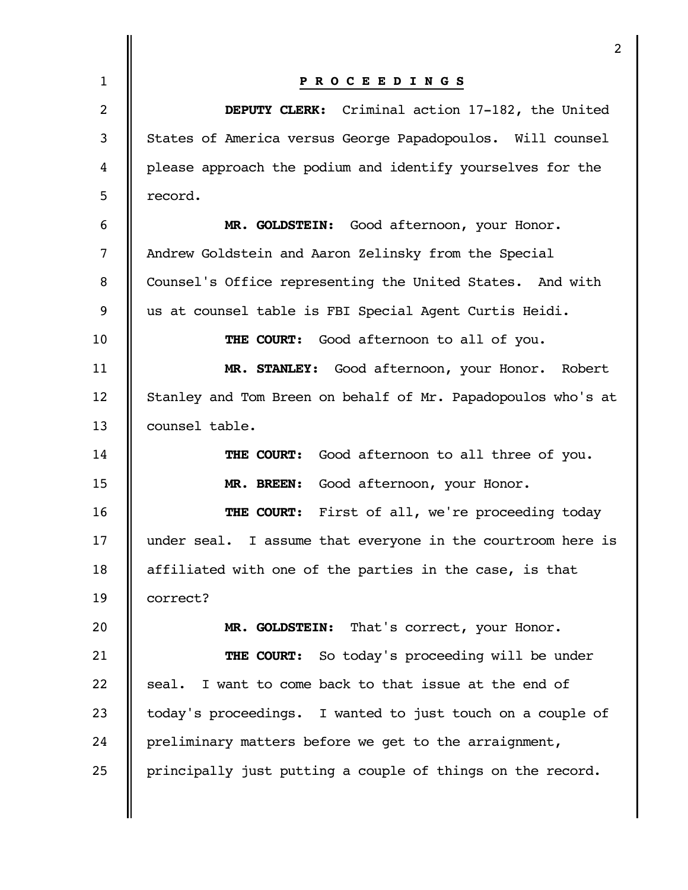**P R O C E E D I N G S**

**DEPUTY CLERK:** Criminal action 17-182, the United States of America versus George Papadopoulos. Will counsel please approach the podium and identify yourselves for the record.

**MR. GOLDSTEIN:** Good afternoon, your Honor. Andrew Goldstein and Aaron Zelinsky from the Special Counsel's Office representing the United States. And with us at counsel table is FBI Special Agent Curtis Heidi.

**THE COURT:** Good afternoon to all of you.

**MR. STANLEY:** Good afternoon, your Honor. Robert Stanley and Tom Breen on behalf of Mr. Papadopoulos who's at counsel table.

**THE COURT:** Good afternoon to all three of you.

**MR. BREEN:** Good afternoon, your Honor.

**THE COURT:** First of all, we're proceeding today under seal. I assume that everyone in the courtroom here is affiliated with one of the parties in the case, is that correct?

**MR. GOLDSTEIN:** That's correct, your Honor.

**THE COURT:** So today's proceeding will be under seal. I want to come back to that issue at the end of today's proceedings. I wanted to just touch on a couple of preliminary matters before we get to the arraignment, principally just putting a couple of things on the record.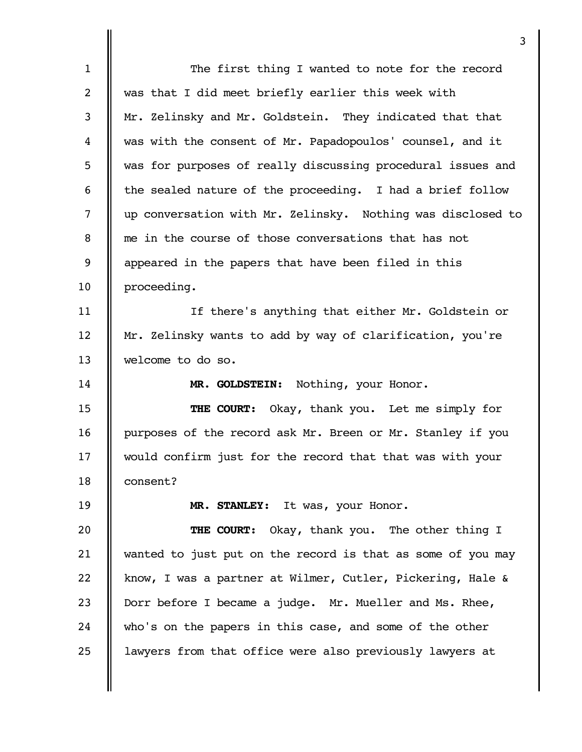The first thing I wanted to note for the record was that I did meet briefly earlier this week with Mr. Zelinsky and Mr. Goldstein. They indicated that that was with the consent of Mr. Papadopoulos' counsel, and it was for purposes of really discussing procedural issues and the sealed nature of the proceeding. I had a brief follow up conversation with Mr. Zelinsky. Nothing was disclosed to me in the course of those conversations that has not appeared in the papers that have been filed in this proceeding.

If there's anything that either Mr. Goldstein or Mr. Zelinsky wants to add by way of clarification, you're welcome to do so.

**MR. GOLDSTEIN:** Nothing, your Honor.

**THE COURT:** Okay, thank you. Let me simply for purposes of the record ask Mr. Breen or Mr. Stanley if you would confirm just for the record that that was with your consent?

**MR. STANLEY:** It was, your Honor.

**THE COURT:** Okay, thank you. The other thing I wanted to just put on the record is that as some of you may know, I was a partner at Wilmer, Cutler, Pickering, Hale & Dorr before I became a judge. Mr. Mueller and Ms. Rhee, who's on the papers in this case, and some of the other lawyers from that office were also previously lawyers at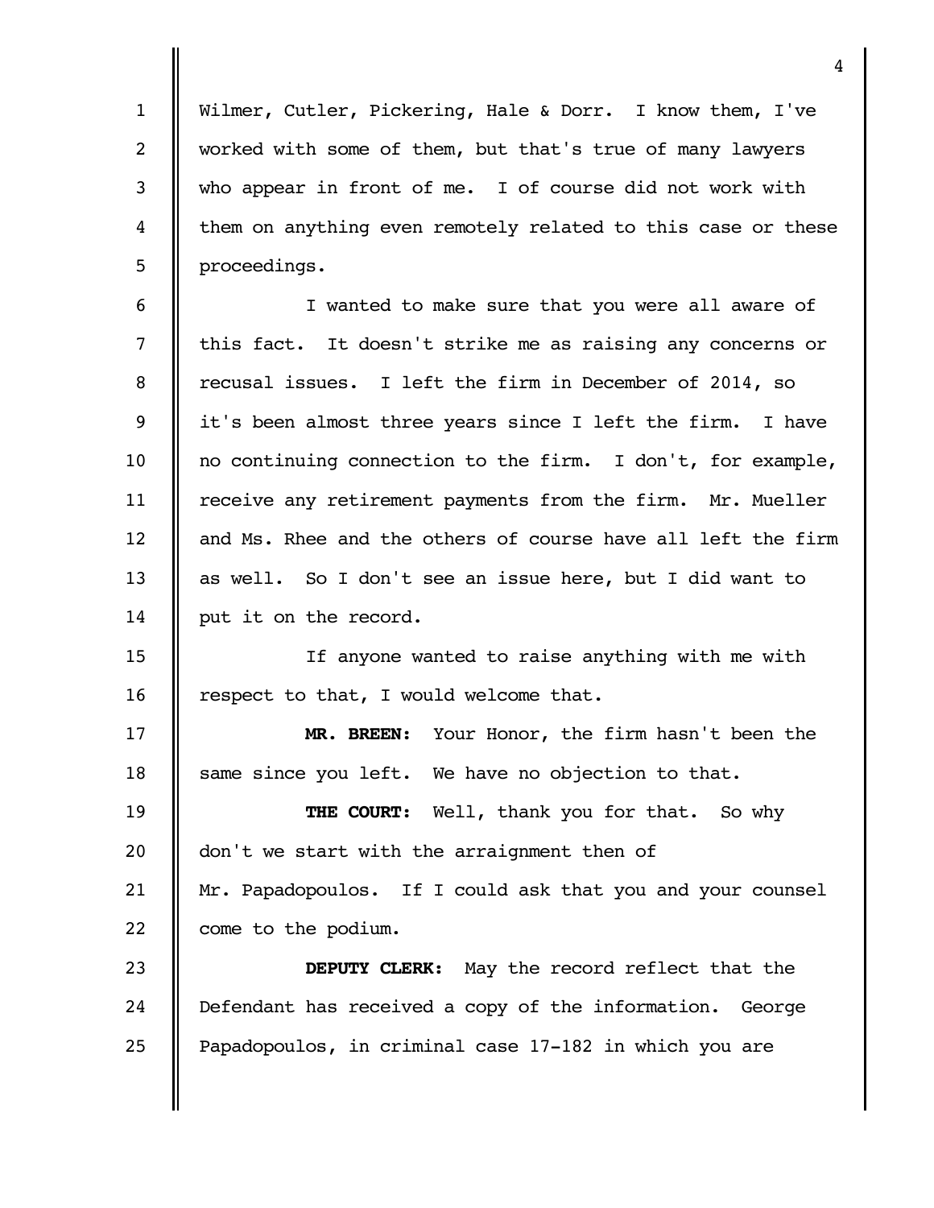Wilmer, Cutler, Pickering, Hale & Dorr. I know them, I've worked with some of them, but that's true of many lawyers who appear in front of me. I of course did not work with them on anything even remotely related to this case or these proceedings.

I wanted to make sure that you were all aware of this fact. It doesn't strike me as raising any concerns or recusal issues. I left the firm in December of 2014, so it's been almost three years since I left the firm. I have no continuing connection to the firm. I don't, for example, receive any retirement payments from the firm. Mr. Mueller and Ms. Rhee and the others of course have all left the firm as well. So I don't see an issue here, but I did want to put it on the record.

If anyone wanted to raise anything with me with respect to that, I would welcome that.

**MR. BREEN:** Your Honor, the firm hasn't been the same since you left. We have no objection to that.

**THE COURT:** Well, thank you for that. So why don't we start with the arraignment then of Mr. Papadopoulos. If I could ask that you and your counsel come to the podium.

**DEPUTY CLERK:** May the record reflect that the Defendant has received a copy of the information. George Papadopoulos, in criminal case 17-182 in which you are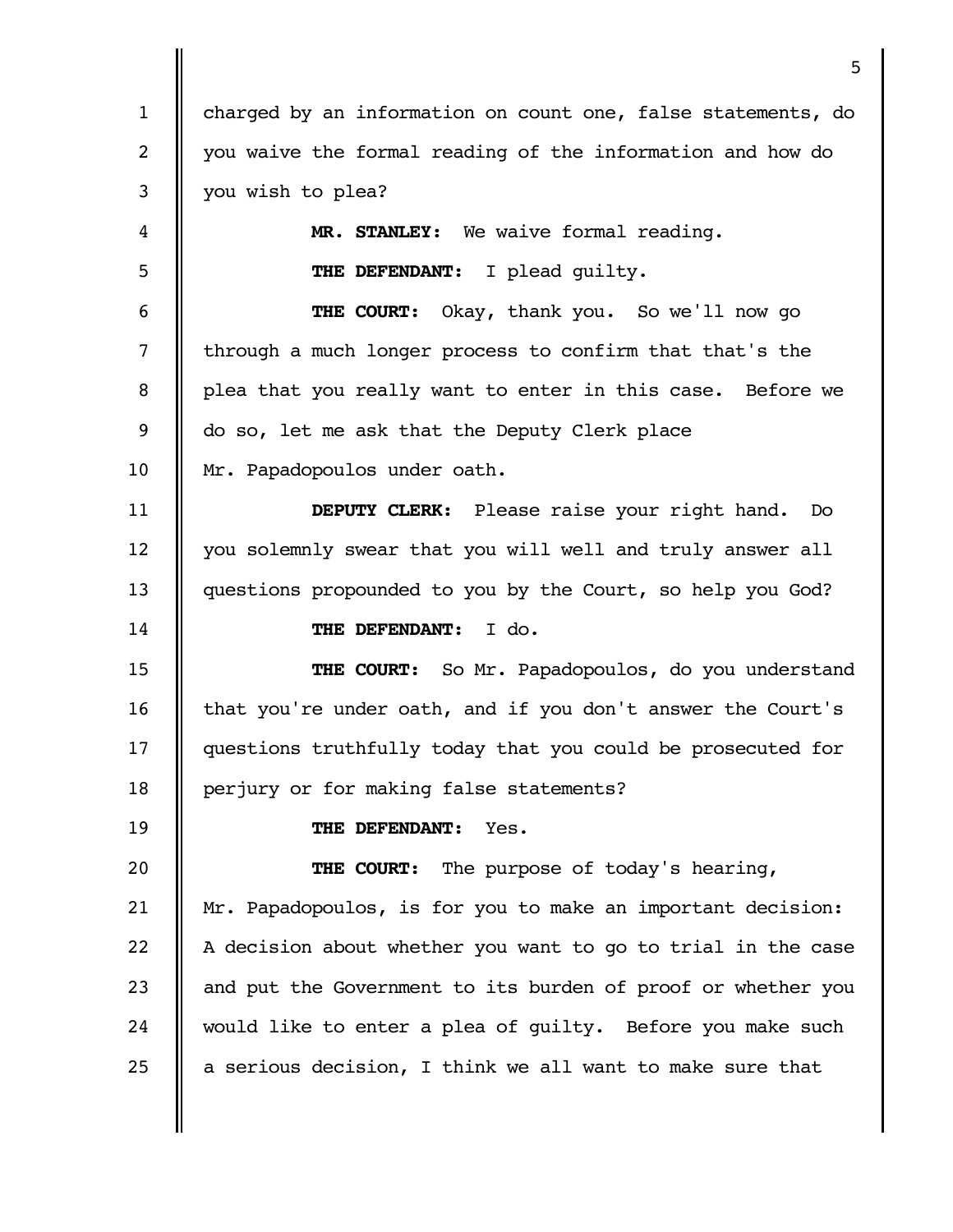charged by an information on count one, false statements, do you waive the formal reading of the information and how do you wish to plea?

**MR. STANLEY:** We waive formal reading.

**THE DEFENDANT:** I plead guilty.

**THE COURT:** Okay, thank you. So we'll now go through a much longer process to confirm that that's the plea that you really want to enter in this case. Before we do so, let me ask that the Deputy Clerk place Mr. Papadopoulos under oath.

**DEPUTY CLERK:** Please raise your right hand. Do you solemnly swear that you will well and truly answer all questions propounded to you by the Court, so help you God?

**THE DEFENDANT:** I do.

**THE COURT:** So Mr. Papadopoulos, do you understand that you're under oath, and if you don't answer the Court's questions truthfully today that you could be prosecuted for perjury or for making false statements?

**THE DEFENDANT:** Yes.

**THE COURT:** The purpose of today's hearing, Mr. Papadopoulos, is for you to make an important decision: A decision about whether you want to go to trial in the case and put the Government to its burden of proof or whether you would like to enter a plea of guilty. Before you make such a serious decision, I think we all want to make sure that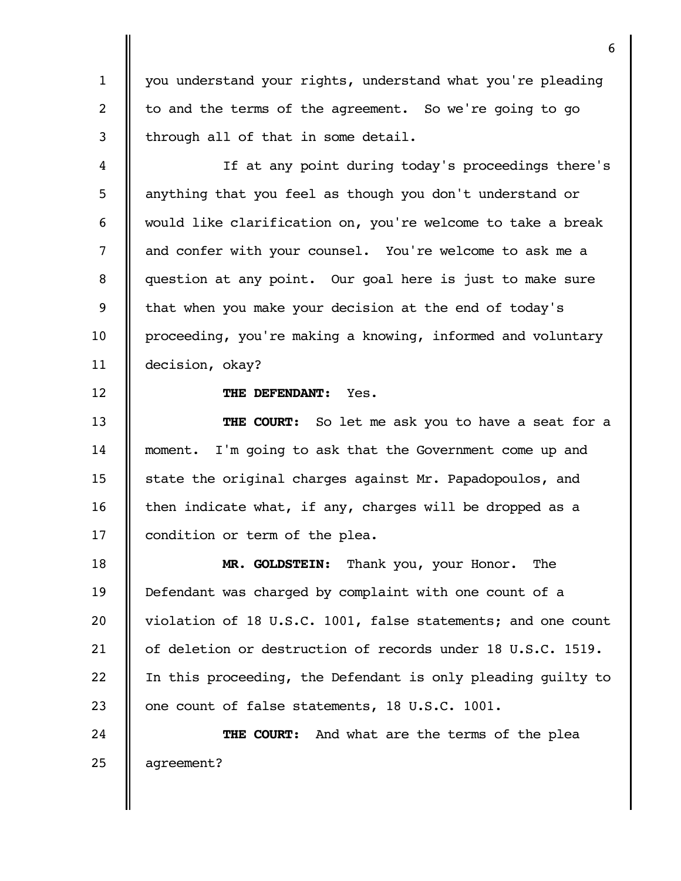you understand your rights, understand what you're pleading to and the terms of the agreement. So we're going to go through all of that in some detail.

If at any point during today's proceedings there's anything that you feel as though you don't understand or would like clarification on, you're welcome to take a break and confer with your counsel. You're welcome to ask me a question at any point. Our goal here is just to make sure that when you make your decision at the end of today's proceeding, you're making a knowing, informed and voluntary decision, okay?

**THE DEFENDANT:** Yes.

**THE COURT:** So let me ask you to have a seat for a moment. I'm going to ask that the Government come up and state the original charges against Mr. Papadopoulos, and then indicate what, if any, charges will be dropped as a condition or term of the plea.

**MR. GOLDSTEIN:** Thank you, your Honor. The Defendant was charged by complaint with one count of a violation of 18 U.S.C. 1001, false statements; and one count of deletion or destruction of records under 18 U.S.C. 1519. In this proceeding, the Defendant is only pleading guilty to one count of false statements, 18 U.S.C. 1001.

**THE COURT:** And what are the terms of the plea agreement?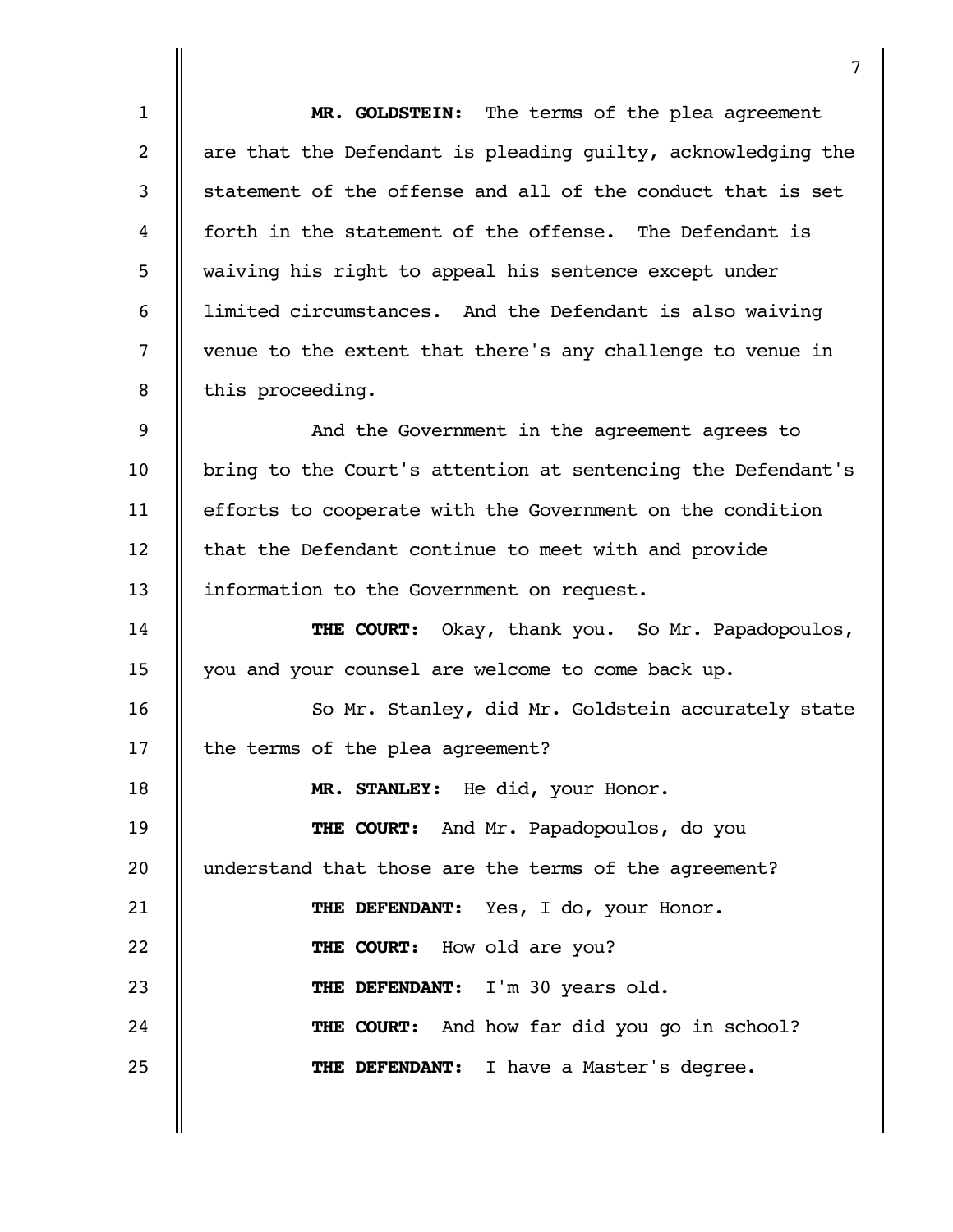**MR. GOLDSTEIN:** The terms of the plea agreement are that the Defendant is pleading guilty, acknowledging the statement of the offense and all of the conduct that is set forth in the statement of the offense. The Defendant is waiving his right to appeal his sentence except under limited circumstances. And the Defendant is also waiving venue to the extent that there's any challenge to venue in this proceeding.

And the Government in the agreement agrees to bring to the Court's attention at sentencing the Defendant's efforts to cooperate with the Government on the condition that the Defendant continue to meet with and provide information to the Government on request.

**THE COURT:** Okay, thank you. So Mr. Papadopoulos, you and your counsel are welcome to come back up.

So Mr. Stanley, did Mr. Goldstein accurately state the terms of the plea agreement?

**MR. STANLEY:** He did, your Honor.

**THE COURT:** And Mr. Papadopoulos, do you understand that those are the terms of the agreement?

**THE DEFENDANT:** Yes, I do, your Honor.

**THE COURT:** How old are you?

**THE DEFENDANT:** I'm 30 years old.

**THE COURT:** And how far did you go in school?

**THE DEFENDANT:** I have a Master's degree.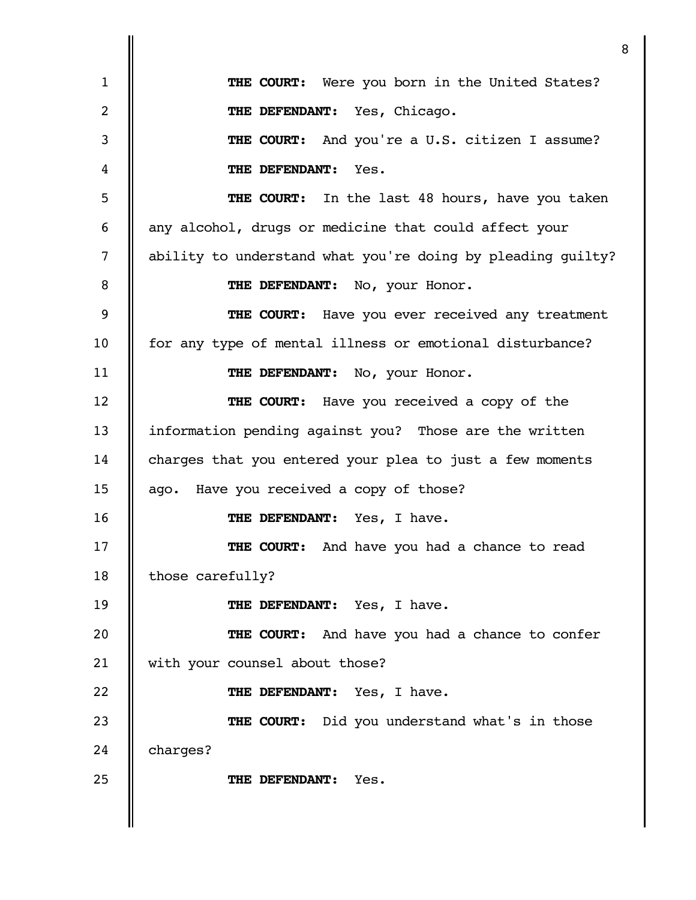**THE COURT:** Were you born in the United States?

**THE DEFENDANT:** Yes, Chicago.

**THE COURT:** And you're a U.S. citizen I assume?

**THE DEFENDANT:** Yes.

**THE COURT:** In the last 48 hours, have you taken any alcohol, drugs or medicine that could affect your ability to understand what you're doing by pleading guilty?

**THE DEFENDANT:** No, your Honor.

**THE COURT:** Have you ever received any treatment for any type of mental illness or emotional disturbance?

**THE DEFENDANT:** No, your Honor.

**THE COURT:** Have you received a copy of the information pending against you? Those are the written charges that you entered your plea to just a few moments ago. Have you received a copy of those?

**THE DEFENDANT:** Yes, I have.

**THE COURT:** And have you had a chance to read those carefully?

**THE DEFENDANT:** Yes, I have.

**THE COURT:** And have you had a chance to confer with your counsel about those?

**THE DEFENDANT:** Yes, I have.

**THE COURT:** Did you understand what's in those charges?

**THE DEFENDANT:** Yes.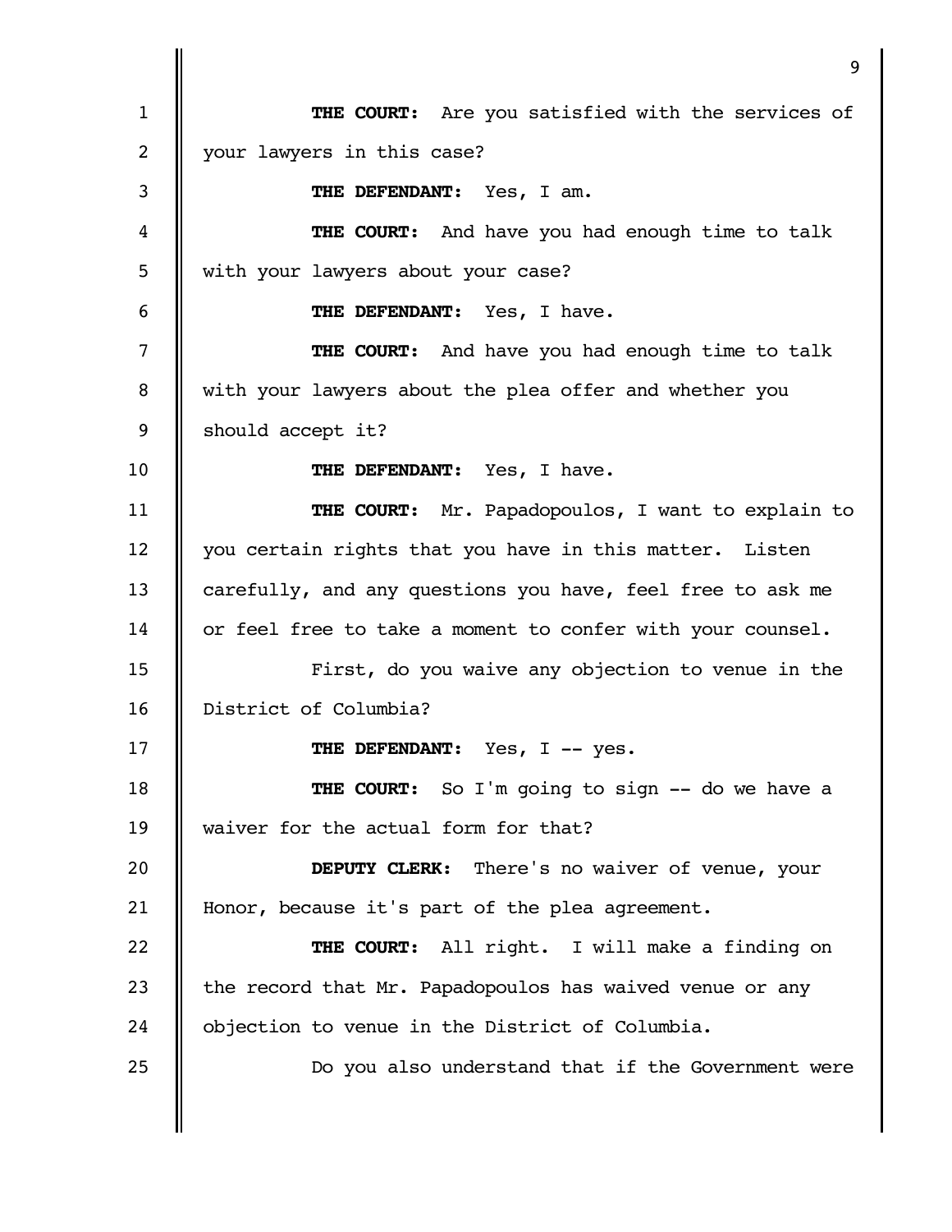**THE COURT:** Are you satisfied with the services of your lawyers in this case?

**THE DEFENDANT:** Yes, I am.

**THE COURT:** And have you had enough time to talk with your lawyers about your case?

**THE DEFENDANT:** Yes, I have.

**THE COURT:** And have you had enough time to talk with your lawyers about the plea offer and whether you should accept it?

**THE DEFENDANT:** Yes, I have.

**THE COURT:** Mr. Papadopoulos, I want to explain to you certain rights that you have in this matter. Listen carefully, and any questions you have, feel free to ask me or feel free to take a moment to confer with your counsel.

First, do you waive any objection to venue in the District of Columbia?

**THE DEFENDANT:** Yes, I -- yes.

**THE COURT:** So I'm going to sign -- do we have a waiver for the actual form for that?

**DEPUTY CLERK:** There's no waiver of venue, your Honor, because it's part of the plea agreement.

**THE COURT:** All right. I will make a finding on the record that Mr. Papadopoulos has waived venue or any objection to venue in the District of Columbia.

Do you also understand that if the Government were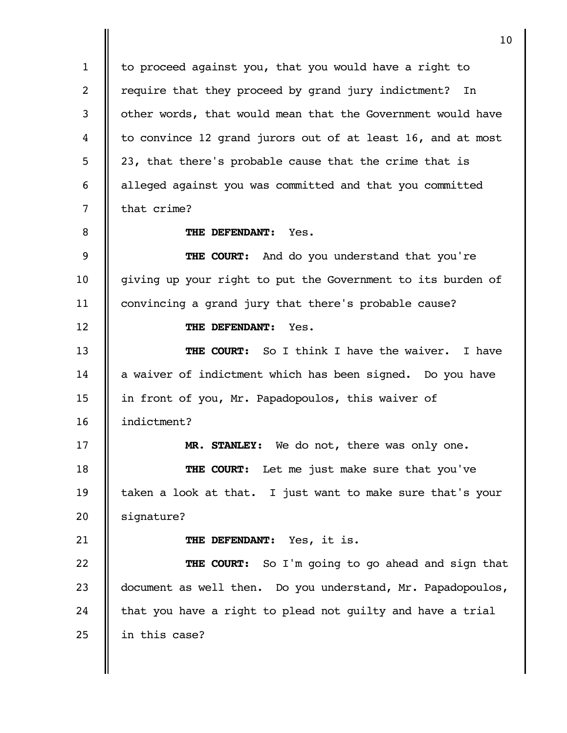to proceed against you, that you would have a right to require that they proceed by grand jury indictment? In other words, that would mean that the Government would have to convince 12 grand jurors out of at least 16, and at most 23, that there's probable cause that the crime that is alleged against you was committed and that you committed that crime?

**THE DEFENDANT:** Yes.

**THE COURT:** And do you understand that you're giving up your right to put the Government to its burden of convincing a grand jury that there's probable cause?

**THE DEFENDANT:** Yes.

**THE COURT:** So I think I have the waiver. I have a waiver of indictment which has been signed. Do you have in front of you, Mr. Papadopoulos, this waiver of indictment?

**MR. STANLEY:** We do not, there was only one.

**THE COURT:** Let me just make sure that you've taken a look at that. I just want to make sure that's your signature?

**THE DEFENDANT:** Yes, it is.

**THE COURT:** So I'm going to go ahead and sign that document as well then. Do you understand, Mr. Papadopoulos, that you have a right to plead not guilty and have a trial in this case?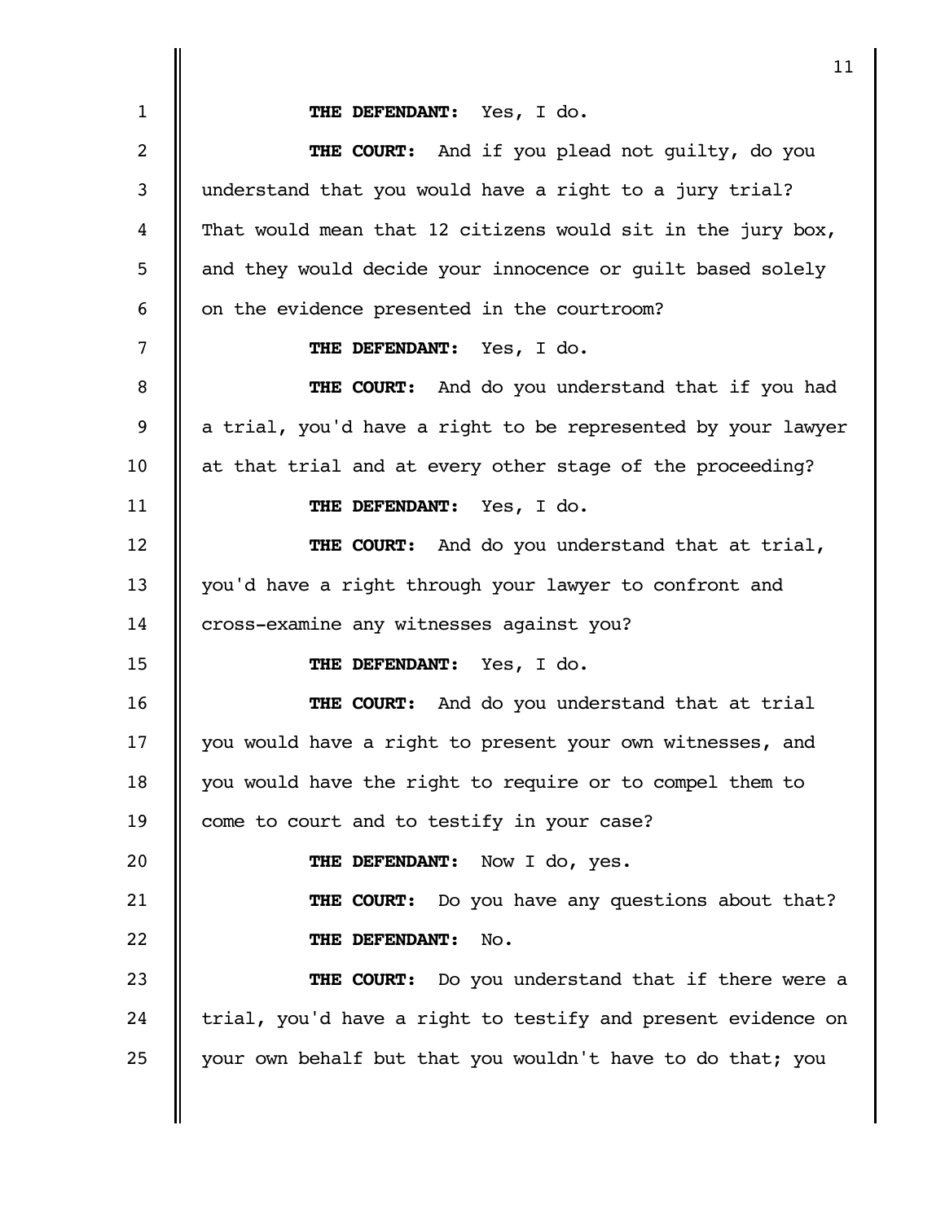**THE DEFENDANT:** Yes, I do.

**THE COURT:** And if you plead not guilty, do you understand that you would have a right to a jury trial? That would mean that 12 citizens would sit in the jury box, and they would decide your innocence or guilt based solely on the evidence presented in the courtroom?

**THE DEFENDANT:** Yes, I do.

**THE COURT:** And do you understand that if you had a trial, you'd have a right to be represented by your lawyer at that trial and at every other stage of the proceeding?

**THE DEFENDANT:** Yes, I do.

**THE COURT:** And do you understand that at trial, you'd have a right through your lawyer to confront and cross-examine any witnesses against you?

**THE DEFENDANT:** Yes, I do.

**THE COURT:** And do you understand that at trial you would have a right to present your own witnesses, and you would have the right to require or to compel them to come to court and to testify in your case?

**THE DEFENDANT:** Now I do, yes.

**THE COURT:** Do you have any questions about that?

**THE DEFENDANT:** No.

**THE COURT:** Do you understand that if there were a trial, you'd have a right to testify and present evidence on your own behalf but that you wouldn't have to do that; you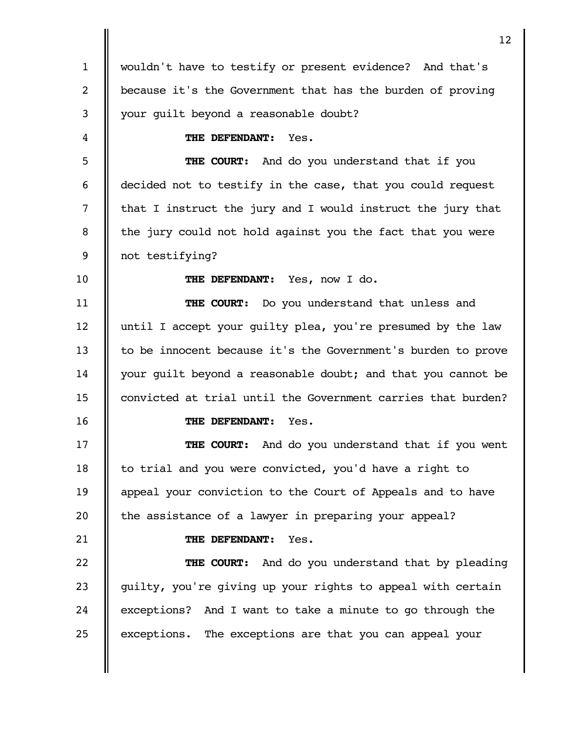wouldn't have to testify or present evidence? And that's because it's the Government that has the burden of proving your guilt beyond a reasonable doubt?

**THE DEFENDANT:** Yes.

**THE COURT:** And do you understand that if you decided not to testify in the case, that you could request that I instruct the jury and I would instruct the jury that the jury could not hold against you the fact that you were not testifying?

**THE DEFENDANT:** Yes, now I do.

**THE COURT:** Do you understand that unless and until I accept your guilty plea, you're presumed by the law to be innocent because it's the Government's burden to prove your guilt beyond a reasonable doubt; and that you cannot be convicted at trial until the Government carries that burden?

**THE DEFENDANT:** Yes.

**THE COURT:** And do you understand that if you went to trial and you were convicted, you'd have a right to appeal your conviction to the Court of Appeals and to have the assistance of a lawyer in preparing your appeal?

**THE DEFENDANT:** Yes.

**THE COURT:** And do you understand that by pleading guilty, you're giving up your rights to appeal with certain exceptions? And I want to take a minute to go through the exceptions. The exceptions are that you can appeal your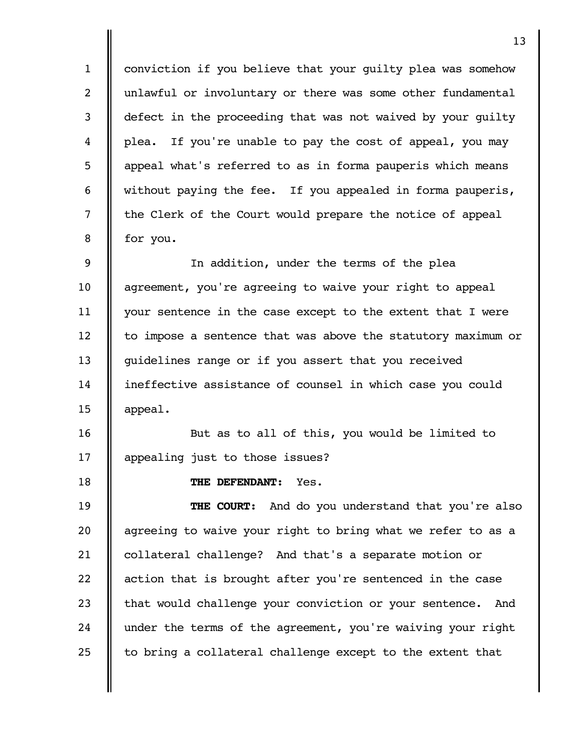conviction if you believe that your guilty plea was somehow unlawful or involuntary or there was some other fundamental defect in the proceeding that was not waived by your guilty plea. If you're unable to pay the cost of appeal, you may appeal what's referred to as in forma pauperis which means without paying the fee. If you appealed in forma pauperis, the Clerk of the Court would prepare the notice of appeal for you.

In addition, under the terms of the plea agreement, you're agreeing to waive your right to appeal your sentence in the case except to the extent that I were to impose a sentence that was above the statutory maximum or guidelines range or if you assert that you received ineffective assistance of counsel in which case you could appeal.

But as to all of this, you would be limited to appealing just to those issues?

**THE DEFENDANT:** Yes.

**THE COURT:** And do you understand that you're also agreeing to waive your right to bring what we refer to as a collateral challenge? And that's a separate motion or action that is brought after you're sentenced in the case that would challenge your conviction or your sentence. And under the terms of the agreement, you're waiving your right to bring a collateral challenge except to the extent that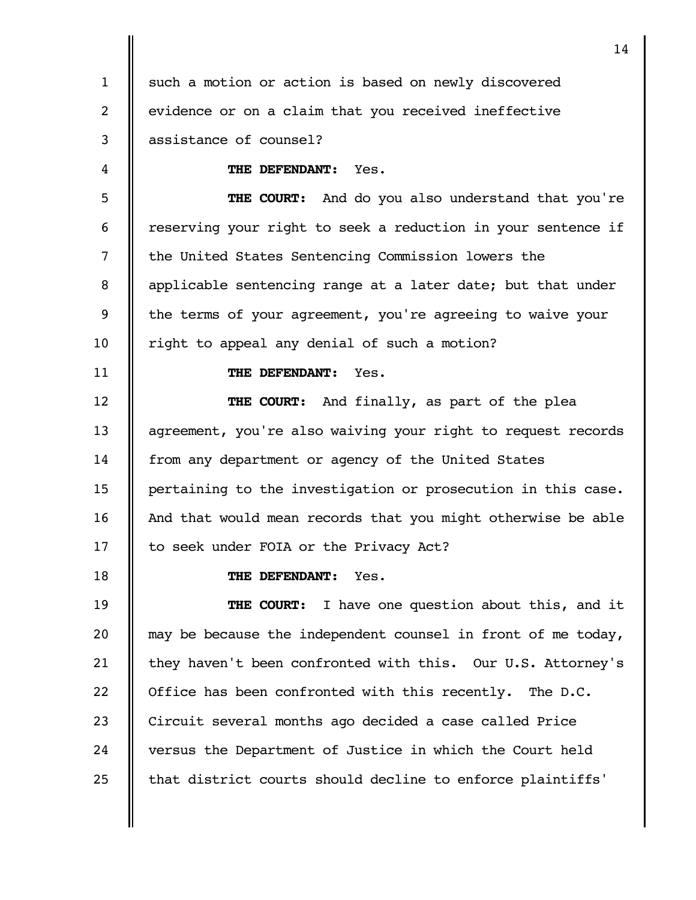such a motion or action is based on newly discovered evidence or on a claim that you received ineffective assistance of counsel?

**THE DEFENDANT:** Yes.

**THE COURT:** And do you also understand that you're reserving your right to seek a reduction in your sentence if the United States Sentencing Commission lowers the applicable sentencing range at a later date; but that under the terms of your agreement, you're agreeing to waive your right to appeal any denial of such a motion?

**THE DEFENDANT:** Yes.

**THE COURT:** And finally, as part of the plea agreement, you're also waiving your right to request records from any department or agency of the United States pertaining to the investigation or prosecution in this case. And that would mean records that you might otherwise be able to seek under FOIA or the Privacy Act?

**THE DEFENDANT:** Yes.

**THE COURT:** I have one question about this, and it may be because the independent counsel in front of me today, they haven't been confronted with this. Our U.S. Attorney's Office has been confronted with this recently. The D.C. Circuit several months ago decided a case called Price versus the Department of Justice in which the Court held that district courts should decline to enforce plaintiffs'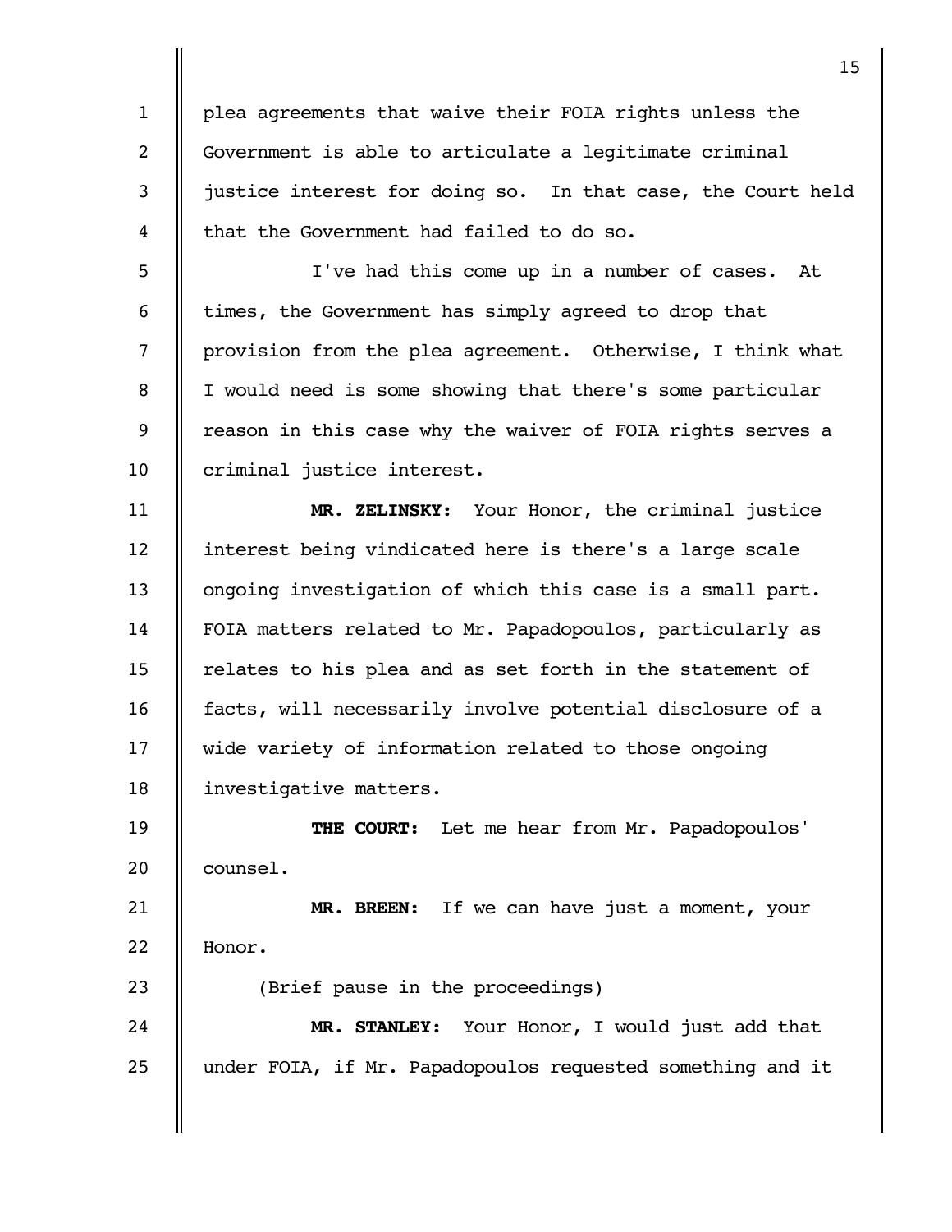plea agreements that waive their FOIA rights unless the Government is able to articulate a legitimate criminal justice interest for doing so. In that case, the Court held that the Government had failed to do so.

I've had this come up in a number of cases. At times, the Government has simply agreed to drop that provision from the plea agreement. Otherwise, I think what I would need is some showing that there's some particular reason in this case why the waiver of FOIA rights serves a criminal justice interest.

**MR. ZELINSKY:** Your Honor, the criminal justice interest being vindicated here is there's a large scale ongoing investigation of which this case is a small part. FOIA matters related to Mr. Papadopoulos, particularly as relates to his plea and as set forth in the statement of facts, will necessarily involve potential disclosure of a wide variety of information related to those ongoing investigative matters.

**THE COURT:** Let me hear from Mr. Papadopoulos' counsel.

**MR. BREEN:** If we can have just a moment, your Honor.

(Brief pause in the proceedings)

**MR. STANLEY:** Your Honor, I would just add that under FOIA, if Mr. Papadopoulos requested something and it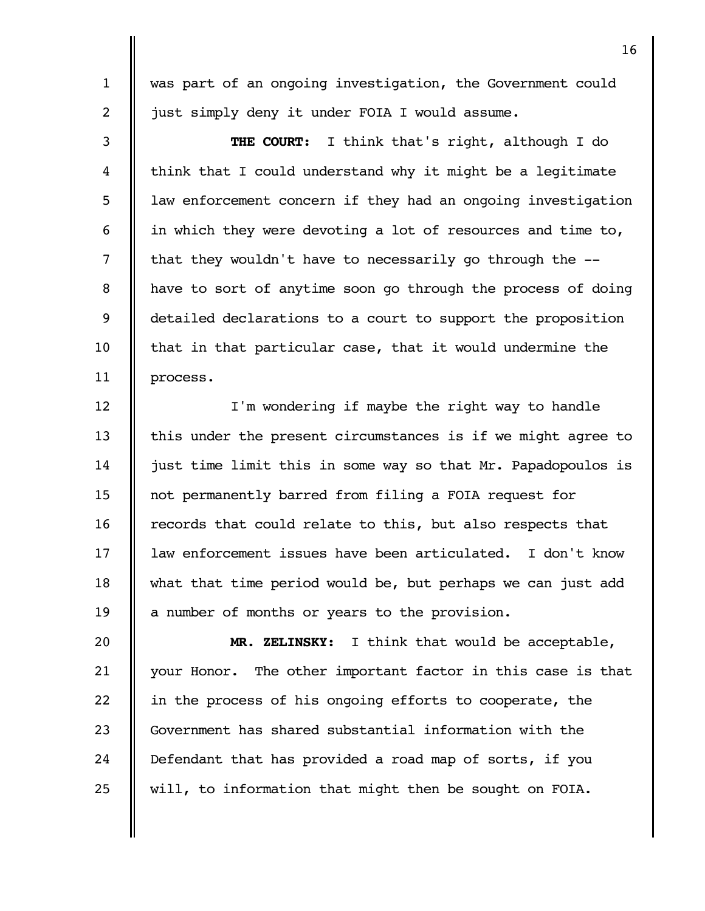was part of an ongoing investigation, the Government could just simply deny it under FOIA I would assume.

**THE COURT:** I think that's right, although I do think that I could understand why it might be a legitimate law enforcement concern if they had an ongoing investigation in which they were devoting a lot of resources and time to, that they wouldn't have to necessarily go through the -- have to sort of anytime soon go through the process of doing detailed declarations to a court to support the proposition that in that particular case, that it would undermine the process.

I'm wondering if maybe the right way to handle this under the present circumstances is if we might agree to just time limit this in some way so that Mr. Papadopoulos is not permanently barred from filing a FOIA request for records that could relate to this, but also respects that law enforcement issues have been articulated. I don't know what that time period would be, but perhaps we can just add a number of months or years to the provision.

**MR. ZELINSKY:** I think that would be acceptable, your Honor. The other important factor in this case is that in the process of his ongoing efforts to cooperate, the Government has shared substantial information with the Defendant that has provided a road map of sorts, if you will, to information that might then be sought on FOIA.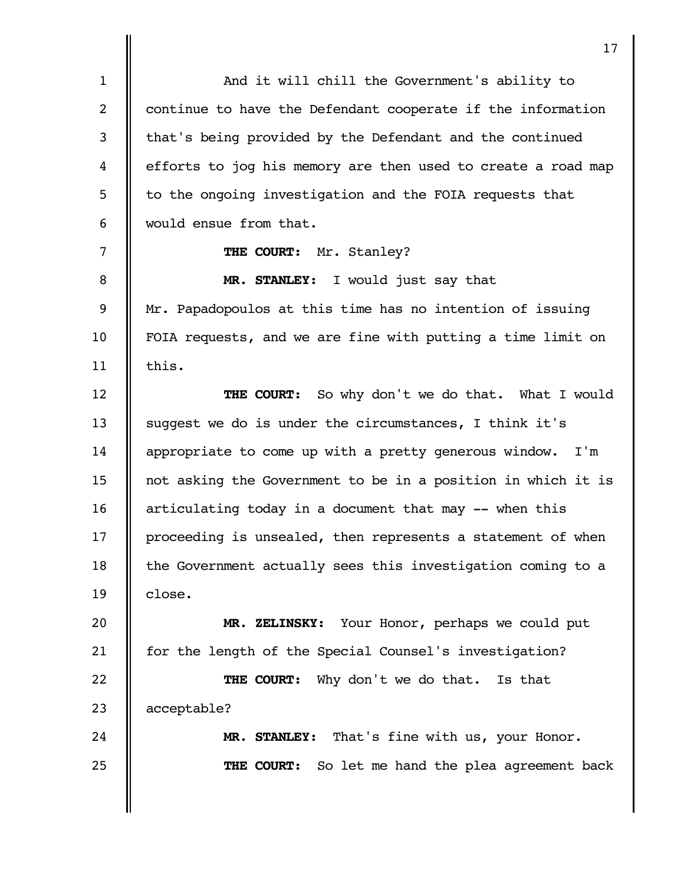And it will chill the Government's ability to continue to have the Defendant cooperate if the information that's being provided by the Defendant and the continued efforts to jog his memory are then used to create a road map to the ongoing investigation and the FOIA requests that would ensue from that.

**THE COURT:** Mr. Stanley?

**MR. STANLEY:** I would just say that Mr. Papadopoulos at this time has no intention of issuing FOIA requests, and we are fine with putting a time limit on this.

**THE COURT:** So why don't we do that. What I would suggest we do is under the circumstances, I think it's appropriate to come up with a pretty generous window. I'm not asking the Government to be in a position in which it is articulating today in a document that may -- when this proceeding is unsealed, then represents a statement of when the Government actually sees this investigation coming to a close.

**MR. ZELINSKY:** Your Honor, perhaps we could put for the length of the Special Counsel's investigation?

**THE COURT:** Why don't we do that. Is that acceptable?

**MR. STANLEY:** That's fine with us, your Honor.

**THE COURT:** So let me hand the plea agreement back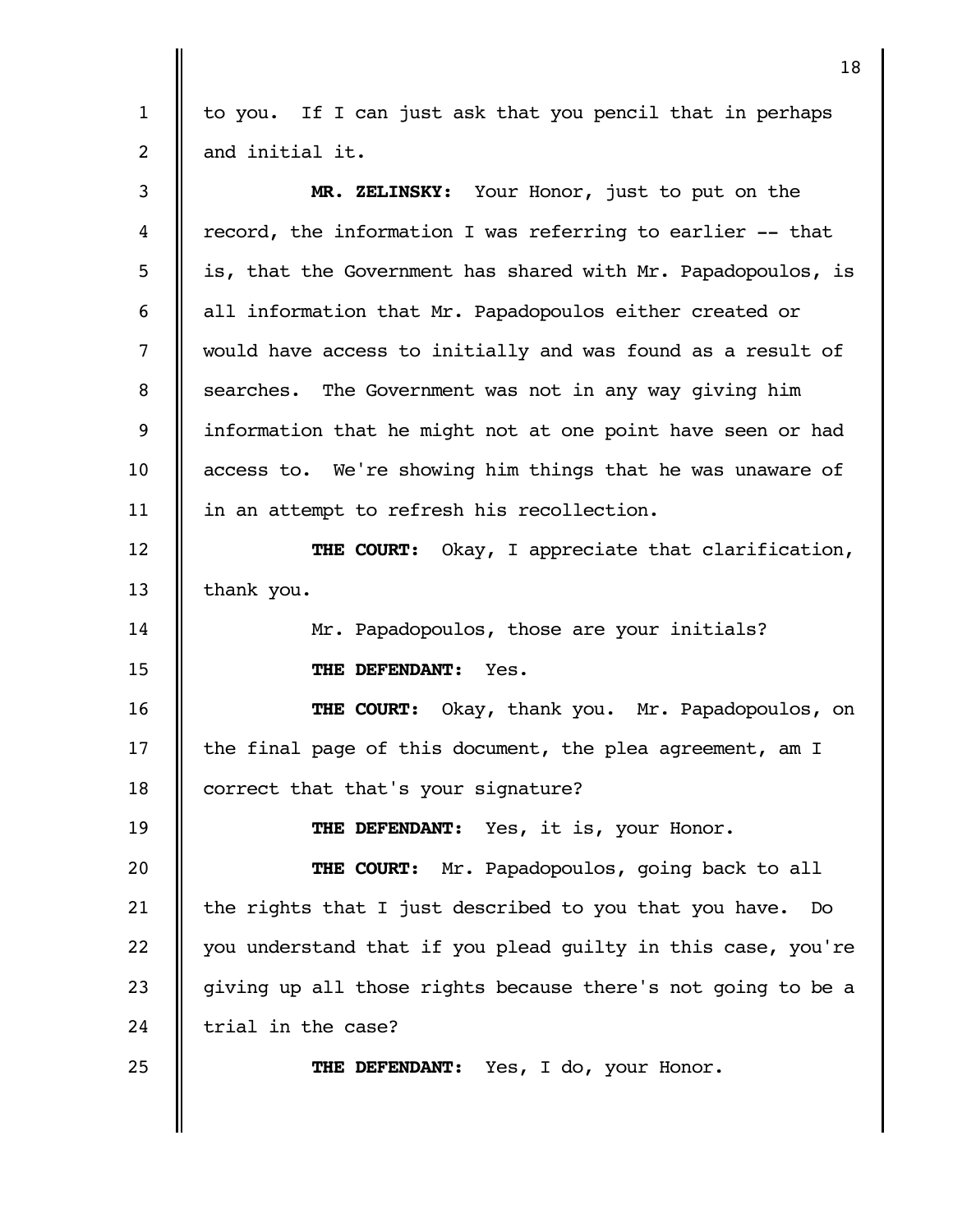to you. If I can just ask that you pencil that in perhaps and initial it.

**MR. ZELINSKY:** Your Honor, just to put on the record, the information I was referring to earlier -- that is, that the Government has shared with Mr. Papadopoulos, is all information that Mr. Papadopoulos either created or would have access to initially and was found as a result of searches. The Government was not in any way giving him information that he might not at one point have seen or had access to. We're showing him things that he was unaware of in an attempt to refresh his recollection.

**THE COURT:** Okay, I appreciate that clarification, thank you.

Mr. Papadopoulos, those are your initials?

**THE DEFENDANT:** Yes.

**THE COURT:** Okay, thank you. Mr. Papadopoulos, on the final page of this document, the plea agreement, am I correct that that's your signature?

**THE DEFENDANT:** Yes, it is, your Honor.

**THE COURT:** Mr. Papadopoulos, going back to all the rights that I just described to you that you have. Do you understand that if you plead guilty in this case, you're giving up all those rights because there's not going to be a trial in the case?

**THE DEFENDANT:** Yes, I do, your Honor.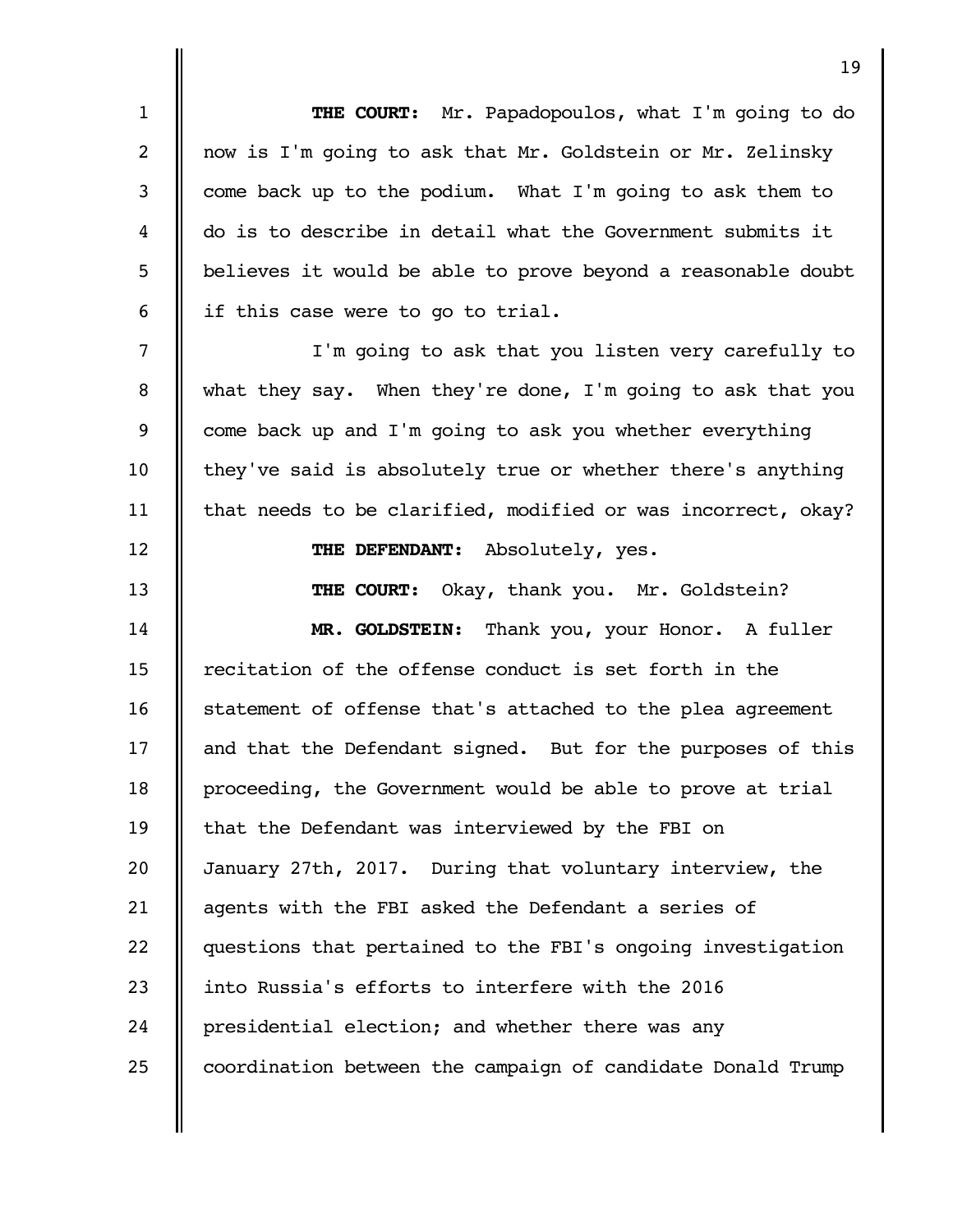**THE COURT:** Mr. Papadopoulos, what I'm going to do now is I'm going to ask that Mr. Goldstein or Mr. Zelinsky come back up to the podium. What I'm going to ask them to do is to describe in detail what the Government submits it believes it would be able to prove beyond a reasonable doubt if this case were to go to trial.

I'm going to ask that you listen very carefully to what they say. When they're done, I'm going to ask that you come back up and I'm going to ask you whether everything they've said is absolutely true or whether there's anything that needs to be clarified, modified or was incorrect, okay?

**THE DEFENDANT:** Absolutely, yes.

**THE COURT:** Okay, thank you. Mr. Goldstein?

**MR. GOLDSTEIN:** Thank you, your Honor. A fuller recitation of the offense conduct is set forth in the statement of offense that's attached to the plea agreement and that the Defendant signed. But for the purposes of this proceeding, the Government would be able to prove at trial that the Defendant was interviewed by the FBI on January 27th, 2017. During that voluntary interview, the agents with the FBI asked the Defendant a series of questions that pertained to the FBI's ongoing investigation into Russia's efforts to interfere with the 2016 presidential election; and whether there was any coordination between the campaign of candidate Donald Trump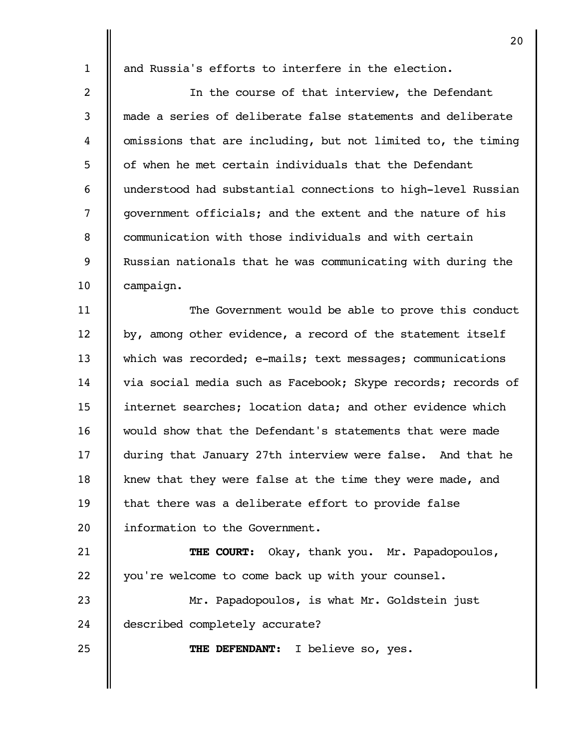and Russia's efforts to interfere in the election.

In the course of that interview, the Defendant made a series of deliberate false statements and deliberate omissions that are including, but not limited to, the timing of when he met certain individuals that the Defendant understood had substantial connections to high-level Russian government officials; and the extent and the nature of his communication with those individuals and with certain Russian nationals that he was communicating with during the campaign.

The Government would be able to prove this conduct by, among other evidence, a record of the statement itself which was recorded; e-mails; text messages; communications via social media such as Facebook; Skype records; records of internet searches; location data; and other evidence which would show that the Defendant's statements that were made during that January 27th interview were false. And that he knew that they were false at the time they were made, and that there was a deliberate effort to provide false information to the Government.

**THE COURT:** Okay, thank you. Mr. Papadopoulos, you're welcome to come back up with your counsel.

Mr. Papadopoulos, is what Mr. Goldstein just described completely accurate?

**THE DEFENDANT:** I believe so, yes.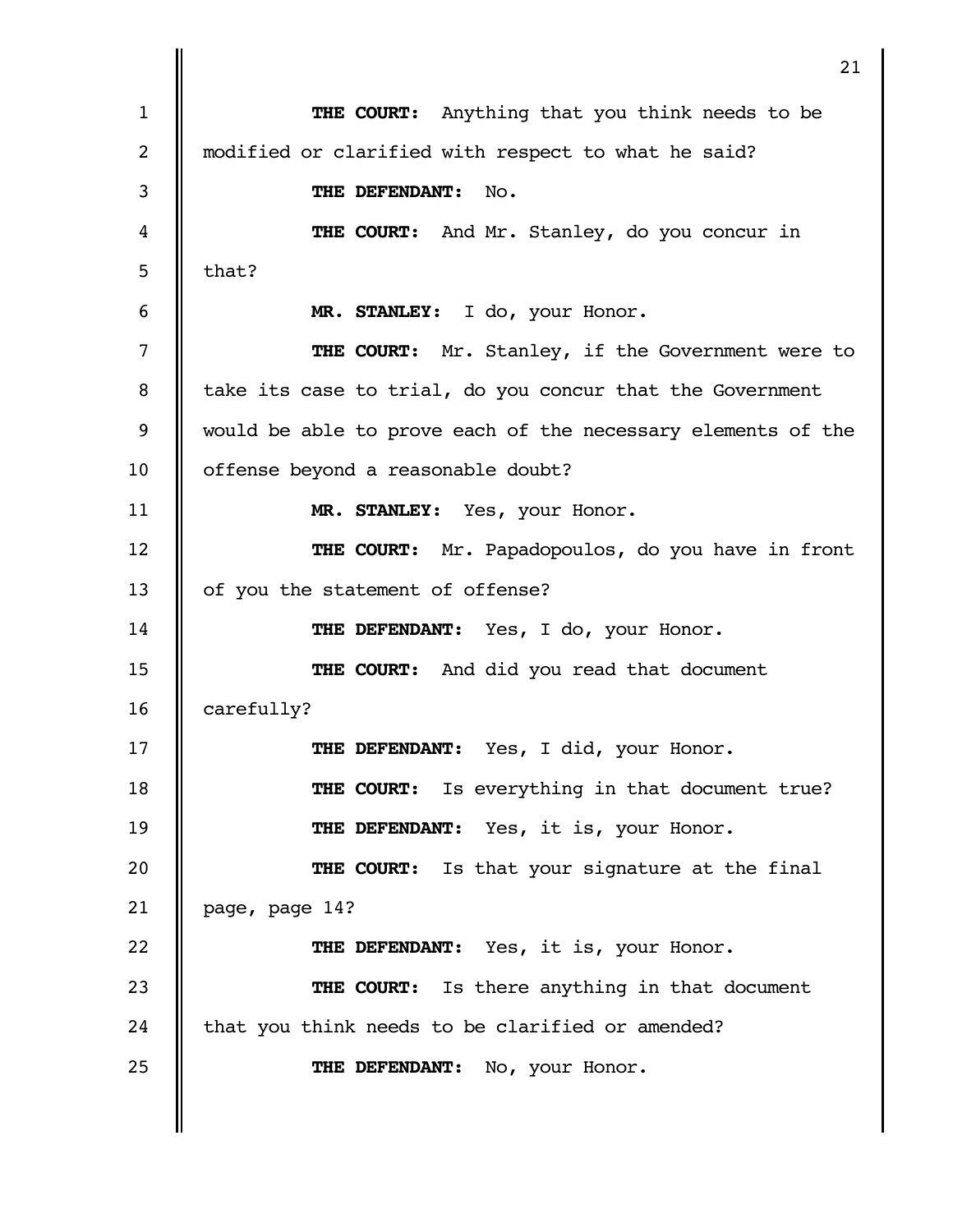**THE COURT:** Anything that you think needs to be modified or clarified with respect to what he said?

**THE DEFENDANT:** No.

**THE COURT:** And Mr. Stanley, do you concur in that?

**MR. STANLEY:** I do, your Honor.

**THE COURT:** Mr. Stanley, if the Government were to take its case to trial, do you concur that the Government would be able to prove each of the necessary elements of the offense beyond a reasonable doubt?

**MR. STANLEY:** Yes, your Honor.

**THE COURT:** Mr. Papadopoulos, do you have in front of you the statement of offense?

**THE DEFENDANT:** Yes, I do, your Honor.

**THE COURT:** And did you read that document carefully?

**THE DEFENDANT:** Yes, I did, your Honor.

**THE COURT:** Is everything in that document true?

**THE DEFENDANT:** Yes, it is, your Honor.

**THE COURT:** Is that your signature at the final page, page 14?

**THE DEFENDANT:** Yes, it is, your Honor.

**THE COURT:** Is there anything in that document that you think needs to be clarified or amended?

**THE DEFENDANT:** No, your Honor.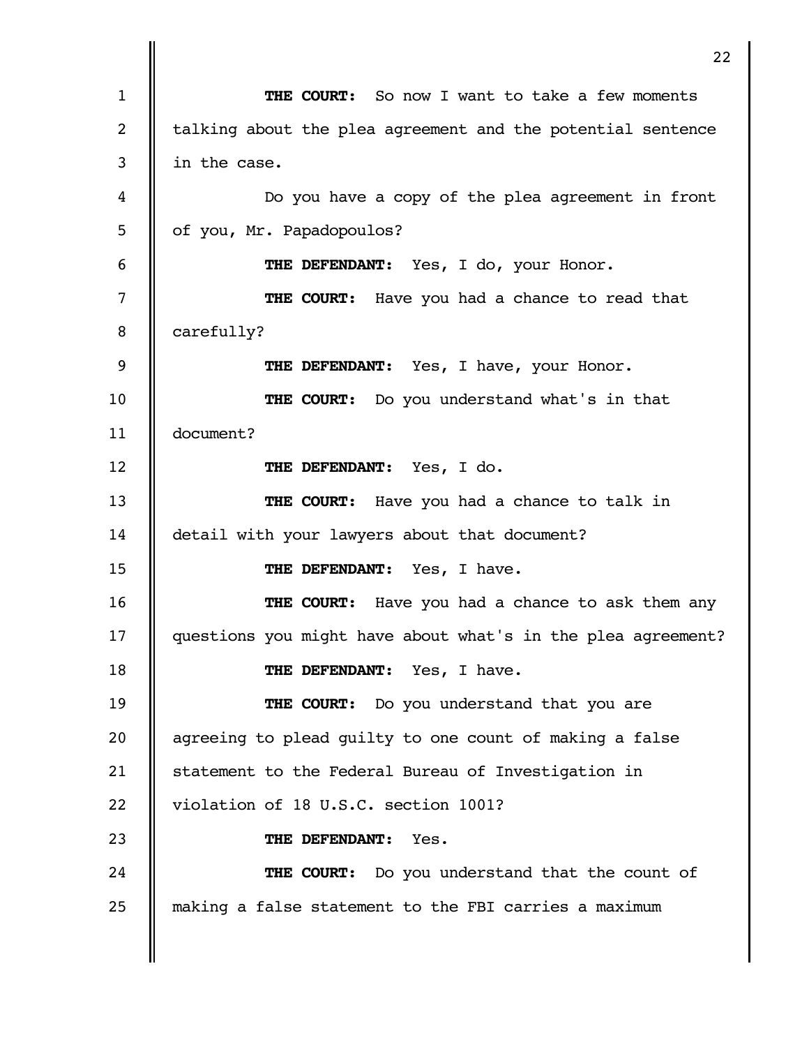**THE COURT:** So now I want to take a few moments talking about the plea agreement and the potential sentence in the case.

Do you have a copy of the plea agreement in front of you, Mr. Papadopoulos?

**THE DEFENDANT:** Yes, I do, your Honor.

**THE COURT:** Have you had a chance to read that carefully?

**THE DEFENDANT:** Yes, I have, your Honor.

**THE COURT:** Do you understand what's in that document?

**THE DEFENDANT:** Yes, I do.

**THE COURT:** Have you had a chance to talk in detail with your lawyers about that document?

**THE DEFENDANT:** Yes, I have.

**THE COURT:** Have you had a chance to ask them any questions you might have about what's in the plea agreement?

**THE DEFENDANT:** Yes, I have.

**THE COURT:** Do you understand that you are agreeing to plead guilty to one count of making a false statement to the Federal Bureau of Investigation in violation of 18 U.S.C. section 1001?

**THE DEFENDANT:** Yes.

**THE COURT:** Do you understand that the count of making a false statement to the FBI carries a maximum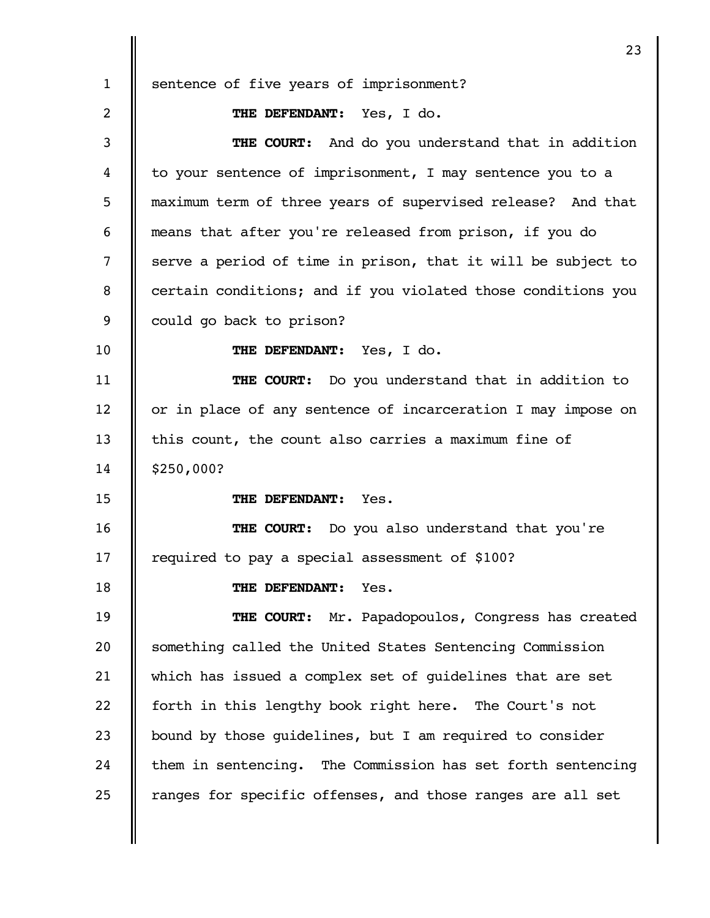sentence of five years of imprisonment?

**THE DEFENDANT:** Yes, I do.

**THE COURT:** And do you understand that in addition to your sentence of imprisonment, I may sentence you to a maximum term of three years of supervised release? And that means that after you're released from prison, if you do serve a period of time in prison, that it will be subject to certain conditions; and if you violated those conditions you could go back to prison?

**THE DEFENDANT:** Yes, I do.

**THE COURT:** Do you understand that in addition to or in place of any sentence of incarceration I may impose on this count, the count also carries a maximum fine of $250,000?

**THE DEFENDANT:** Yes.

**THE COURT:** Do you also understand that you're required to pay a special assessment of $100?

**THE DEFENDANT:** Yes.

**THE COURT:** Mr. Papadopoulos, Congress has created something called the United States Sentencing Commission which has issued a complex set of guidelines that are set forth in this lengthy book right here. The Court's not bound by those guidelines, but I am required to consider them in sentencing. The Commission has set forth sentencing ranges for specific offenses, and those ranges are all set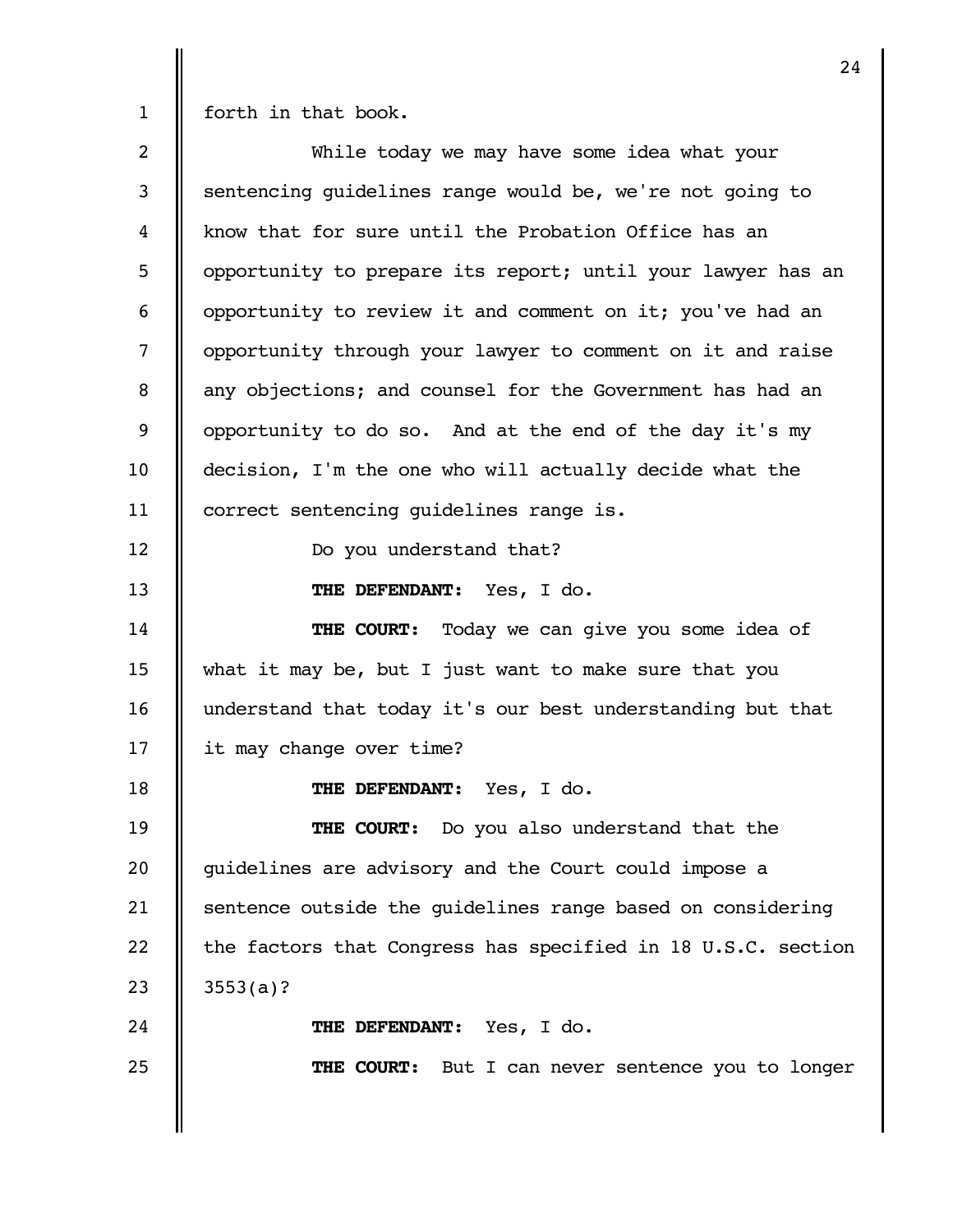forth in that book.

While today we may have some idea what your sentencing guidelines range would be, we're not going to know that for sure until the Probation Office has an opportunity to prepare its report; until your lawyer has an opportunity to review it and comment on it; you've had an opportunity through your lawyer to comment on it and raise any objections; and counsel for the Government has had an opportunity to do so. And at the end of the day it's my decision, I'm the one who will actually decide what the correct sentencing guidelines range is.

Do you understand that?

**THE DEFENDANT:** Yes, I do.

**THE COURT:** Today we can give you some idea of what it may be, but I just want to make sure that you understand that today it's our best understanding but that it may change over time?

**THE DEFENDANT:** Yes, I do.

**THE COURT:** Do you also understand that the guidelines are advisory and the Court could impose a sentence outside the guidelines range based on considering the factors that Congress has specified in 18 U.S.C. section 3553(a)?

**THE DEFENDANT:** Yes, I do.

**THE COURT:** But I can never sentence you to longer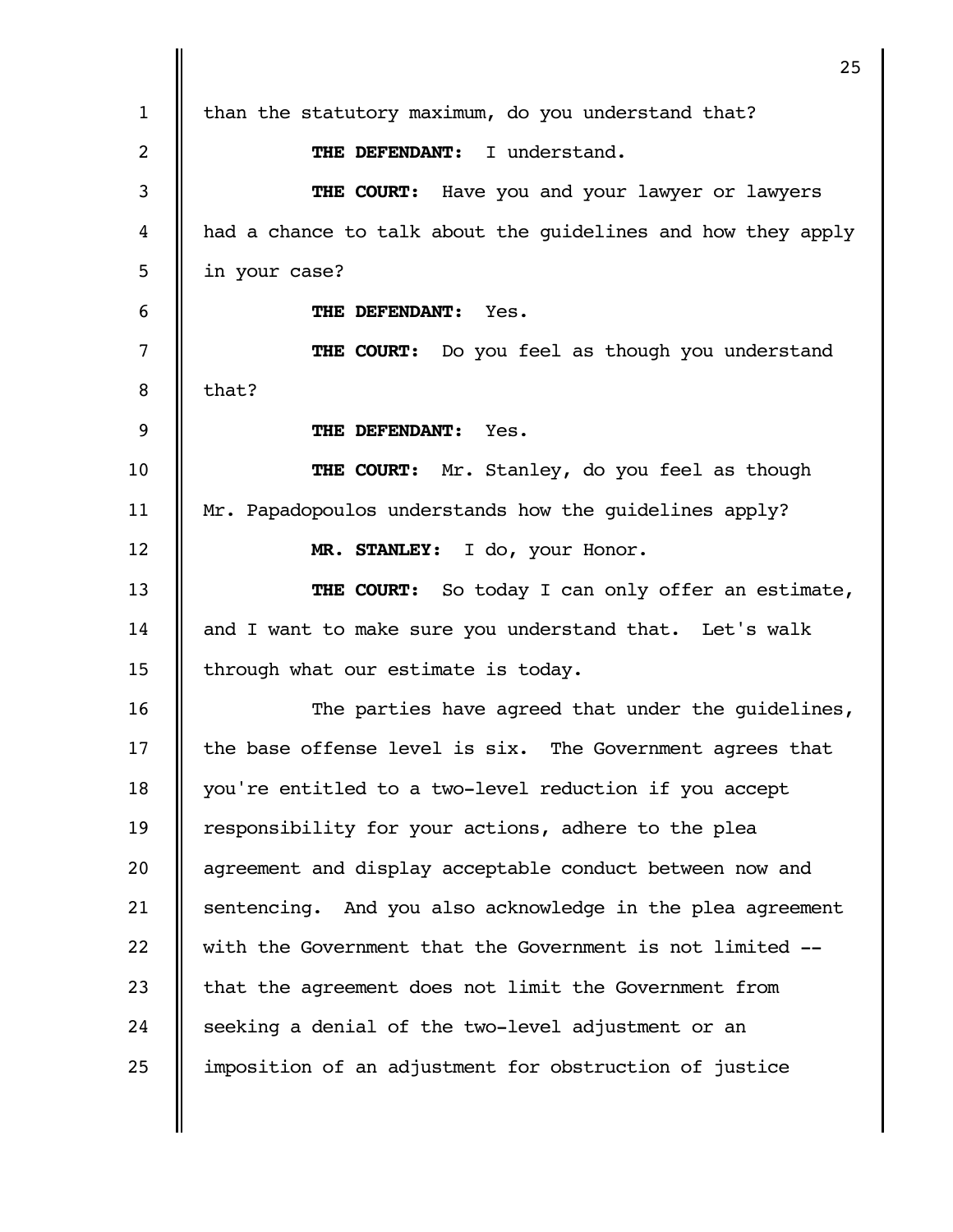than the statutory maximum, do you understand that?

**THE DEFENDANT:** I understand.

**THE COURT:** Have you and your lawyer or lawyers had a chance to talk about the guidelines and how they apply in your case?

**THE DEFENDANT:** Yes.

**THE COURT:** Do you feel as though you understand that?

**THE DEFENDANT:** Yes.

**THE COURT:** Mr. Stanley, do you feel as though Mr. Papadopoulos understands how the guidelines apply?

**MR. STANLEY:** I do, your Honor.

**THE COURT:** So today I can only offer an estimate, and I want to make sure you understand that. Let's walk through what our estimate is today.

The parties have agreed that under the guidelines, the base offense level is six. The Government agrees that you're entitled to a two-level reduction if you accept responsibility for your actions, adhere to the plea agreement and display acceptable conduct between now and sentencing. And you also acknowledge in the plea agreement with the Government that the Government is not limited -- that the agreement does not limit the Government from seeking a denial of the two-level adjustment or an imposition of an adjustment for obstruction of justice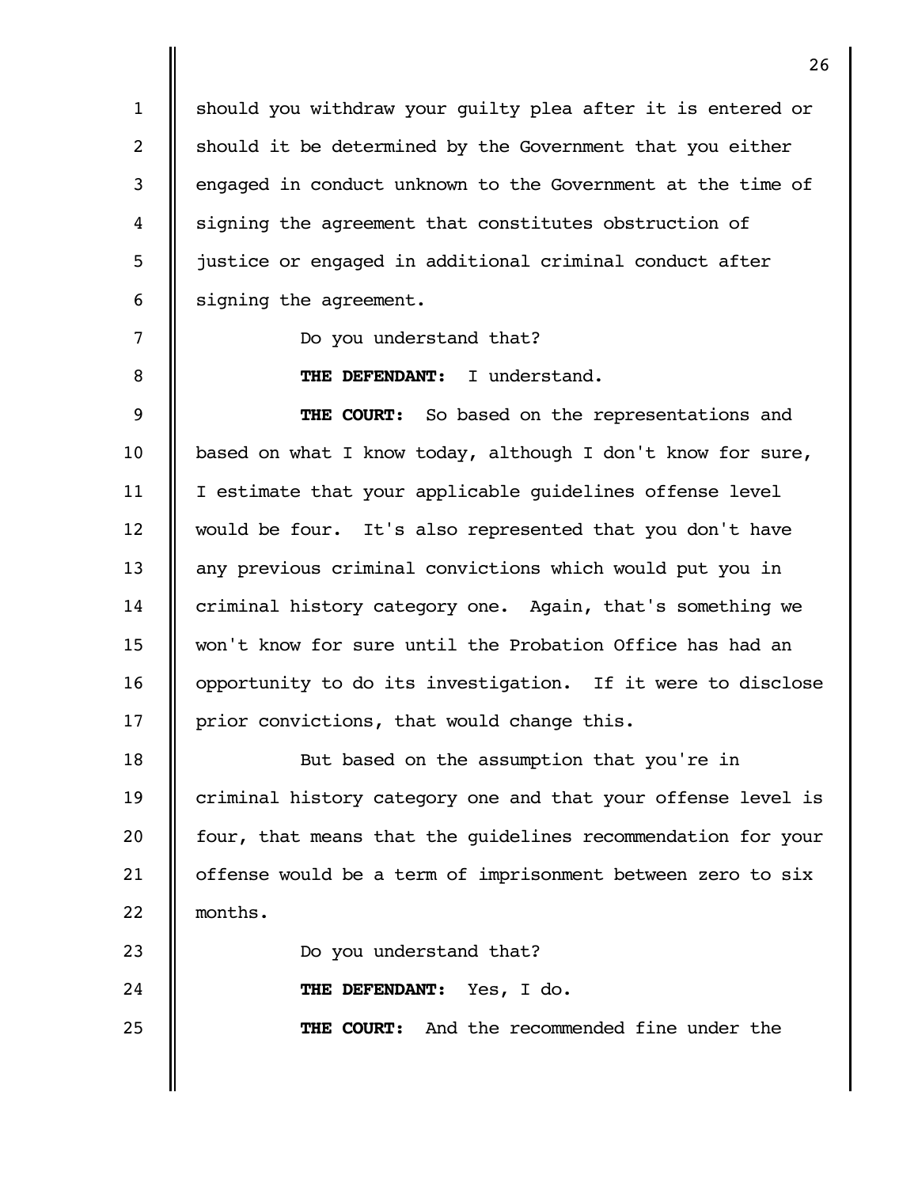should you withdraw your guilty plea after it is entered or should it be determined by the Government that you either engaged in conduct unknown to the Government at the time of signing the agreement that constitutes obstruction of justice or engaged in additional criminal conduct after signing the agreement.

Do you understand that?

**THE DEFENDANT:** I understand.

**THE COURT:** So based on the representations and based on what I know today, although I don't know for sure, I estimate that your applicable guidelines offense level would be four. It's also represented that you don't have any previous criminal convictions which would put you in criminal history category one. Again, that's something we won't know for sure until the Probation Office has had an opportunity to do its investigation. If it were to disclose prior convictions, that would change this.

But based on the assumption that you're in criminal history category one and that your offense level is four, that means that the guidelines recommendation for your offense would be a term of imprisonment between zero to six months.

Do you understand that?

**THE DEFENDANT:** Yes, I do.

**THE COURT:** And the recommended fine under the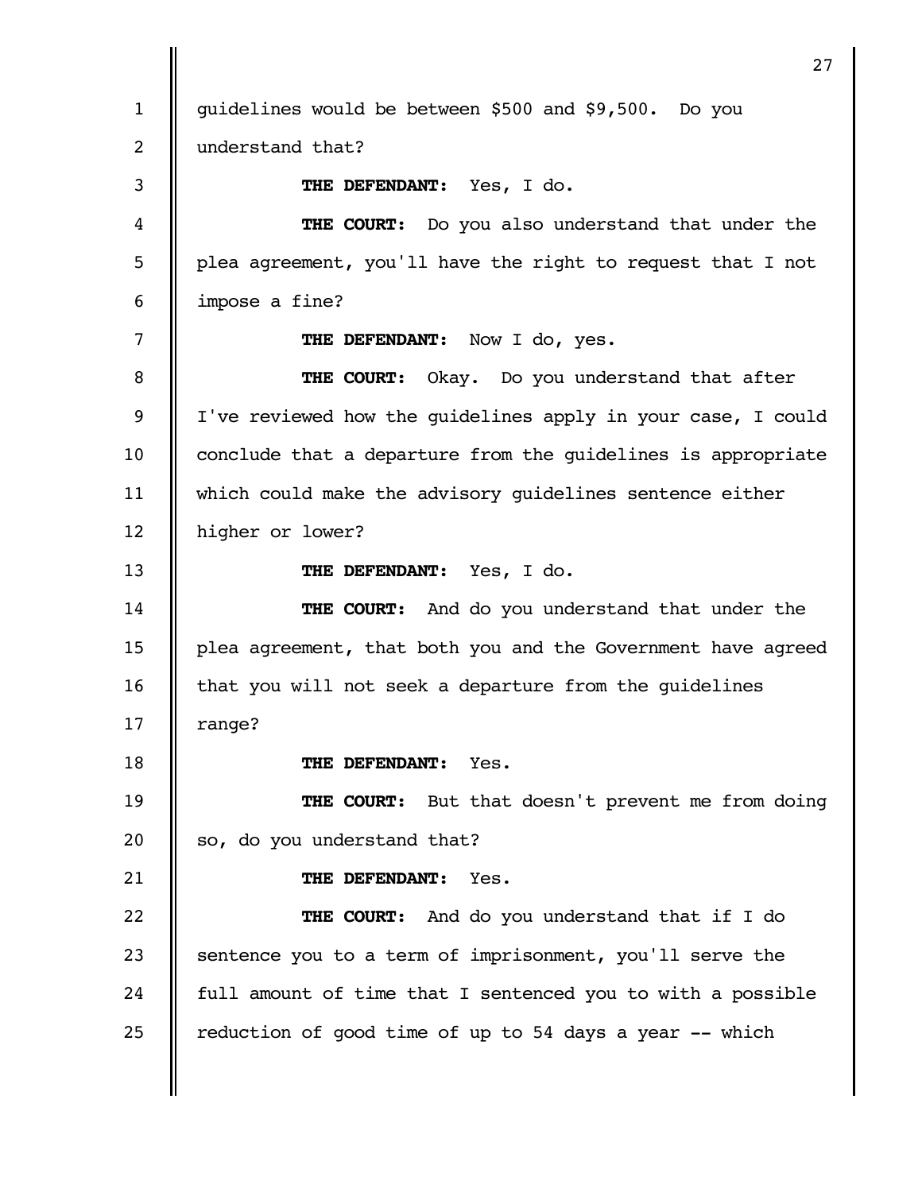guidelines would be between $500 and $9,500. Do you understand that?

**THE DEFENDANT:** Yes, I do.

**THE COURT:** Do you also understand that under the plea agreement, you'll have the right to request that I not impose a fine?

**THE DEFENDANT:** Now I do, yes.

**THE COURT:** Okay. Do you understand that after I've reviewed how the guidelines apply in your case, I could conclude that a departure from the guidelines is appropriate which could make the advisory guidelines sentence either higher or lower?

**THE DEFENDANT:** Yes, I do.

**THE COURT:** And do you understand that under the plea agreement, that both you and the Government have agreed that you will not seek a departure from the guidelines range?

**THE DEFENDANT:** Yes.

**THE COURT:** But that doesn't prevent me from doing so, do you understand that?

**THE DEFENDANT:** Yes.

**THE COURT:** And do you understand that if I do sentence you to a term of imprisonment, you'll serve the full amount of time that I sentenced you to with a possible reduction of good time of up to 54 days a year -- which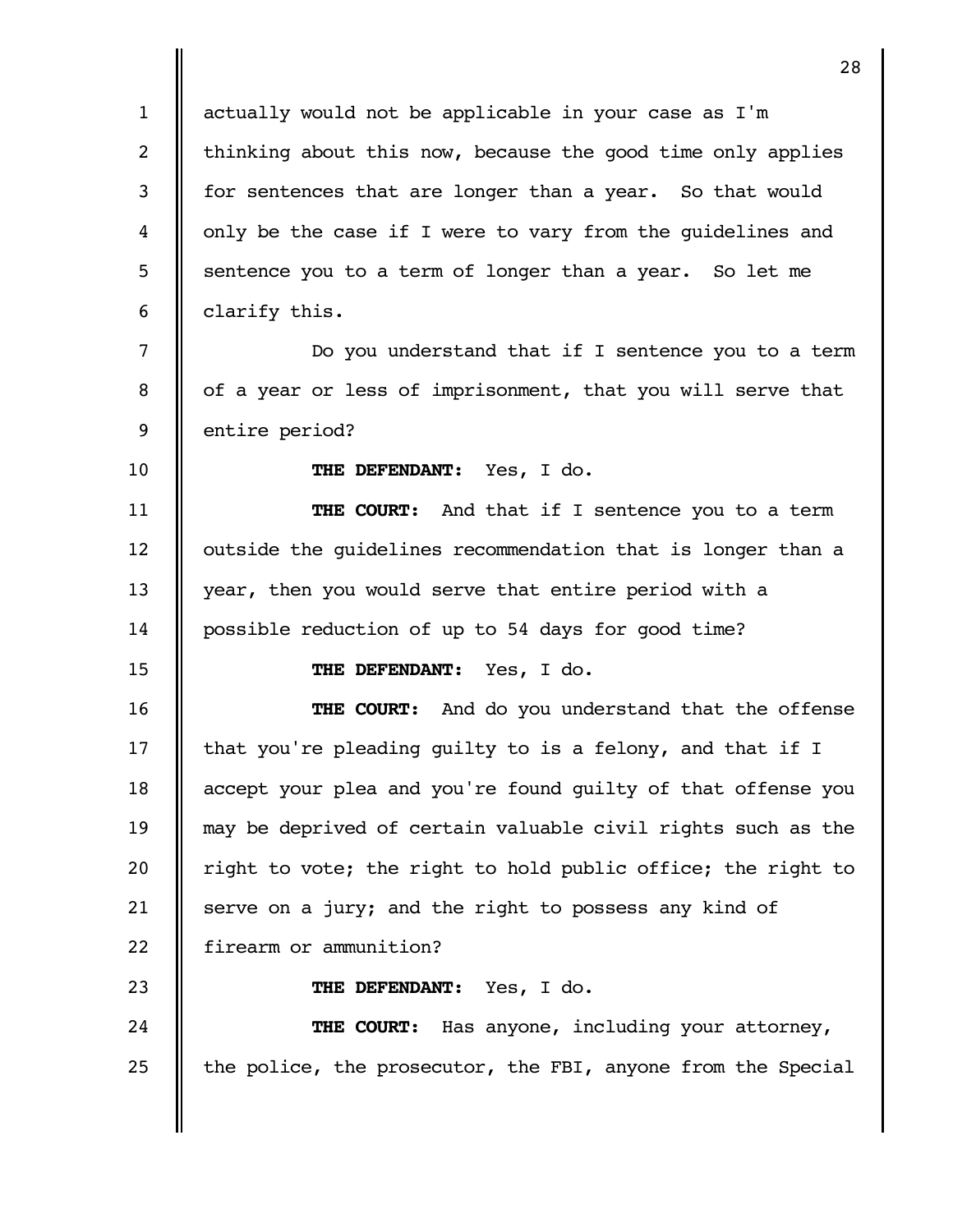actually would not be applicable in your case as I'm thinking about this now, because the good time only applies for sentences that are longer than a year. So that would only be the case if I were to vary from the guidelines and sentence you to a term of longer than a year. So let me clarify this.

Do you understand that if I sentence you to a term of a year or less of imprisonment, that you will serve that entire period?

**THE DEFENDANT:** Yes, I do.

**THE COURT:** And that if I sentence you to a term outside the guidelines recommendation that is longer than a year, then you would serve that entire period with a possible reduction of up to 54 days for good time?

**THE DEFENDANT:** Yes, I do.

**THE COURT:** And do you understand that the offense that you're pleading guilty to is a felony, and that if I accept your plea and you're found guilty of that offense you may be deprived of certain valuable civil rights such as the right to vote; the right to hold public office; the right to serve on a jury; and the right to possess any kind of firearm or ammunition?

**THE DEFENDANT:** Yes, I do.

**THE COURT:** Has anyone, including your attorney, the police, the prosecutor, the FBI, anyone from the Special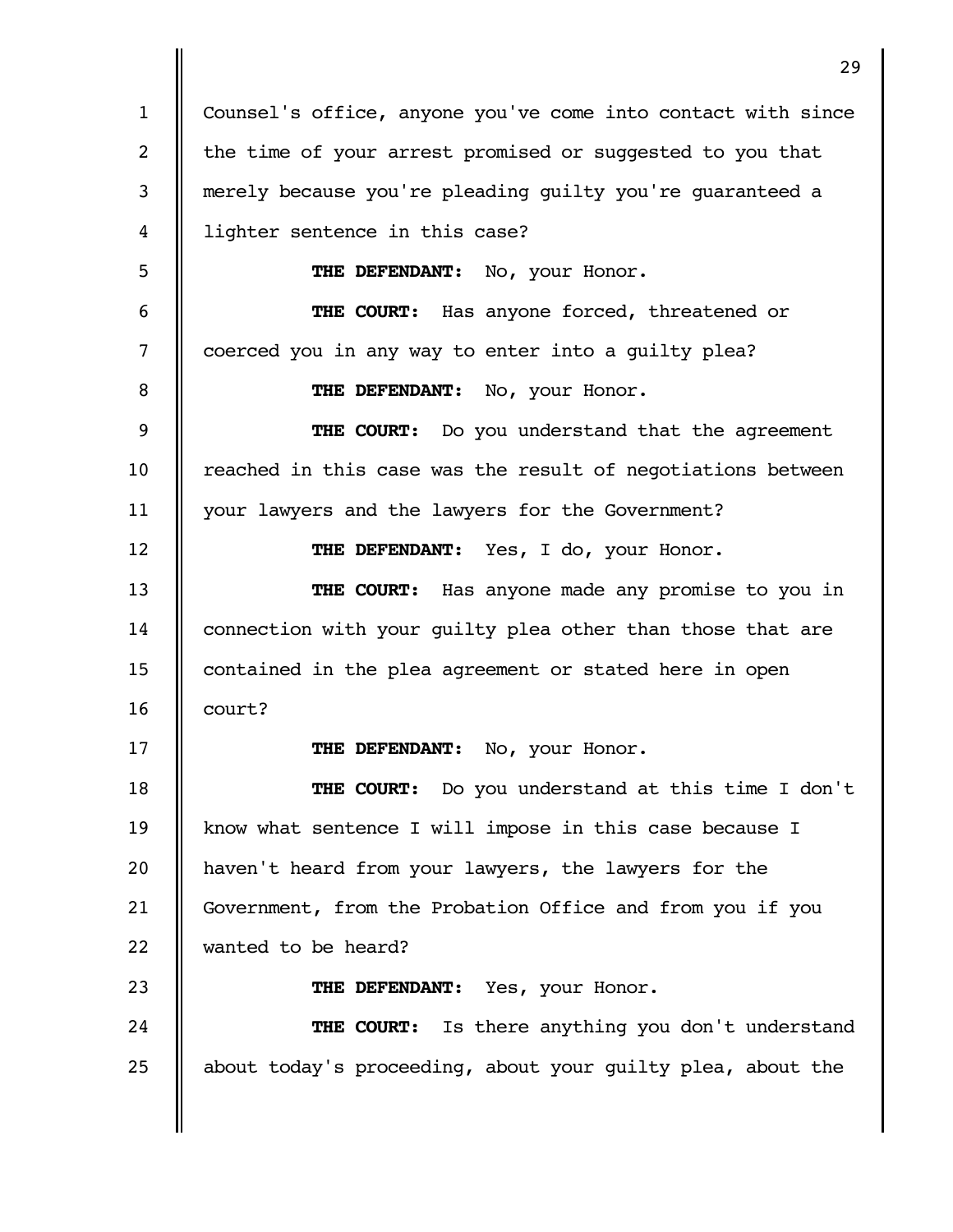Counsel's office, anyone you've come into contact with since the time of your arrest promised or suggested to you that merely because you're pleading guilty you're guaranteed a lighter sentence in this case?

**THE DEFENDANT:** No, your Honor.

**THE COURT:** Has anyone forced, threatened or coerced you in any way to enter into a guilty plea?

**THE DEFENDANT:** No, your Honor.

**THE COURT:** Do you understand that the agreement reached in this case was the result of negotiations between your lawyers and the lawyers for the Government?

**THE DEFENDANT:** Yes, I do, your Honor.

**THE COURT:** Has anyone made any promise to you in connection with your guilty plea other than those that are contained in the plea agreement or stated here in open court?

**THE DEFENDANT:** No, your Honor.

**THE COURT:** Do you understand at this time I don't know what sentence I will impose in this case because I haven't heard from your lawyers, the lawyers for the Government, from the Probation Office and from you if you wanted to be heard?

**THE DEFENDANT:** Yes, your Honor.

**THE COURT:** Is there anything you don't understand about today's proceeding, about your guilty plea, about the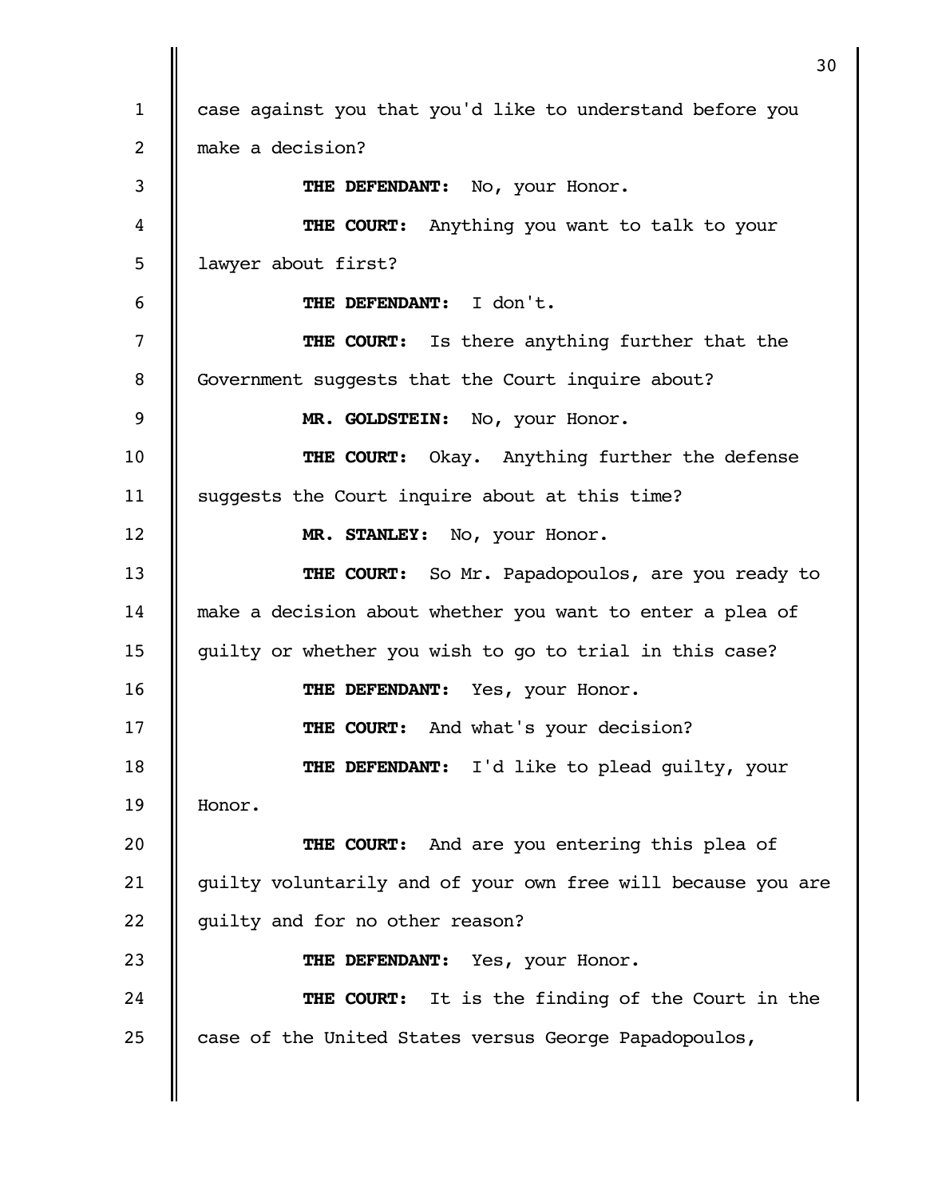case against you that you'd like to understand before you make a decision?

**THE DEFENDANT:** No, your Honor.

**THE COURT:** Anything you want to talk to your lawyer about first?

**THE DEFENDANT:** I don't.

**THE COURT:** Is there anything further that the Government suggests that the Court inquire about?

**MR. GOLDSTEIN:** No, your Honor.

**THE COURT:** Okay. Anything further the defense suggests the Court inquire about at this time?

**MR. STANLEY:** No, your Honor.

**THE COURT:** So Mr. Papadopoulos, are you ready to make a decision about whether you want to enter a plea of guilty or whether you wish to go to trial in this case?

**THE DEFENDANT:** Yes, your Honor.

**THE COURT:** And what's your decision?

**THE DEFENDANT:** I'd like to plead guilty, your Honor.

**THE COURT:** And are you entering this plea of guilty voluntarily and of your own free will because you are guilty and for no other reason?

**THE DEFENDANT:** Yes, your Honor.

**THE COURT:** It is the finding of the Court in the case of the United States versus George Papadopoulos,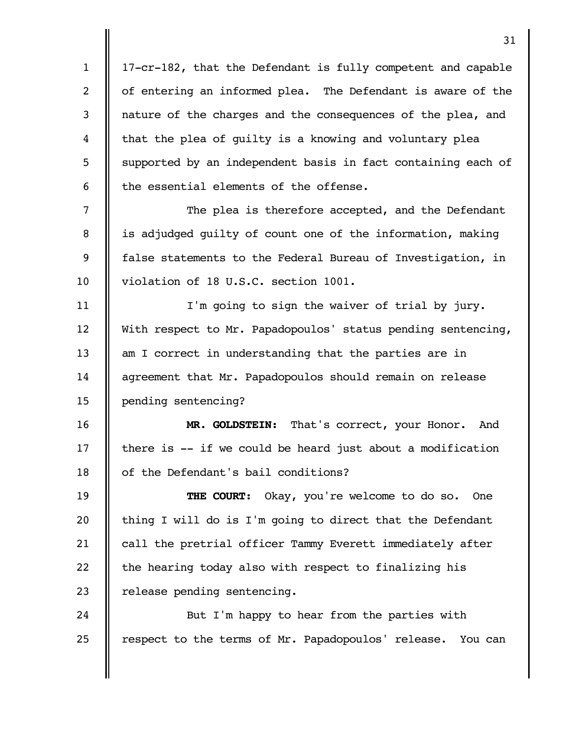17-cr-182, that the Defendant is fully competent and capable of entering an informed plea. The Defendant is aware of the nature of the charges and the consequences of the plea, and that the plea of guilty is a knowing and voluntary plea supported by an independent basis in fact containing each of the essential elements of the offense.

The plea is therefore accepted, and the Defendant is adjudged guilty of count one of the information, making false statements to the Federal Bureau of Investigation, in violation of 18 U.S.C. section 1001.

I'm going to sign the waiver of trial by jury. With respect to Mr. Papadopoulos' status pending sentencing, am I correct in understanding that the parties are in agreement that Mr. Papadopoulos should remain on release pending sentencing?

**MR. GOLDSTEIN:** That's correct, your Honor. And there is -- if we could be heard just about a modification of the Defendant's bail conditions?

**THE COURT:** Okay, you're welcome to do so. One thing I will do is I'm going to direct that the Defendant call the pretrial officer Tammy Everett immediately after the hearing today also with respect to finalizing his release pending sentencing.

But I'm happy to hear from the parties with respect to the terms of Mr. Papadopoulos' release. You can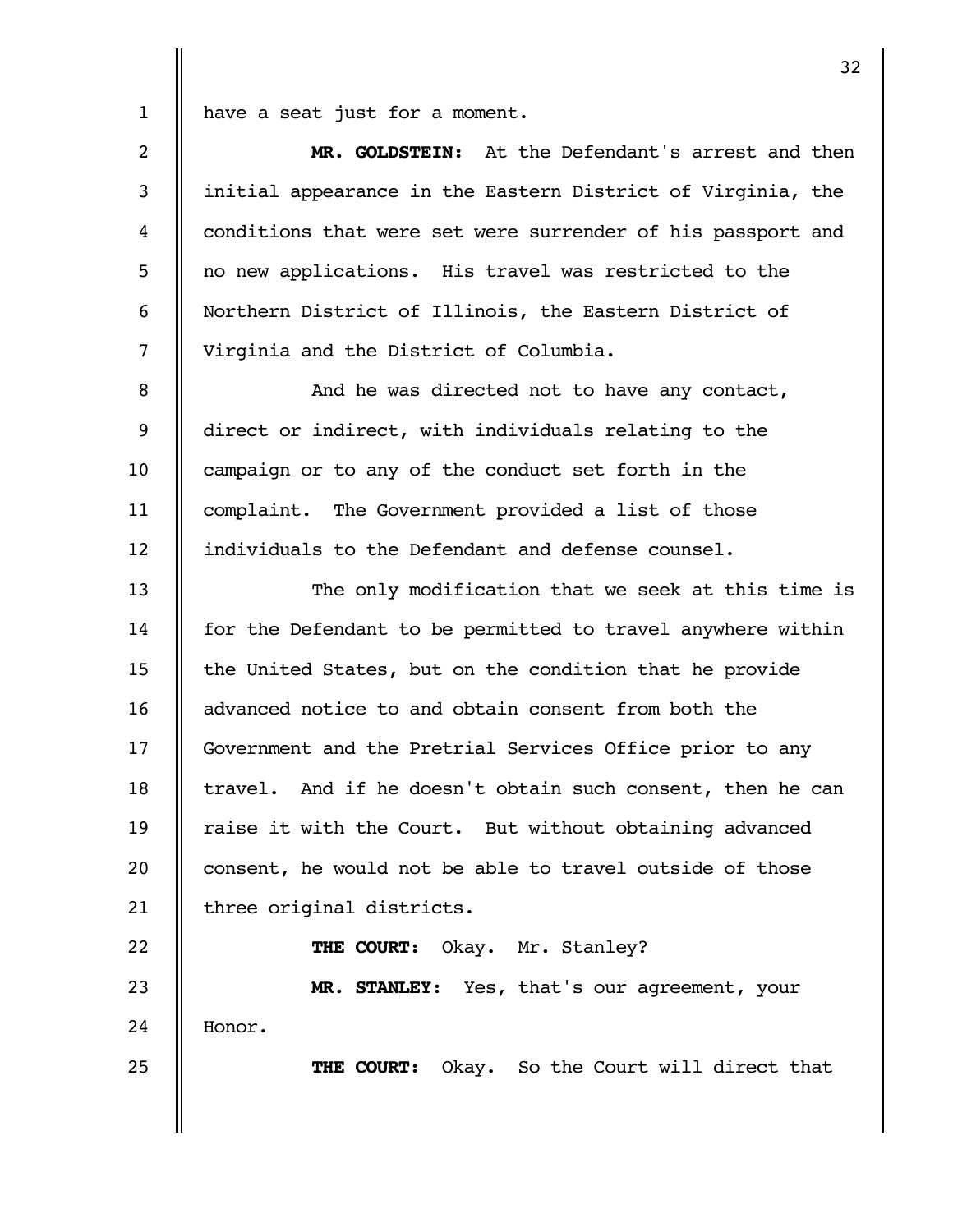have a seat just for a moment.

**MR. GOLDSTEIN:** At the Defendant's arrest and then initial appearance in the Eastern District of Virginia, the conditions that were set were surrender of his passport and no new applications. His travel was restricted to the Northern District of Illinois, the Eastern District of Virginia and the District of Columbia.

And he was directed not to have any contact, direct or indirect, with individuals relating to the campaign or to any of the conduct set forth in the complaint. The Government provided a list of those individuals to the Defendant and defense counsel.

The only modification that we seek at this time is for the Defendant to be permitted to travel anywhere within the United States, but on the condition that he provide advanced notice to and obtain consent from both the Government and the Pretrial Services Office prior to any travel. And if he doesn't obtain such consent, then he can raise it with the Court. But without obtaining advanced consent, he would not be able to travel outside of those three original districts.

**THE COURT:** Okay. Mr. Stanley?

**MR. STANLEY:** Yes, that's our agreement, your Honor.

**THE COURT:** Okay. So the Court will direct that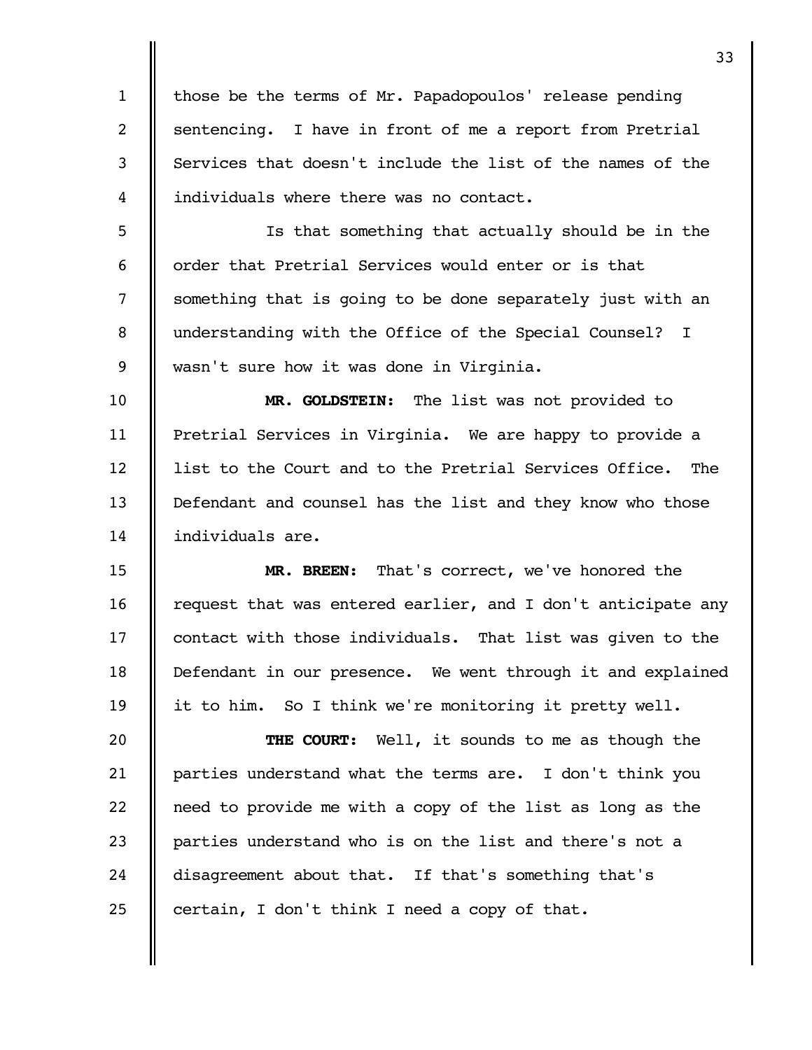those be the terms of Mr. Papadopoulos' release pending sentencing. I have in front of me a report from Pretrial Services that doesn't include the list of the names of the individuals where there was no contact.

Is that something that actually should be in the order that Pretrial Services would enter or is that something that is going to be done separately just with an understanding with the Office of the Special Counsel? I wasn't sure how it was done in Virginia.

**MR. GOLDSTEIN:** The list was not provided to Pretrial Services in Virginia. We are happy to provide a list to the Court and to the Pretrial Services Office. The Defendant and counsel has the list and they know who those individuals are.

**MR. BREEN:** That's correct, we've honored the request that was entered earlier, and I don't anticipate any contact with those individuals. That list was given to the Defendant in our presence. We went through it and explained it to him. So I think we're monitoring it pretty well.

**THE COURT:** Well, it sounds to me as though the parties understand what the terms are. I don't think you need to provide me with a copy of the list as long as the parties understand who is on the list and there's not a disagreement about that. If that's something that's certain, I don't think I need a copy of that.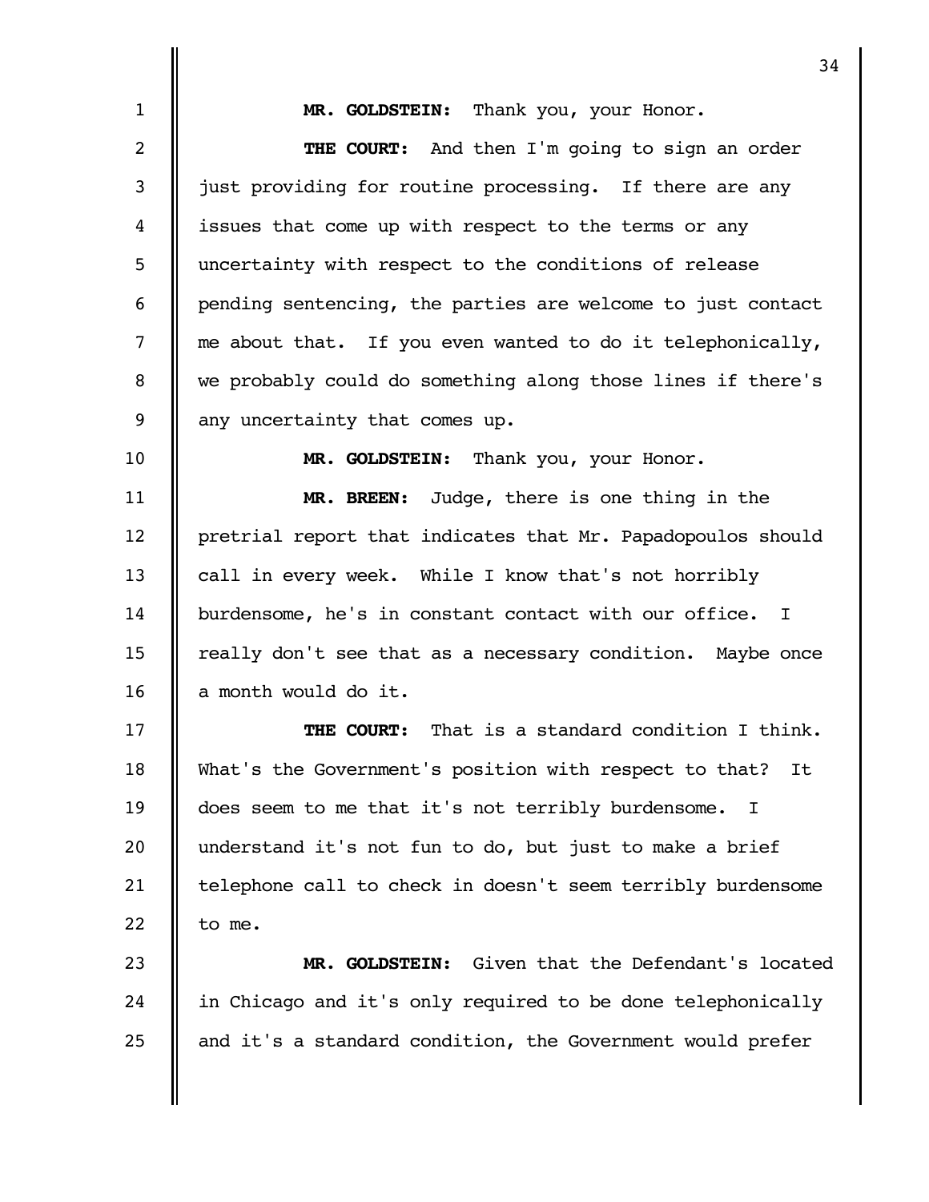**MR. GOLDSTEIN:** Thank you, your Honor.

**THE COURT:** And then I'm going to sign an order just providing for routine processing. If there are any issues that come up with respect to the terms or any uncertainty with respect to the conditions of release pending sentencing, the parties are welcome to just contact me about that. If you even wanted to do it telephonically, we probably could do something along those lines if there's any uncertainty that comes up.

**MR. GOLDSTEIN:** Thank you, your Honor.

**MR. BREEN:** Judge, there is one thing in the pretrial report that indicates that Mr. Papadopoulos should call in every week. While I know that's not horribly burdensome, he's in constant contact with our office. I really don't see that as a necessary condition. Maybe once a month would do it.

**THE COURT:** That is a standard condition I think. What's the Government's position with respect to that? It does seem to me that it's not terribly burdensome. I understand it's not fun to do, but just to make a brief telephone call to check in doesn't seem terribly burdensome to me.

**MR. GOLDSTEIN:** Given that the Defendant's located in Chicago and it's only required to be done telephonically and it's a standard condition, the Government would prefer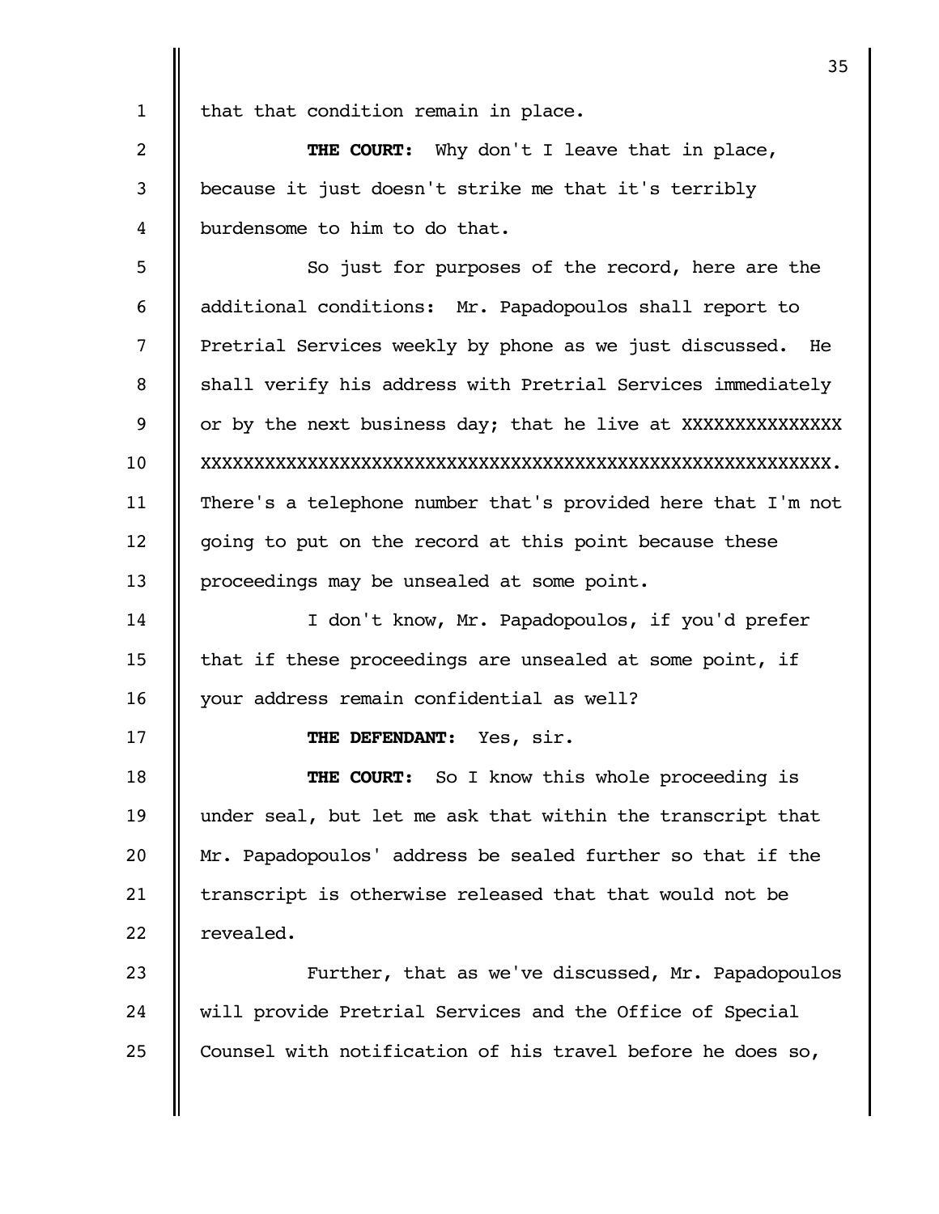that that condition remain in place.

**THE COURT:** Why don't I leave that in place, because it just doesn't strike me that it's terribly burdensome to him to do that.

So just for purposes of the record, here are the additional conditions: Mr. Papadopoulos shall report to Pretrial Services weekly by phone as we just discussed. He shall verify his address with Pretrial Services immediately or by the next business day; that he live at XXXXXXXXXXXXXX XXXXXXXXXXXXXXXXXXXXXXXXXXXXXXXXXXXXXXXXXXXXXXXXXXXXXXXX. There's a telephone number that's provided here that I'm not going to put on the record at this point because these proceedings may be unsealed at some point.

I don't know, Mr. Papadopoulos, if you'd prefer that if these proceedings are unsealed at some point, if your address remain confidential as well?

**THE DEFENDANT:** Yes, sir.

**THE COURT:** So I know this whole proceeding is under seal, but let me ask that within the transcript that Mr. Papadopoulos' address be sealed further so that if the transcript is otherwise released that that would not be revealed.

Further, that as we've discussed, Mr. Papadopoulos will provide Pretrial Services and the Office of Special Counsel with notification of his travel before he does so,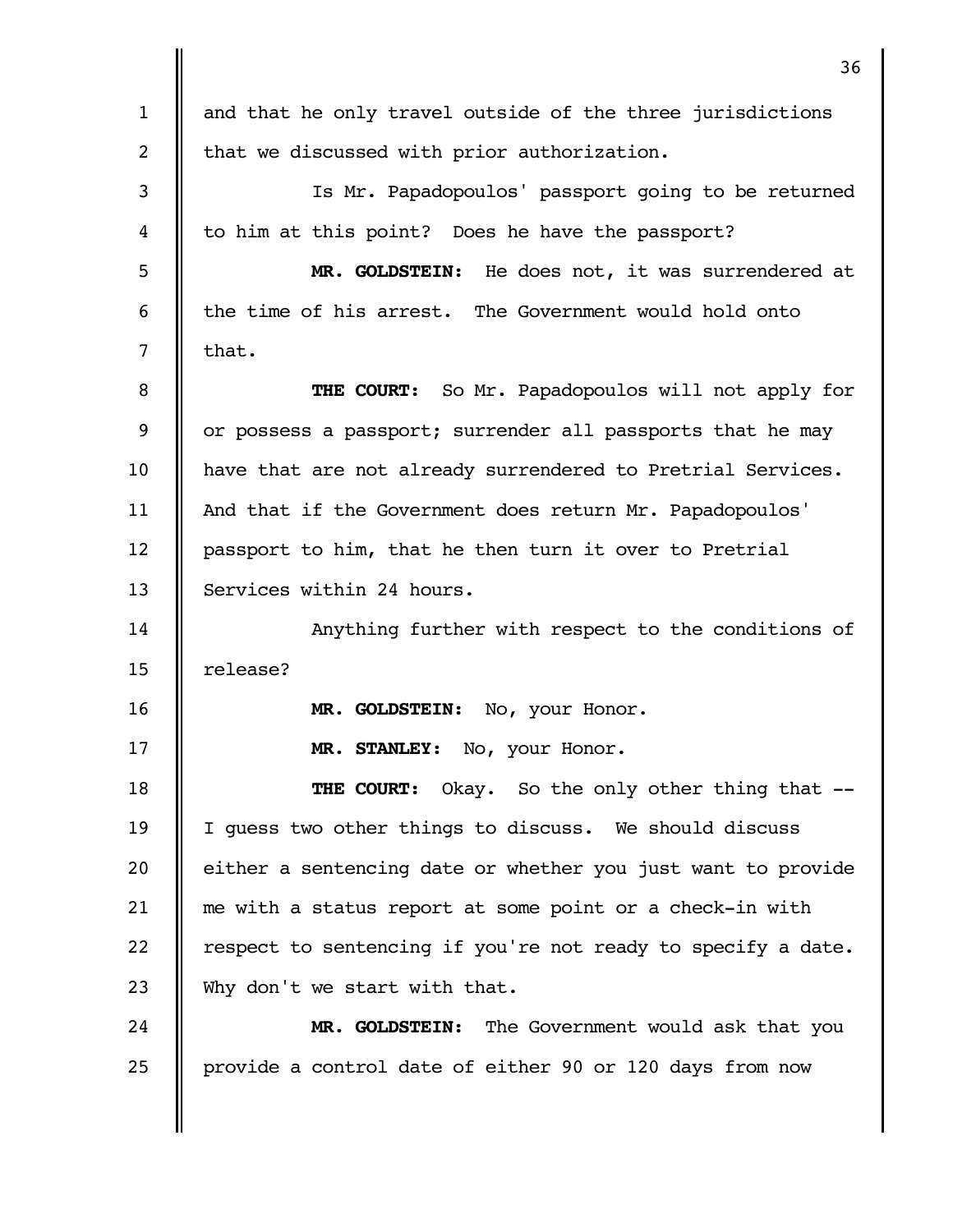and that he only travel outside of the three jurisdictions that we discussed with prior authorization.

Is Mr. Papadopoulos' passport going to be returned to him at this point? Does he have the passport?

**MR. GOLDSTEIN:** He does not, it was surrendered at the time of his arrest. The Government would hold onto that.

**THE COURT:** So Mr. Papadopoulos will not apply for or possess a passport; surrender all passports that he may have that are not already surrendered to Pretrial Services. And that if the Government does return Mr. Papadopoulos' passport to him, that he then turn it over to Pretrial Services within 24 hours.

Anything further with respect to the conditions of release?

**MR. GOLDSTEIN:** No, your Honor.

**MR. STANLEY:** No, your Honor.

**THE COURT:** Okay. So the only other thing that -- I guess two other things to discuss. We should discuss either a sentencing date or whether you just want to provide me with a status report at some point or a check-in with respect to sentencing if you're not ready to specify a date. Why don't we start with that.

**MR. GOLDSTEIN:** The Government would ask that you provide a control date of either 90 or 120 days from now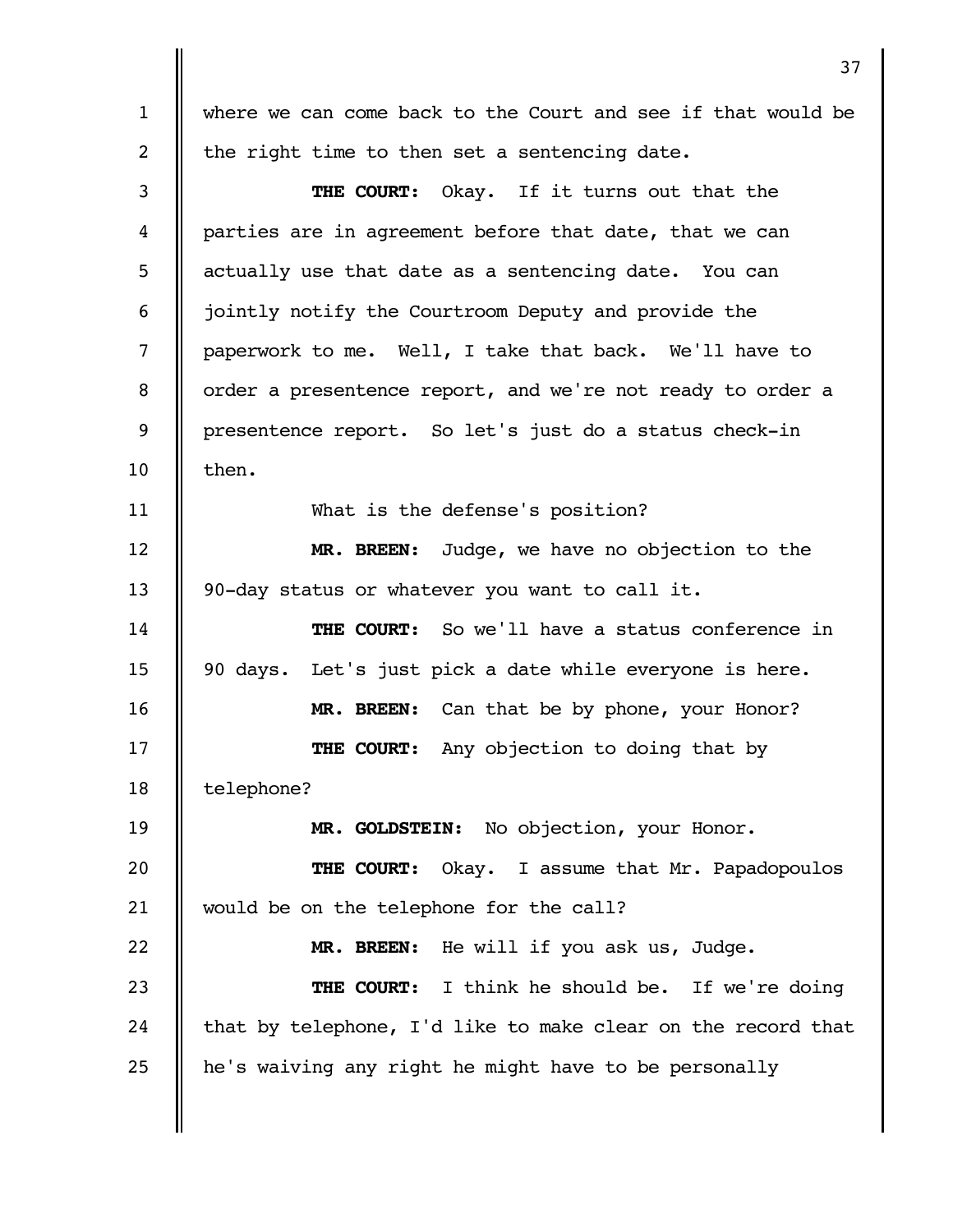where we can come back to the Court and see if that would be the right time to then set a sentencing date.

**THE COURT:** Okay. If it turns out that the parties are in agreement before that date, that we can actually use that date as a sentencing date. You can jointly notify the Courtroom Deputy and provide the paperwork to me. Well, I take that back. We'll have to order a presentence report, and we're not ready to order a presentence report. So let's just do a status check-in then.

What is the defense's position?

**MR. BREEN:** Judge, we have no objection to the 90-day status or whatever you want to call it.

**THE COURT:** So we'll have a status conference in 90 days. Let's just pick a date while everyone is here.

**MR. BREEN:** Can that be by phone, your Honor?

**THE COURT:** Any objection to doing that by telephone?

**MR. GOLDSTEIN:** No objection, your Honor.

**THE COURT:** Okay. I assume that Mr. Papadopoulos would be on the telephone for the call?

**MR. BREEN:** He will if you ask us, Judge.

**THE COURT:** I think he should be. If we're doing that by telephone, I'd like to make clear on the record that he's waiving any right he might have to be personally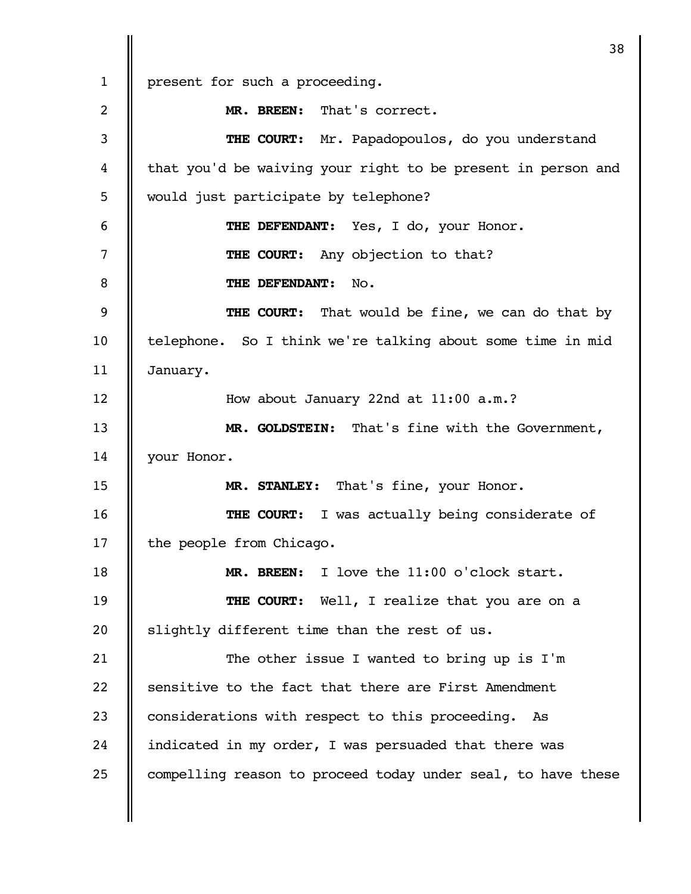present for such a proceeding.

**MR. BREEN:** That's correct.

**THE COURT:** Mr. Papadopoulos, do you understand that you'd be waiving your right to be present in person and would just participate by telephone?

**THE DEFENDANT:** Yes, I do, your Honor.

**THE COURT:** Any objection to that?

**THE DEFENDANT:** No.

**THE COURT:** That would be fine, we can do that by telephone. So I think we're talking about some time in mid January.

How about January 22nd at 11:00 a.m.?

**MR. GOLDSTEIN:** That's fine with the Government, your Honor.

**MR. STANLEY:** That's fine, your Honor.

**THE COURT:** I was actually being considerate of the people from Chicago.

**MR. BREEN:** I love the 11:00 o'clock start.

**THE COURT:** Well, I realize that you are on a slightly different time than the rest of us.

The other issue I wanted to bring up is I'm sensitive to the fact that there are First Amendment considerations with respect to this proceeding. As indicated in my order, I was persuaded that there was compelling reason to proceed today under seal, to have these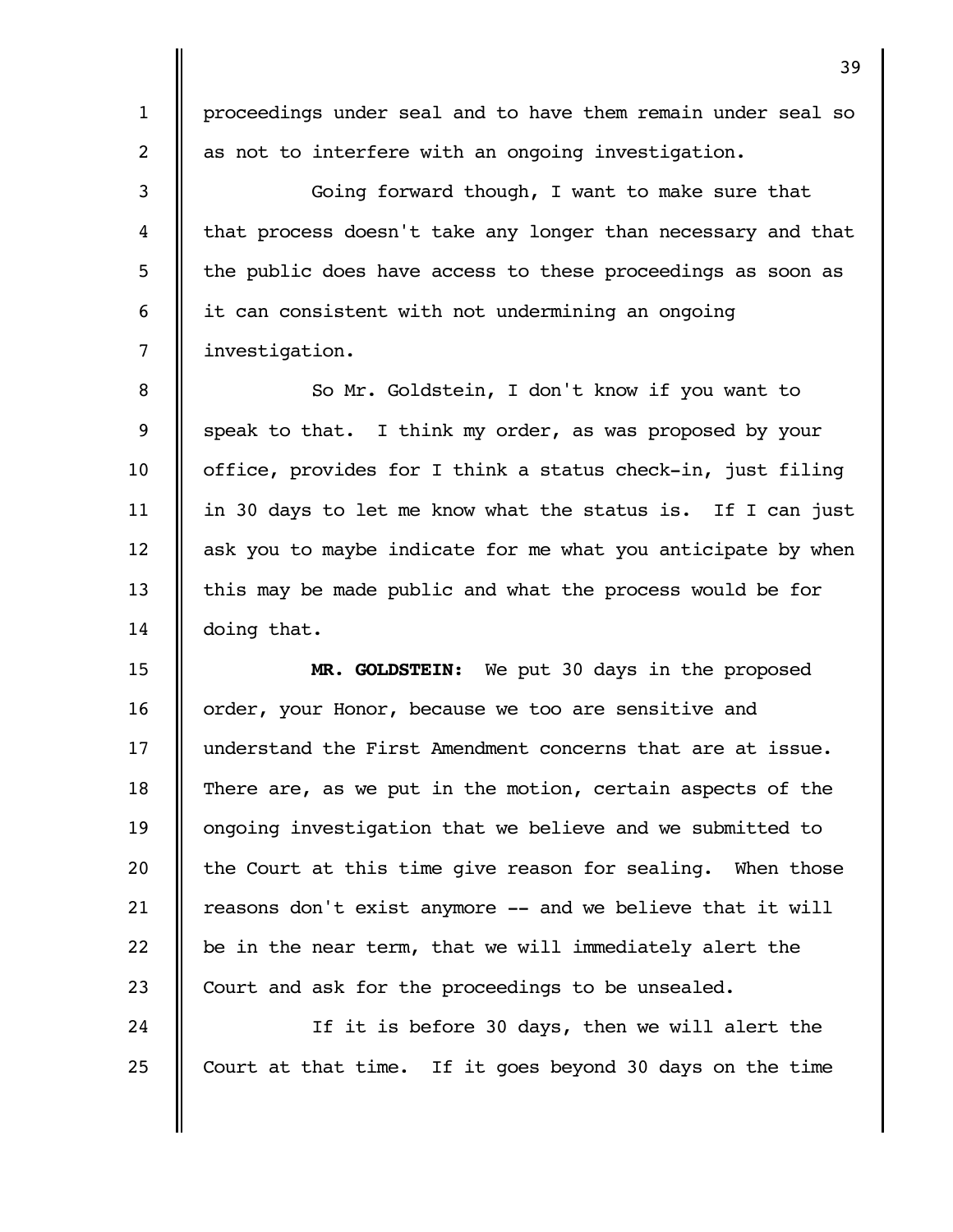proceedings under seal and to have them remain under seal so as not to interfere with an ongoing investigation.

Going forward though, I want to make sure that that process doesn't take any longer than necessary and that the public does have access to these proceedings as soon as it can consistent with not undermining an ongoing investigation.

So Mr. Goldstein, I don't know if you want to speak to that. I think my order, as was proposed by your office, provides for I think a status check-in, just filing in 30 days to let me know what the status is. If I can just ask you to maybe indicate for me what you anticipate by when this may be made public and what the process would be for doing that.

**MR. GOLDSTEIN:** We put 30 days in the proposed order, your Honor, because we too are sensitive and understand the First Amendment concerns that are at issue. There are, as we put in the motion, certain aspects of the ongoing investigation that we believe and we submitted to the Court at this time give reason for sealing. When those reasons don't exist anymore -- and we believe that it will be in the near term, that we will immediately alert the Court and ask for the proceedings to be unsealed.

If it is before 30 days, then we will alert the Court at that time. If it goes beyond 30 days on the time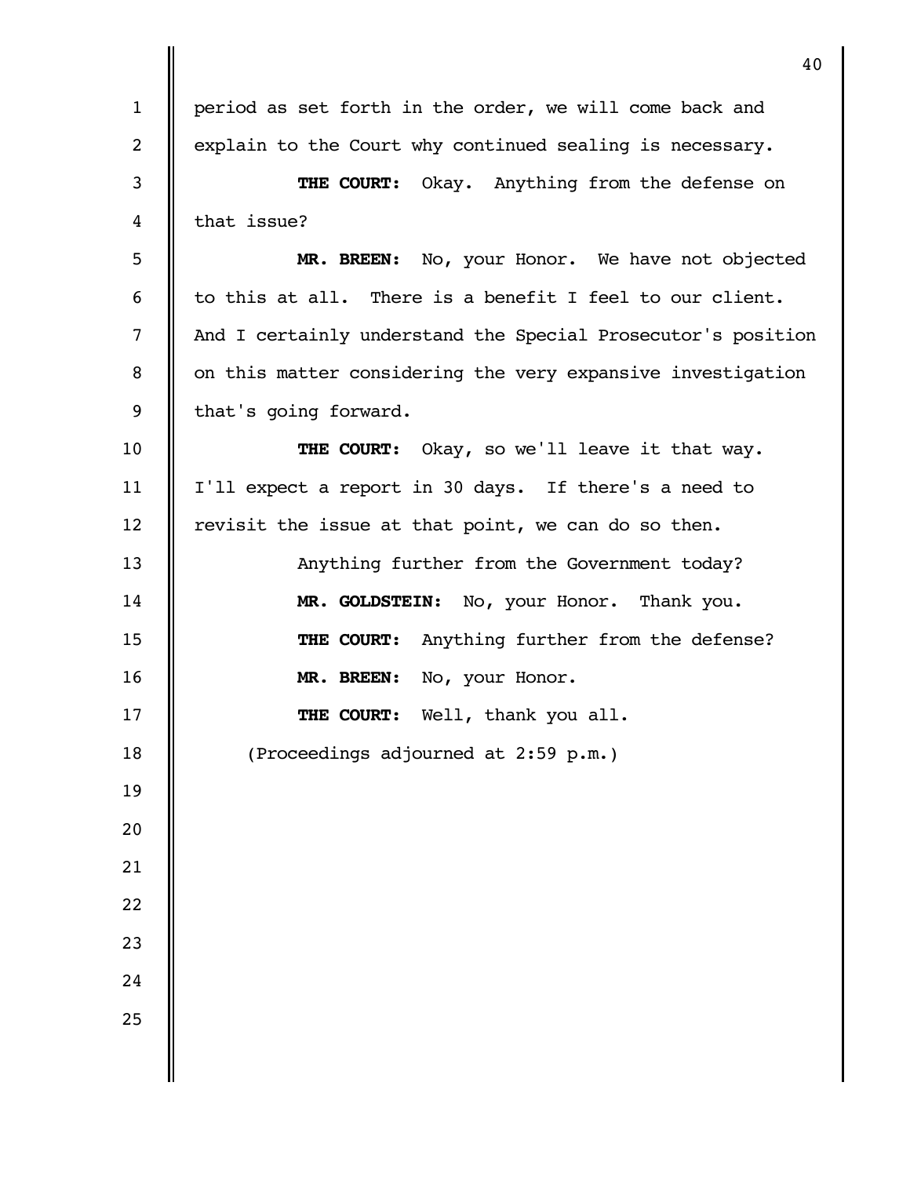period as set forth in the order, we will come back and explain to the Court why continued sealing is necessary.

**THE COURT:** Okay. Anything from the defense on that issue?

**MR. BREEN:** No, your Honor. We have not objected to this at all. There is a benefit I feel to our client. And I certainly understand the Special Prosecutor's position on this matter considering the very expansive investigation that's going forward.

**THE COURT:** Okay, so we'll leave it that way. I'll expect a report in 30 days. If there's a need to revisit the issue at that point, we can do so then.

Anything further from the Government today?

**MR. GOLDSTEIN:** No, your Honor. Thank you.

**THE COURT:** Anything further from the defense?

**MR. BREEN:** No, your Honor.

**THE COURT:** Well, thank you all.

(Proceedings adjourned at 2:59 p.m.)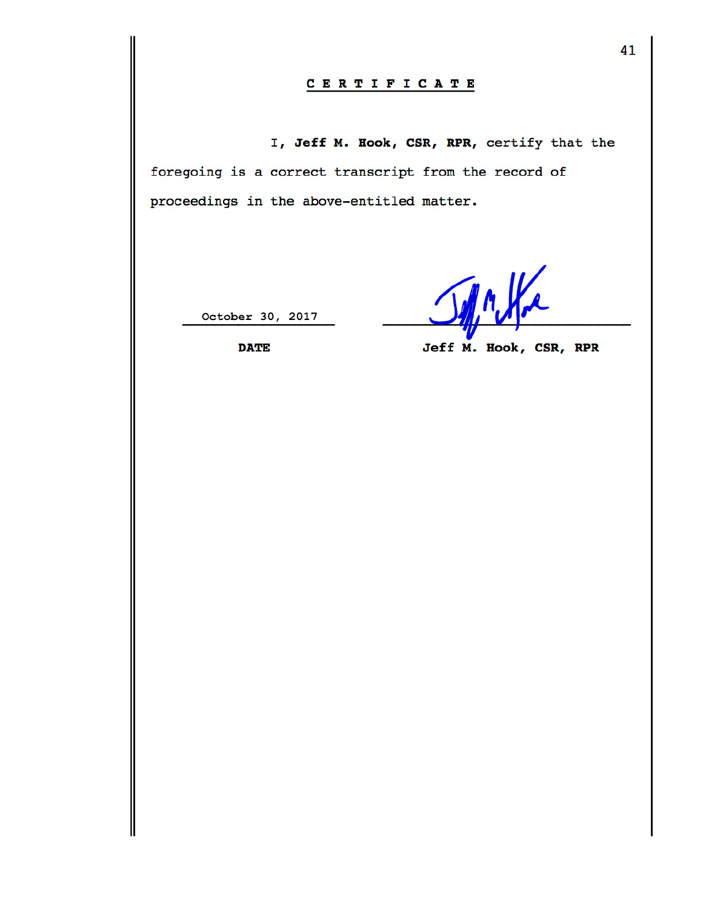# CERTIFICATE

I, **Jeff M. Hook, CSR, RPR,** certify that the foregoing is a correct transcript from the record of proceedings in the above-entitled matter.

| October 30, 2017 | *(signature)* |
|---|---|
| **DATE** | **Jeff M. Hook, CSR, RPR** |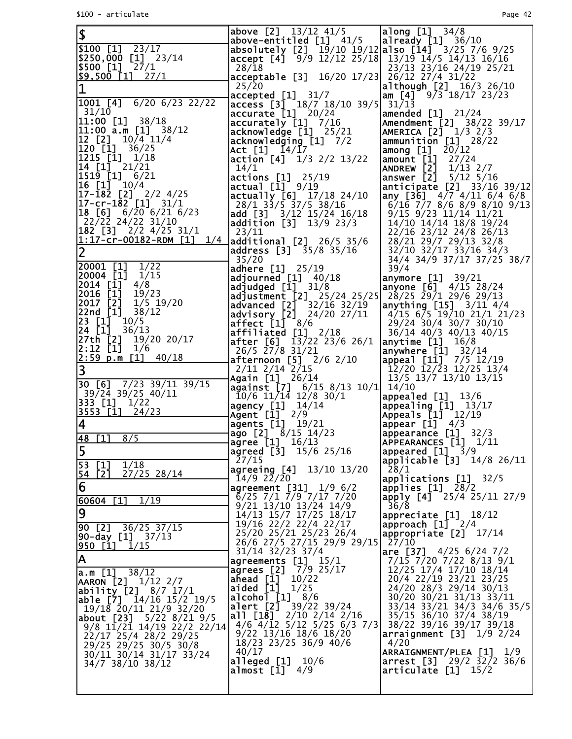## $

$100 [1] 23/17
$250,000 [1] 23/14
$500 [1] 27/1
$9,500 [1] 27/1

## 1

1001 [4] 6/20 6/23 22/22 31/10
11:00 [1] 38/18
11:00 a.m [1] 38/12
12 [2] 10/4 11/4
120 [1] 36/25
1215 [1] 1/18
14 [1] 21/21
1519 [1] 6/21
16 [1] 10/4
17-182 [2] 2/2 4/25
17-cr-182 [1] 31/1
18 [6] 6/20 6/21 6/23 22/22 24/22 31/10
182 [3] 2/2 4/25 31/1
1:17-cr-00182-RDM [1] 1/4

## 2

20001 [1] 1/22
20004 [1] 1/15
2014 [1] 4/8
2016 [1] 19/23
2017 [2] 1/5 19/20
22nd [1] 38/12
23 [1] 10/5
24 [1] 36/13
27th [2] 19/20 20/17
2:12 [1] 1/6
2:59 p.m [1] 40/18

## 3

30 [6] 7/23 39/11 39/15 39/24 39/25 40/11
333 [1] 1/22
3553 [1] 24/23

## 4

48 [1] 8/5

## 5

53 [1] 1/18
54 [2] 27/25 28/14

## 6

60604 [1] 1/19

## 9

90 [2] 36/25 37/15
90-day [1] 37/13
950 [1] 1/15

## A

a.m [1] 38/12
AARON [2] 1/12 2/7
ability [2] 8/7 17/1
able [7] 14/16 15/2 19/5 19/18 20/11 21/9 32/20
about [23] 5/22 8/21 9/5 9/8 11/21 14/19 22/2 22/14 22/17 25/4 28/2 29/25 29/25 29/25 30/5 30/8 30/11 30/14 31/17 33/24 34/7 38/10 38/12
above [2] 13/12 41/5
above-entitled [1] 41/5
absolutely [2] 19/10 19/12
accept [4] 9/9 12/12 25/18 28/18
acceptable [3] 16/20 17/23 25/20
accepted [1] 31/7
access [3] 18/7 18/10 39/5
accurate [1] 20/24
accurately [1] 7/16
acknowledge [1] 25/21
acknowledging [1] 7/2
Act [1] 14/17
action [4] 1/3 2/2 13/22 14/1
actions [1] 25/19
actual [1] 9/19
actually [6] 17/18 24/10 28/1 33/5 37/5 38/16
add [3] 3/12 15/24 16/18
addition [3] 13/9 23/3 23/11
additional [2] 26/5 35/6
address [3] 35/8 35/16 35/20
adhere [1] 25/19
adjourned [1] 40/18
adjudged [1] 31/8
adjustment [2] 25/24 25/25
advanced [2] 32/16 32/19
advisory [2] 24/20 27/11
affect [1] 8/6
affiliated [1] 2/18
after [6] 13/22 23/6 26/1 26/5 27/8 31/21
afternoon [5] 2/6 2/10 2/11 2/14 2/15
Again [1] 26/14
against [7] 6/15 8/13 10/1 10/6 11/14 12/8 30/1
agency [1] 14/14
Agent [1] 2/9
agents [1] 19/21
ago [2] 8/15 14/23
agree [1] 16/13
agreed [3] 15/6 25/16 27/15
agreeing [4] 13/10 13/20 14/9 22/20
agreement [31] 1/9 6/2 6/25 7/1 7/9 7/17 7/20 9/21 13/10 13/24 14/9 14/13 15/7 17/25 18/17 19/16 22/2 22/4 22/17 25/20 25/21 25/23 26/4 26/6 27/5 27/15 29/9 29/15 31/14 32/23 37/4
agreements [1] 15/1
agrees [2] 7/9 25/17
ahead [1] 10/22
aided [1] 1/25
alcohol [1] 8/6
alert [2] 39/22 39/24
all [18] 2/10 2/14 2/16 4/6 4/12 5/12 5/25 6/3 7/3 9/22 13/16 18/6 18/20 18/23 23/25 36/9 40/6 40/17
alleged [1] 10/6
almost [1] 4/9
along [1] 34/8
already [1] 36/10
also [14] 3/25 7/6 9/25 13/19 14/5 14/13 16/16 23/13 23/16 24/19 25/21 26/12 27/4 31/22
although [2] 16/3 26/10
am [4] 9/3 18/17 23/23 31/13
amended [1] 21/24
Amendment [2] 38/22 39/17
AMERICA [2] 1/3 2/3
ammunition [1] 28/22
among [1] 20/12
amount [1] 27/24
ANDREW [2] 1/13 2/7
answer [2] 5/12 5/16
anticipate [2] 33/16 39/12
any [36] 4/7 4/11 6/4 6/8 6/16 7/7 8/6 8/9 8/10 9/13 9/15 9/23 11/14 11/21 14/10 14/14 18/8 19/24 22/16 23/12 24/8 26/13 28/21 29/7 29/13 32/8 32/10 32/17 33/16 34/3 34/4 34/9 37/17 37/25 38/7 39/4
anymore [1] 39/21
anyone [6] 4/15 28/24 28/25 29/1 29/6 29/13
anything [15] 3/11 4/4 4/15 6/5 19/10 21/1 21/23 29/24 30/4 30/7 30/10 36/14 40/3 40/13 40/15
anytime [1] 16/8
anywhere [1] 32/14
appeal [11] 7/5 12/19 12/20 12/23 12/25 13/4 13/5 13/7 13/10 13/15 14/10
appealed [1] 13/6
appealing [1] 13/17
Appeals [1] 12/19
appear [1] 4/3
appearance [1] 32/3
APPEARANCES [1] 1/11
appeared [1] 3/9
applicable [3] 14/8 26/11 28/1
applications [1] 32/5
applies [1] 28/2
apply [4] 25/4 25/11 27/9 36/8
appreciate [1] 18/12
approach [1] 2/4
appropriate [2] 17/14 27/10
are [37] 4/25 6/24 7/2 7/15 7/20 7/22 8/13 9/1 12/25 17/4 17/10 18/14 20/4 22/19 23/21 23/25 24/20 28/3 29/14 30/13 30/20 30/21 31/13 33/11 33/14 33/21 34/3 34/6 35/5 35/15 36/10 37/4 38/19 38/22 39/16 39/17 39/18
arraignment [3] 1/9 2/24 4/20
ARRAIGNMENT/PLEA [1] 1/9
arrest [3] 29/2 32/2 36/6
articulate [1] 15/2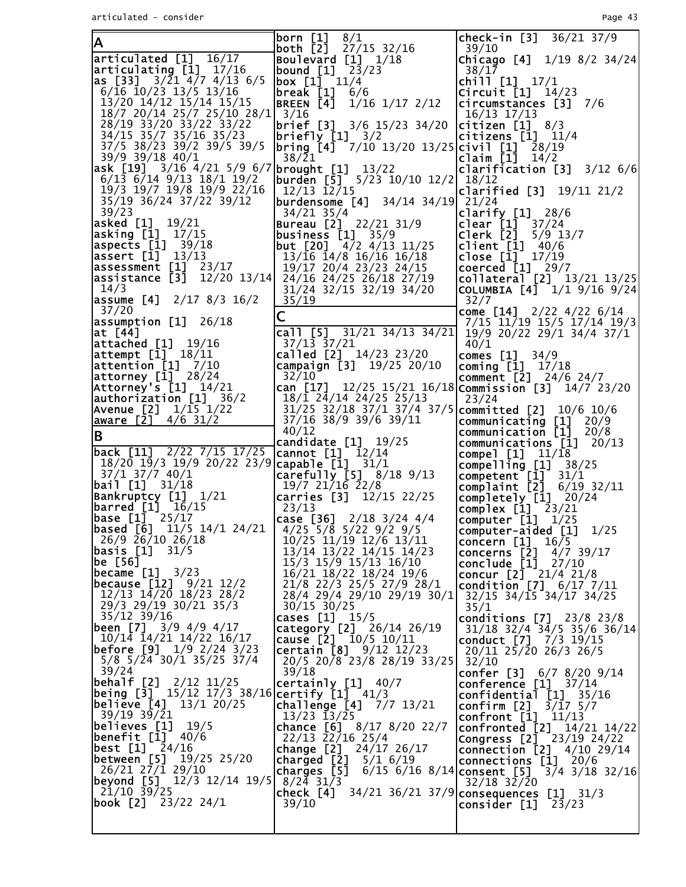## A

articulated [1] 16/17
articulating [1] 17/16
as [33] 3/21 4/7 4/13 6/5 6/16 10/23 13/5 13/16 13/20 14/12 15/14 15/15 18/7 20/14 25/7 25/10 28/1 28/19 33/20 33/22 33/22 34/15 35/7 35/16 35/23 37/5 38/23 39/2 39/5 39/5 39/9 39/18 40/1
ask [19] 3/16 4/21 5/9 6/7 6/13 6/14 9/13 18/1 19/2 19/3 19/7 19/8 19/9 22/16 35/19 36/24 37/22 39/12 39/23
asked [1] 19/21
asking [1] 17/15
aspects [1] 39/18
assert [1] 13/13
assessment [1] 23/17
assistance [3] 12/20 13/14 14/3
assume [4] 2/17 8/3 16/2 37/20
assumption [1] 26/18
at [44]
attached [1] 19/16
attempt [1] 18/11
attention [1] 7/10
attorney [1] 28/24
Attorney's [1] 14/21
authorization [1] 36/2
Avenue [2] 1/15 1/22
aware [2] 4/6 31/2

## B

back [11] 2/22 7/15 17/25 18/20 19/3 19/9 20/22 23/9 37/1 37/7 40/1
bail [1] 31/18
Bankruptcy [1] 1/21
barred [1] 16/15
base [1] 25/17
based [6] 11/5 14/1 24/21 26/9 26/10 26/18
basis [1] 31/5
be [56]
became [1] 3/23
because [12] 9/21 12/2 12/13 14/20 18/23 28/2 29/3 29/19 30/21 35/3 35/12 39/16
been [7] 3/9 4/9 4/17 10/14 14/21 14/22 16/17
before [9] 1/9 2/24 3/23 5/8 5/24 30/1 35/25 37/4 39/24
behalf [2] 2/12 11/25
being [3] 15/12 17/3 38/16
believe [4] 13/1 20/25 39/19 39/21
believes [1] 19/5
benefit [1] 40/6
best [1] 24/16
between [5] 19/25 25/20 26/21 27/1 29/10
beyond [5] 12/3 12/14 19/5 21/10 39/25
book [2] 23/22 24/1
born [1] 8/1
both [2] 27/15 32/16
Boulevard [1] 1/18
bound [1] 23/23
box [1] 11/4
break [1] 6/6
BREEN [4] 1/16 1/17 2/12 3/16
brief [3] 3/6 15/23 34/20
briefly [1] 3/2
bring [4] 7/10 13/20 13/25 38/21
brought [1] 13/22
burden [5] 5/23 10/10 12/2 12/13 12/15
burdensome [4] 34/14 34/19 34/21 35/4
Bureau [2] 22/21 31/9
business [1] 35/9
but [20] 4/2 4/13 11/25 13/16 14/8 16/16 16/18 19/17 20/4 23/23 24/15 24/16 24/25 26/18 27/19 31/24 32/15 32/19 34/20 35/19

## C

call [5] 31/21 34/13 34/21 37/13 37/21
called [2] 14/23 23/20
campaign [3] 19/25 20/10 32/10
can [17] 12/25 15/21 16/18 18/1 24/14 24/25 25/13 31/25 32/18 37/1 37/4 37/5 37/16 38/9 39/6 39/11 40/12
candidate [1] 19/25
cannot [1] 12/14
capable [1] 31/1
carefully [5] 8/18 9/13 19/7 21/16 22/8
carries [3] 12/15 22/25 23/13
case [36] 2/18 3/24 4/4 4/25 5/8 5/22 9/2 9/5 10/25 11/19 12/6 13/11 13/14 13/22 14/15 14/23 15/3 15/9 15/13 16/10 16/21 18/22 18/24 19/6 21/8 22/3 25/5 27/9 28/1 28/4 29/4 29/10 29/19 30/1 30/15 30/25
cases [1] 15/5
category [2] 26/14 26/19
cause [2] 10/5 10/11
certain [8] 9/12 12/23 20/5 20/8 23/8 28/19 33/25 39/18
certainly [1] 40/7
certify [1] 41/3
challenge [4] 7/7 13/21 13/23 13/25
chance [6] 8/17 8/20 22/7 22/13 22/16 25/4
change [2] 24/17 26/17
charged [2] 5/1 6/19
charges [5] 6/15 6/16 8/14 8/24 31/3
check [4] 34/21 36/21 37/9 39/10
check-in [3] 36/21 37/9 39/10
Chicago [4] 1/19 8/2 34/24 38/17
chill [1] 17/1
Circuit [1] 14/23
circumstances [3] 7/6 16/13 17/13
citizen [1] 8/3
citizens [1] 11/4
civil [1] 28/19
claim [1] 14/2
clarification [3] 3/12 6/6 18/12
clarified [3] 19/11 21/2 21/24
clarify [1] 28/6
clear [1] 37/24
Clerk [2] 5/9 13/7
client [1] 40/6
close [1] 17/19
coerced [1] 29/7
collateral [2] 13/21 13/25
COLUMBIA [4] 1/1 9/16 9/24 32/7
come [14] 2/22 4/22 6/14 7/15 11/19 15/5 17/14 19/3 19/9 20/22 29/1 34/4 37/1 40/1
comes [1] 34/9
coming [1] 17/18
comment [2] 24/6 24/7
Commission [3] 14/7 23/20 23/24
committed [2] 10/6 10/6
communicating [1] 20/9
communication [1] 20/8
communications [1] 20/13
compel [1] 11/18
compelling [1] 38/25
competent [1] 31/1
complaint [2] 6/19 32/11
completely [1] 20/24
complex [1] 23/21
computer [1] 1/25
computer-aided [1] 1/25
concern [1] 16/5
concerns [2] 4/7 39/17
conclude [1] 27/10
concur [2] 21/4 21/8
condition [7] 6/17 7/11 32/15 34/15 34/17 34/25 35/1
conditions [7] 23/8 23/8 31/18 32/4 34/5 35/6 36/14
conduct [7] 7/3 19/15 20/11 25/20 26/3 26/5 32/10
confer [3] 6/7 8/20 9/14
conference [1] 37/14
confidential [1] 35/16
confirm [2] 3/17 5/7
confront [1] 11/13
confronted [2] 14/21 14/22
Congress [2] 23/19 24/22
connection [2] 4/10 29/14
connections [1] 20/6
consent [5] 3/4 3/18 32/16 32/18 32/20
consequences [1] 31/3
consider [1] 23/23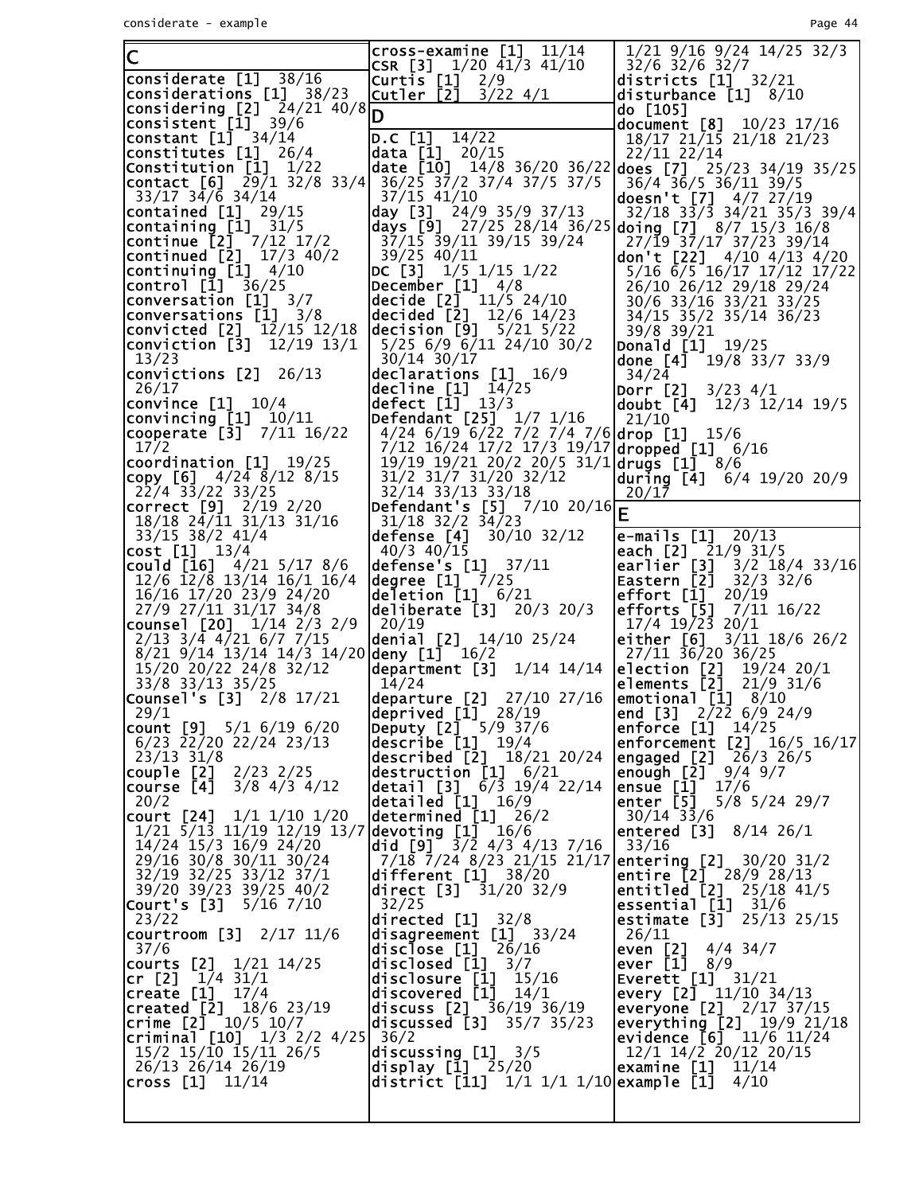## C

considerate [1] 38/16
considerations [1] 38/23
considering [2] 24/21 40/8
consistent [1] 39/6
constant [1] 34/14
constitutes [1] 26/4
Constitution [1] 1/22
contact [6] 29/1 32/8 33/4 33/17 34/6 34/14
contained [1] 29/15
containing [1] 31/5
continue [2] 7/12 17/2
continued [2] 17/3 40/2
continuing [1] 4/10
control [1] 36/25
conversation [1] 3/7
conversations [1] 3/8
convicted [2] 12/15 12/18
conviction [3] 12/19 13/1 13/23
convictions [2] 26/13 26/17
convince [1] 10/4
convincing [1] 10/11
cooperate [3] 7/11 16/22 17/2
coordination [1] 19/25
copy [6] 4/24 8/12 8/15 22/4 33/22 33/25
correct [9] 2/19 2/20 18/18 24/11 31/13 31/16 33/15 38/2 41/4
cost [1] 13/4
could [16] 4/21 5/17 8/6 12/6 12/8 13/14 16/1 16/4 16/16 17/20 23/9 24/20 27/9 27/11 31/17 34/8
counsel [20] 1/14 2/3 2/9 2/13 3/4 4/21 6/7 7/15 8/21 9/14 13/14 14/3 14/20 15/20 20/22 24/8 32/12 33/8 33/13 35/25
Counsel's [3] 2/8 17/21 29/1
count [9] 5/1 6/19 6/20 6/23 22/20 22/24 23/13 23/13 31/8
couple [2] 2/23 2/25
course [4] 3/8 4/3 4/12 20/2
court [24] 1/1 1/10 1/20 1/21 5/13 11/19 12/19 13/7 14/24 15/3 16/9 24/20 29/16 30/8 30/11 30/24 32/19 32/25 33/12 37/1 39/20 39/23 39/25 40/2
Court's [3] 5/16 7/10 23/22
courtroom [3] 2/17 11/6 37/6
courts [2] 1/21 14/25
cr [2] 1/4 31/1
create [1] 17/4
created [2] 18/6 23/19
crime [2] 10/5 10/7
criminal [10] 1/3 2/2 4/25 15/2 15/10 15/11 26/5 26/13 26/14 26/19
cross [1] 11/14
cross-examine [1] 11/14
CSR [3] 1/20 41/3 41/10
Curtis [1] 2/9
Cutler [2] 3/22 4/1

## D

D.C [1] 14/22
data [1] 20/15
date [10] 14/8 36/20 36/22 36/25 37/2 37/4 37/5 37/5 37/15 41/10
day [3] 24/9 35/9 37/13
days [9] 27/25 28/14 36/25 37/15 39/11 39/15 39/24 39/25 40/11
DC [3] 1/5 1/15 1/22
December [1] 4/8
decide [2] 11/5 24/10
decided [2] 12/6 14/23
decision [9] 5/21 5/22 5/25 6/9 6/11 24/10 30/2 30/14 30/17
declarations [1] 16/9
decline [1] 14/25
defect [1] 13/3
Defendant [25] 1/7 1/16 4/24 6/19 6/22 7/2 7/4 7/6 7/12 16/24 17/2 17/3 19/17 19/19 19/21 20/2 20/5 31/1 31/2 31/7 31/20 32/12 32/14 33/13 33/18
Defendant's [5] 7/10 20/16 31/18 32/2 34/23
defense [4] 30/10 32/12 40/3 40/15
defense's [1] 37/11
degree [1] 7/25
deletion [1] 6/21
deliberate [3] 20/3 20/3 20/19
denial [2] 14/10 25/24
deny [1] 16/2
department [3] 1/14 14/14 14/24
departure [2] 27/10 27/16
deprived [1] 28/19
Deputy [2] 5/9 37/6
describe [1] 19/4
described [2] 18/21 20/24
destruction [1] 6/21
detail [3] 6/3 19/4 22/14
detailed [1] 16/9
determined [1] 26/2
devoting [1] 16/6
did [9] 3/2 4/3 4/13 7/16 7/18 7/24 8/23 21/15 21/17
different [1] 38/20
direct [3] 31/20 32/9 32/25
directed [1] 32/8
disagreement [1] 33/24
disclose [1] 26/16
disclosed [1] 3/7
disclosure [1] 15/16
discovered [1] 14/1
discuss [2] 36/19 36/19
discussed [3] 35/7 35/23 36/2
discussing [1] 3/5
display [1] 25/20
district [11] 1/1 1/1 1/10 1/21 9/16 9/24 14/25 32/3 32/6 32/6 32/7
districts [1] 32/21
disturbance [1] 8/10
do [105]
document [8] 10/23 17/16 18/17 21/15 21/18 21/23 22/11 22/14
does [7] 25/23 34/19 35/25 36/4 36/5 36/11 39/5
doesn't [7] 4/7 27/19 32/18 33/3 34/21 35/3 39/4
doing [7] 8/7 15/3 16/8 27/19 37/17 37/23 39/14
don't [22] 4/10 4/13 4/20 5/16 6/5 16/17 17/12 17/22 26/10 26/12 29/18 29/24 30/6 33/16 33/21 33/25 34/15 35/2 35/14 36/23 39/8 39/21
Donald [1] 19/25
done [4] 19/8 33/7 33/9 34/24
Dorr [2] 3/23 4/1
doubt [4] 12/3 12/14 19/5 21/10
drop [1] 15/6
dropped [1] 6/16
drugs [1] 8/6
during [4] 6/4 19/20 20/9 20/17

## E

e-mails [1] 20/13
each [2] 21/9 31/5
earlier [3] 3/2 18/4 33/16
Eastern [2] 32/3 32/6
effort [1] 20/19
efforts [5] 7/11 16/22 17/4 19/23 20/1
either [6] 3/11 18/6 26/2 27/11 36/20 36/25
election [2] 19/24 20/1
elements [2] 21/9 31/6
emotional [1] 8/10
end [3] 2/22 6/9 24/9
enforce [1] 14/25
enforcement [2] 16/5 16/17
engaged [2] 26/3 26/5
enough [2] 9/4 9/7
ensue [1] 17/6
enter [5] 5/8 5/24 29/7 30/14 33/6
entered [3] 8/14 26/1 33/16
entering [2] 30/20 31/2
entire [2] 28/9 28/13
entitled [2] 25/18 41/5
essential [1] 31/6
estimate [3] 25/13 25/15 26/11
even [2] 4/4 34/7
ever [1] 8/9
Everett [1] 31/21
every [2] 11/10 34/13
everyone [2] 2/17 37/15
everything [2] 19/9 21/18
evidence [6] 11/6 11/24 12/1 14/2 20/12 20/15
examine [1] 11/14
example [1] 4/10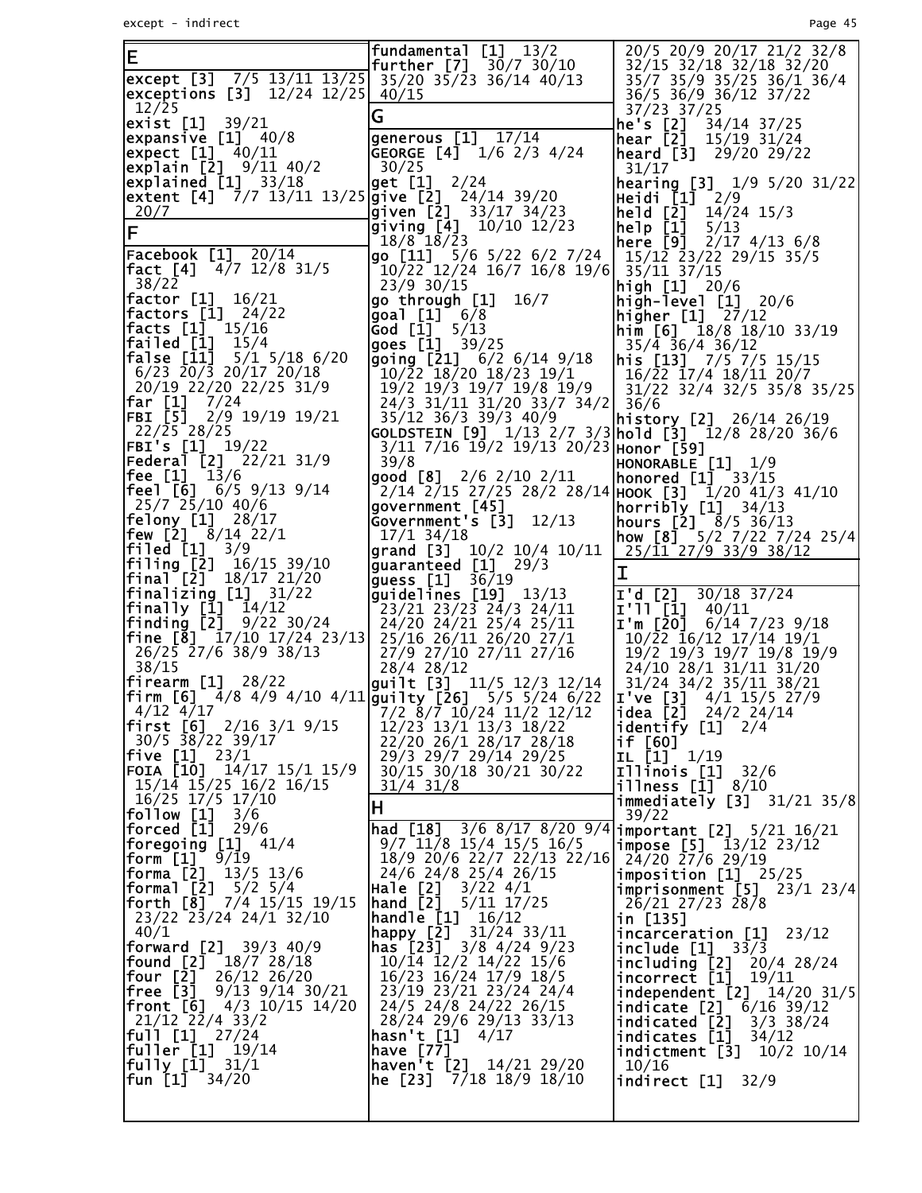## E

except [3] 7/5 13/11 13/25
exceptions [3] 12/24 12/25 12/25
exist [1] 39/21
expansive [1] 40/8
expect [1] 40/11
explain [2] 9/11 40/2
explained [1] 33/18
extent [4] 7/7 13/11 13/25 20/7

## F

Facebook [1] 20/14
fact [4] 4/7 12/8 31/5 38/22
factor [1] 16/21
factors [1] 24/22
facts [1] 15/16
failed [1] 15/4
false [11] 5/1 5/18 6/20 6/23 20/3 20/17 20/18 20/19 22/20 22/25 31/9
far [1] 7/24
FBI [5] 2/9 19/19 19/21 22/25 28/25
FBI's [1] 19/22
Federal [2] 22/21 31/9
fee [1] 13/6
feel [6] 6/5 9/13 9/14 25/7 25/10 40/6
felony [1] 28/17
few [2] 8/14 22/1
filed [1] 3/9
filing [2] 16/15 39/10
final [2] 18/17 21/20
finalizing [1] 31/22
finally [1] 14/12
finding [2] 9/22 30/24
fine [8] 17/10 17/24 23/13 26/25 27/6 38/9 38/13 38/15
firearm [1] 28/22
firm [6] 4/8 4/9 4/10 4/11 4/12 4/17
first [6] 2/16 3/1 9/15 30/5 38/22 39/17
five [1] 23/1
FOIA [10] 14/17 15/1 15/9 15/14 15/25 16/2 16/15 16/25 17/5 17/10
follow [1] 3/6
forced [1] 29/6
foregoing [1] 41/4
form [1] 9/19
forma [2] 13/5 13/6
formal [2] 5/2 5/4
forth [8] 7/4 15/15 19/15 23/22 23/24 24/1 32/10 40/1
forward [2] 39/3 40/9
found [2] 18/7 28/18
four [2] 26/12 26/20
free [3] 9/13 9/14 30/21
front [6] 4/3 10/15 14/20 21/12 22/4 33/2
full [1] 27/24
fuller [1] 19/14
fully [1] 31/1
fun [1] 34/20
fundamental [1] 13/2
further [7] 30/7 30/10 35/20 35/23 36/14 40/13 40/15

## G

generous [1] 17/14
GEORGE [4] 1/6 2/3 4/24 30/25
get [1] 2/24
give [2] 24/14 39/20
given [2] 33/17 34/23
giving [4] 10/10 12/23 18/8 18/23
go [11] 5/6 5/22 6/2 7/24 10/22 12/24 16/7 16/8 19/6 23/9 30/15
go through [1] 16/7
goal [1] 6/8
God [1] 5/13
goes [1] 39/25
going [21] 6/2 6/14 9/18 10/22 18/20 18/23 19/1 19/2 19/3 19/7 19/8 19/9 24/3 31/11 31/20 33/7 34/2 35/12 36/3 39/3 40/9
GOLDSTEIN [9] 1/13 2/7 3/3 3/11 7/16 19/2 19/13 20/23 39/8
good [8] 2/6 2/10 2/11 2/14 2/15 27/25 28/2 28/14
government [45]
Government's [3] 12/13 17/1 34/18
grand [3] 10/2 10/4 10/11
guaranteed [1] 29/3
guess [1] 36/19
guidelines [19] 13/13 23/21 23/23 24/3 24/11 24/20 24/21 25/4 25/11 25/16 26/11 26/20 27/1 27/9 27/10 27/11 27/16 28/4 28/12
guilt [3] 11/5 12/3 12/14
guilty [26] 5/5 5/24 6/22 7/2 8/7 10/24 11/2 12/12 12/23 13/1 13/3 18/22 22/20 26/1 28/17 28/18 29/3 29/7 29/14 29/25 30/15 30/18 30/21 30/22 31/4 31/8

## H

had [18] 3/6 8/17 8/20 9/4 9/7 11/8 15/4 15/5 16/5 18/9 20/6 22/7 22/13 22/16 24/6 24/8 25/4 26/15
Hale [2] 3/22 4/1
hand [2] 5/11 17/25
handle [1] 16/12
happy [2] 31/24 33/11
has [23] 3/8 4/24 9/23 10/14 12/2 14/22 15/6 16/23 16/24 17/9 18/5 23/19 23/21 23/24 24/4 24/5 24/8 24/22 26/15 28/24 29/6 29/13 33/13
hasn't [1] 4/17
have [77]
haven't [2] 14/21 29/20
he [23] 7/18 18/9 18/10 20/5 20/9 20/17 21/2 32/8 32/15 32/18 32/18 32/20 35/7 35/9 35/25 36/1 36/4 36/5 36/9 36/12 37/22 37/23 37/25
he's [2] 34/14 37/25
hear [2] 15/19 31/24
heard [3] 29/20 29/22 31/17
hearing [3] 1/9 5/20 31/22
Heidi [1] 2/9
held [2] 14/24 15/3
help [1] 5/13
here [9] 2/17 4/13 6/8 15/12 23/22 29/15 35/5 35/11 37/15
high [1] 20/6
high-level [1] 20/6
higher [1] 27/12
him [6] 18/8 18/10 33/19 35/4 36/4 36/12
his [13] 7/5 7/5 15/15 16/22 17/4 18/11 20/7 31/22 32/4 32/5 35/8 35/25 36/6
history [2] 26/14 26/19
hold [3] 12/8 28/20 36/6
Honor [59]
HONORABLE [1] 1/9
honored [1] 33/15
HOOK [3] 1/20 41/3 41/10
horribly [1] 34/13
hours [2] 8/5 36/13
how [8] 5/2 7/22 7/24 25/4 25/11 27/9 33/9 38/12

## I

I'd [2] 30/18 37/24
I'll [1] 40/11
I'm [20] 6/14 7/23 9/18 10/22 16/12 17/14 19/1 19/2 19/3 19/7 19/8 19/9 24/10 28/1 31/11 31/20 31/24 34/2 35/11 38/21
I've [3] 4/1 15/5 27/9
idea [2] 24/2 24/14
identify [1] 2/4
if [60]
IL [1] 1/19
Illinois [1] 32/6
illness [1] 8/10
immediately [3] 31/21 35/8 39/22
important [2] 5/21 16/21
impose [5] 13/12 23/12 24/20 27/6 29/19
imposition [1] 25/25
imprisonment [5] 23/1 23/4 26/21 27/23 28/8
in [135]
incarceration [1] 23/12
include [1] 33/3
including [2] 20/4 28/24
incorrect [1] 19/11
independent [2] 14/20 31/5
indicate [2] 6/16 39/12
indicated [2] 3/3 38/24
indicates [1] 34/12
indictment [3] 10/2 10/14 10/16
indirect [1] 32/9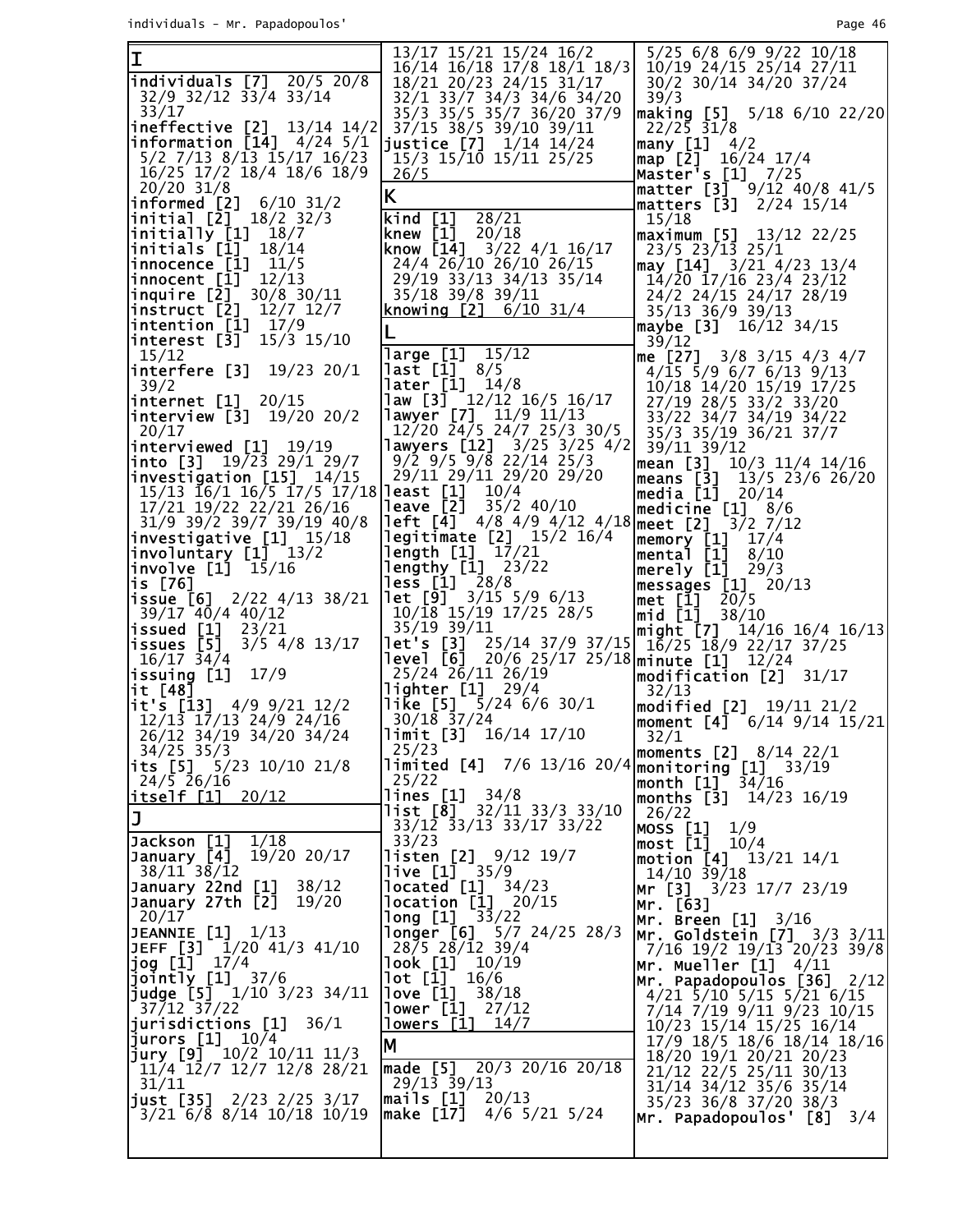## I

**individuals [7]** 20/5 20/8 32/9 32/12 33/4 33/14 33/17
**ineffective [2]** 13/14 14/2
**information [14]** 4/24 5/1 5/2 7/13 8/13 15/17 16/23 16/25 17/2 18/4 18/6 18/9 20/20 31/8
**informed [2]** 6/10 31/2
**initial [2]** 18/2 32/3
**initially [1]** 18/7
**initials [1]** 18/14
**innocence [1]** 11/5
**innocent [1]** 12/13
**inquire [2]** 30/8 30/11
**instruct [2]** 12/7 12/7
**intention [1]** 17/9
**interest [3]** 15/3 15/10 15/12
**interfere [3]** 19/23 20/1 39/2
**internet [1]** 20/15
**interview [3]** 19/20 20/2 20/17
**interviewed [1]** 19/19
**into [3]** 19/23 29/1 29/7
**investigation [15]** 14/15 15/13 16/1 16/5 17/5 17/18 17/21 19/22 22/21 26/16 31/9 39/2 39/7 39/19 40/8
**investigative [1]** 15/18
**involuntary [1]** 13/2
**involve [1]** 15/16
**is [76]**
**issue [6]** 2/22 4/13 38/21 39/17 40/4 40/12
**issued [1]** 23/21
**issues [5]** 3/5 4/8 13/17 16/17 34/4
**issuing [1]** 17/9
**it [48]**
**it's [13]** 4/9 9/21 12/2 12/13 17/13 24/9 24/16 26/12 34/19 34/20 34/24 34/25 35/3
**its [5]** 5/23 10/10 21/8 24/5 26/16
**itself [1]** 20/12

## J

**Jackson [1]** 1/18
**January [4]** 19/20 20/17 38/11 38/12
**January 22nd [1]** 38/12
**January 27th [2]** 19/20 20/17
**JEANNIE [1]** 1/13
**JEFF [3]** 1/20 41/3 41/10
**jog [1]** 17/4
**jointly [1]** 37/6
**judge [5]** 1/10 3/23 34/11 37/12 37/22
**jurisdictions [1]** 36/1
**jurors [1]** 10/4
**jury [9]** 10/2 10/11 11/3 11/4 12/7 12/7 12/8 28/21 31/11
**just [35]** 2/23 2/25 3/17 3/21 6/8 8/14 10/18 10/19 13/17 15/21 15/24 16/2 16/14 16/18 17/8 18/1 18/3 18/21 20/23 24/15 31/17 32/1 33/7 34/3 34/6 34/20 35/3 35/5 35/7 36/20 37/9 37/15 38/5 39/10 39/11
**justice [7]** 1/14 14/24 15/3 15/10 15/11 25/25 26/5

## K

**kind [1]** 28/21
**knew [1]** 20/18
**know [14]** 3/22 4/1 16/17 24/4 26/10 26/10 26/15 29/19 33/13 34/13 35/14 35/18 39/8 39/11
**knowing [2]** 6/10 31/4

## L

**large [1]** 15/12
**last [1]** 8/5
**later [1]** 14/8
**law [3]** 12/12 16/5 16/17
**lawyer [7]** 11/9 11/13 12/20 24/5 24/7 25/3 30/5
**lawyers [12]** 3/25 3/25 4/2 9/2 9/5 9/8 22/14 25/3 29/11 29/11 29/20 29/20
**least [1]** 10/4
**leave [2]** 35/2 40/10
**left [4]** 4/8 4/9 4/12 4/18
**legitimate [2]** 15/2 16/4
**length [1]** 17/21
**lengthy [1]** 23/22
**less [1]** 28/8
**let [9]** 3/15 5/9 6/13 10/18 15/19 17/25 28/5 35/19 39/11
**let's [3]** 25/14 37/9 37/15
**level [6]** 20/6 25/17 25/18 25/24 26/11 26/19
**lighter [1]** 29/4
**like [5]** 5/24 6/6 30/1 30/18 37/24
**limit [3]** 16/14 17/10 25/23
**limited [4]** 7/6 13/16 20/4 25/22
**lines [1]** 34/8
**list [8]** 32/11 33/3 33/10 33/12 33/13 33/17 33/22 33/23
**listen [2]** 9/12 19/7
**live [1]** 35/9
**located [1]** 34/23
**location [1]** 20/15
**long [1]** 33/22
**longer [6]** 5/7 24/25 28/3 28/5 28/12 39/4
**look [1]** 10/19
**lot [1]** 16/6
**love [1]** 38/18
**lower [1]** 27/12
**lowers [1]** 14/7

## M

**made [5]** 20/3 20/16 20/18 29/13 39/13
**mails [1]** 20/13
**make [17]** 4/6 5/21 5/24 5/25 6/8 6/9 9/22 10/18 10/19 24/15 25/14 27/11 30/2 30/14 34/20 37/24 39/3
**making [5]** 5/18 6/10 22/20 22/25 31/8
**many [1]** 4/2
**map [2]** 16/24 17/4
**Master's [1]** 7/25
**matter [3]** 9/12 40/8 41/5
**matters [3]** 2/24 15/14 15/18
**maximum [5]** 13/12 22/25 23/5 23/13 25/1
**may [14]** 3/21 4/23 13/4 14/20 17/16 23/4 23/12 24/2 24/15 24/17 28/19 35/13 36/9 39/13
**maybe [3]** 16/12 34/15 39/12
**me [27]** 3/8 3/15 4/3 4/7 4/15 5/9 6/7 6/13 9/13 10/18 14/20 15/19 17/25 27/19 28/5 33/2 33/20 33/22 34/7 34/19 34/22 35/3 35/19 36/21 37/7 39/11 39/12
**mean [3]** 10/3 11/4 14/16
**means [3]** 13/5 23/6 26/20
**media [1]** 20/14
**medicine [1]** 8/6
**meet [2]** 3/2 7/12
**memory [1]** 17/4
**mental [1]** 8/10
**merely [1]** 29/3
**messages [1]** 20/13
**met [1]** 20/5
**mid [1]** 38/10
**might [7]** 14/16 16/4 16/13 16/25 18/9 22/17 37/25
**minute [1]** 12/24
**modification [2]** 31/17 32/13
**modified [2]** 19/11 21/2
**moment [4]** 6/14 9/14 15/21 32/1
**moments [2]** 8/14 22/1
**monitoring [1]** 33/19
**month [1]** 34/16
**months [3]** 14/23 16/19 26/22
**MOSS [1]** 1/9
**most [1]** 10/4
**motion [4]** 13/21 14/1 14/10 39/18
**Mr [3]** 3/23 17/7 23/19
**Mr. [63]**
**Mr. Breen [1]** 3/16
**Mr. Goldstein [7]** 3/3 3/11 7/16 19/2 19/13 20/23 39/8
**Mr. Mueller [1]** 4/11
**Mr. Papadopoulos [36]** 2/12 4/21 5/10 5/15 5/21 6/15 7/14 7/19 9/11 9/23 10/15 10/23 15/14 15/25 16/14 17/9 18/5 18/6 18/14 18/16 18/20 19/1 20/21 20/23 21/12 22/5 25/11 30/13 31/14 34/12 35/6 35/14 35/23 36/8 37/20 38/3
**Mr. Papadopoulos' [8]** 3/4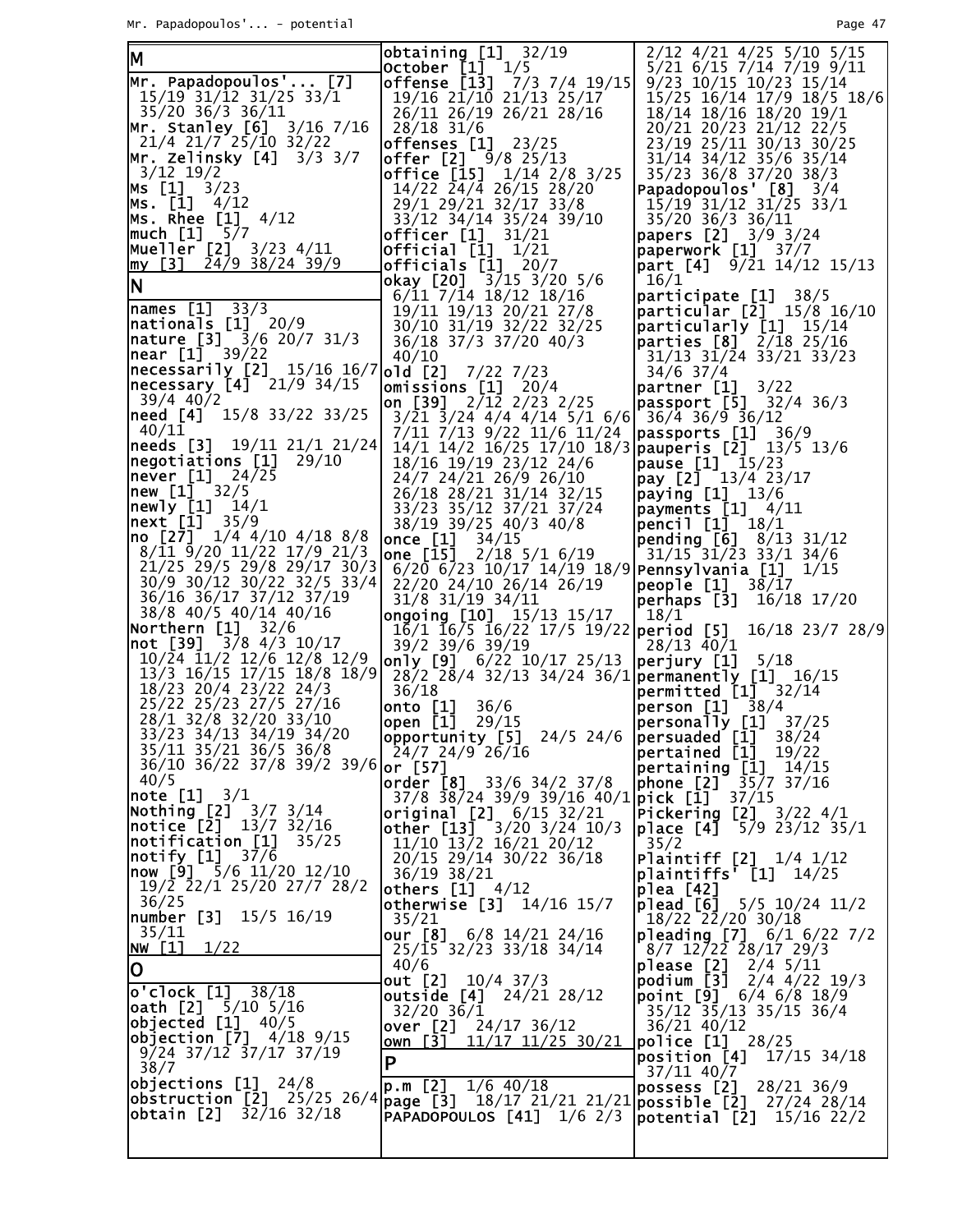**M**

**Mr. Papadopoulos'... [7]** 15/19 31/12 31/25 33/1 35/20 36/3 36/11
**Mr. Stanley [6]** 3/16 7/16 21/4 21/7 25/10 32/22
**Mr. Zelinsky [4]** 3/3 3/7 3/12 19/2
**Ms [1]** 3/23
**Ms. [1]** 4/12
**Ms. Rhee [1]** 4/12
**much [1]** 5/7
**Mueller [2]** 3/23 4/11
**my [3]** 24/9 38/24 39/9

**N**

**names [1]** 33/3
**nationals [1]** 20/9
**nature [3]** 3/6 20/7 31/3
**near [1]** 39/22
**necessarily [2]** 15/16 16/7
**necessary [4]** 21/9 34/15 39/4 40/2
**need [4]** 15/8 33/22 33/25 40/11
**needs [3]** 19/11 21/1 21/24
**negotiations [1]** 29/10
**never [1]** 24/25
**new [1]** 32/5
**newly [1]** 14/1
**next [1]** 35/9
**no [27]** 1/4 4/10 4/18 8/8 8/11 9/20 11/22 17/9 21/3 21/25 29/5 29/8 29/17 30/3 30/9 30/12 30/22 32/5 33/4 36/16 36/17 37/12 37/19 38/8 40/5 40/14 40/16
**Northern [1]** 32/6
**not [39]** 3/8 4/3 10/17 10/24 11/2 12/6 12/8 12/9 13/3 16/15 17/15 18/8 18/9 18/23 20/4 23/22 24/3 25/22 25/23 27/5 27/16 28/1 32/8 32/20 33/10 33/23 34/13 34/19 34/20 35/11 35/21 36/5 36/8 36/10 36/22 37/8 39/2 39/6 40/5
**note [1]** 3/1
**Nothing [2]** 3/7 3/14
**notice [2]** 13/7 32/16
**notification [1]** 35/25
**notify [1]** 37/6
**now [9]** 5/6 11/20 12/10 19/2 22/1 25/20 27/7 28/2 36/25
**number [3]** 15/5 16/19 35/11
**NW [1]** 1/22

**O**

**o'clock [1]** 38/18
**oath [2]** 5/10 5/16
**objected [1]** 40/5
**objection [7]** 4/18 9/15 9/24 37/12 37/17 37/19 38/7
**objections [1]** 24/8
**obstruction [2]** 25/25 26/4
**obtain [2]** 32/16 32/18
**obtaining [1]** 32/19
**October [1]** 1/5
**offense [13]** 7/3 7/4 19/15 19/16 21/10 21/13 25/17 26/11 26/19 26/21 28/16 28/18 31/6
**offenses [1]** 23/25
**offer [2]** 9/8 25/13
**office [15]** 1/14 2/8 3/25 14/22 24/4 26/15 28/20 29/1 29/21 32/17 33/8 33/12 34/14 35/24 39/10
**officer [1]** 31/21
**Official [1]** 1/21
**officials [1]** 20/7
**okay [20]** 3/15 3/20 5/6 6/11 7/14 18/12 18/16 19/11 19/13 20/21 27/8 30/10 31/19 32/22 32/25 36/18 37/3 37/20 40/3 40/10
**old [2]** 7/22 7/23
**omissions [1]** 20/4
**on [39]** 2/12 2/23 2/25 3/21 3/24 4/4 4/14 5/1 6/6 7/11 7/13 9/22 11/6 11/24 14/1 14/2 16/25 17/10 18/3 18/16 19/19 23/12 24/6 24/7 24/21 26/9 26/10 26/18 28/21 31/14 32/15 33/23 35/12 37/21 37/24 38/19 39/25 40/3 40/8
**once [1]** 34/15
**one [15]** 2/18 5/1 6/19 6/20 6/23 10/17 14/19 18/9 22/20 24/10 26/14 26/19 31/8 31/19 34/11
**ongoing [10]** 15/13 15/17 16/1 16/5 16/22 17/5 19/22 39/2 39/6 39/19
**only [9]** 6/22 10/17 25/13 28/2 28/4 32/13 34/24 36/1 36/18
**onto [1]** 36/6
**open [1]** 29/15
**opportunity [5]** 24/5 24/6 24/7 24/9 26/16
**or [57]**
**order [8]** 33/6 34/2 37/8 37/8 38/24 39/9 39/16 40/1
**original [2]** 6/15 32/21
**other [13]** 3/20 3/24 10/3 11/10 13/2 16/21 20/12 20/15 29/14 30/22 36/18 36/19 38/21
**others [1]** 4/12
**otherwise [3]** 14/16 15/7 35/21
**our [8]** 6/8 14/21 24/16 25/15 32/23 33/18 34/14 40/6
**out [2]** 10/4 37/3
**outside [4]** 24/21 28/12 32/20 36/1
**over [2]** 24/17 36/12
**own [3]** 11/17 11/25 30/21

**P**

**p.m [2]** 1/6 40/18
**page [3]** 18/17 21/21 21/21
**PAPADOPOULOS [41]** 1/6 2/3 2/12 4/21 4/25 5/10 5/15 5/21 6/15 7/14 7/19 9/11 9/23 10/15 10/23 15/14 15/25 16/14 17/9 18/5 18/6 18/14 18/16 18/20 19/1 20/21 20/23 21/12 22/5 23/19 25/11 30/13 30/25 31/14 34/12 35/6 35/14 35/23 36/8 37/20 38/3
**Papadopoulos' [8]** 3/4 15/19 31/12 31/25 33/1 35/20 36/3 36/11
**papers [2]** 3/9 3/24
**paperwork [1]** 37/7
**part [4]** 9/21 14/12 15/13 16/1
**participate [1]** 38/5
**particular [2]** 15/8 16/10
**particularly [1]** 15/14
**parties [8]** 2/18 25/16 31/13 31/24 33/21 33/23 34/6 37/4
**partner [1]** 3/22
**passport [5]** 32/4 36/3 36/4 36/9 36/12
**passports [1]** 36/9
**pauperis [2]** 13/5 13/6
**pause [1]** 15/23
**pay [2]** 13/4 23/17
**paying [1]** 13/6
**payments [1]** 4/11
**pencil [1]** 18/1
**pending [6]** 8/13 31/12 31/15 31/23 33/1 34/6
**Pennsylvania [1]** 1/15
**people [1]** 38/17
**perhaps [3]** 16/18 17/20 18/1
**period [5]** 16/18 23/7 28/9 28/13 40/1
**perjury [1]** 5/18
**permanently [1]** 16/15
**permitted [1]** 32/14
**person [1]** 38/4
**personally [1]** 37/25
**persuaded [1]** 38/24
**pertained [1]** 19/22
**pertaining [1]** 14/15
**phone [2]** 35/7 37/16
**pick [1]** 37/15
**Pickering [2]** 3/22 4/1
**place [4]** 5/9 23/12 35/1 35/2
**Plaintiff [2]** 1/4 1/12
**plaintiffs' [1]** 14/25
**plea [42]**
**plead [6]** 5/5 10/24 11/2 18/22 22/20 30/18
**pleading [7]** 6/1 6/22 7/2 8/7 12/22 28/17 29/3
**please [2]** 2/4 5/11
**podium [3]** 2/4 4/22 19/3
**point [9]** 6/4 6/8 18/9 35/12 35/13 35/15 36/4 36/21 40/12
**police [1]** 28/25
**position [4]** 17/15 34/18 37/11 40/7
**possess [2]** 28/21 36/9
**possible [2]** 27/24 28/14
**potential [2]** 15/16 22/2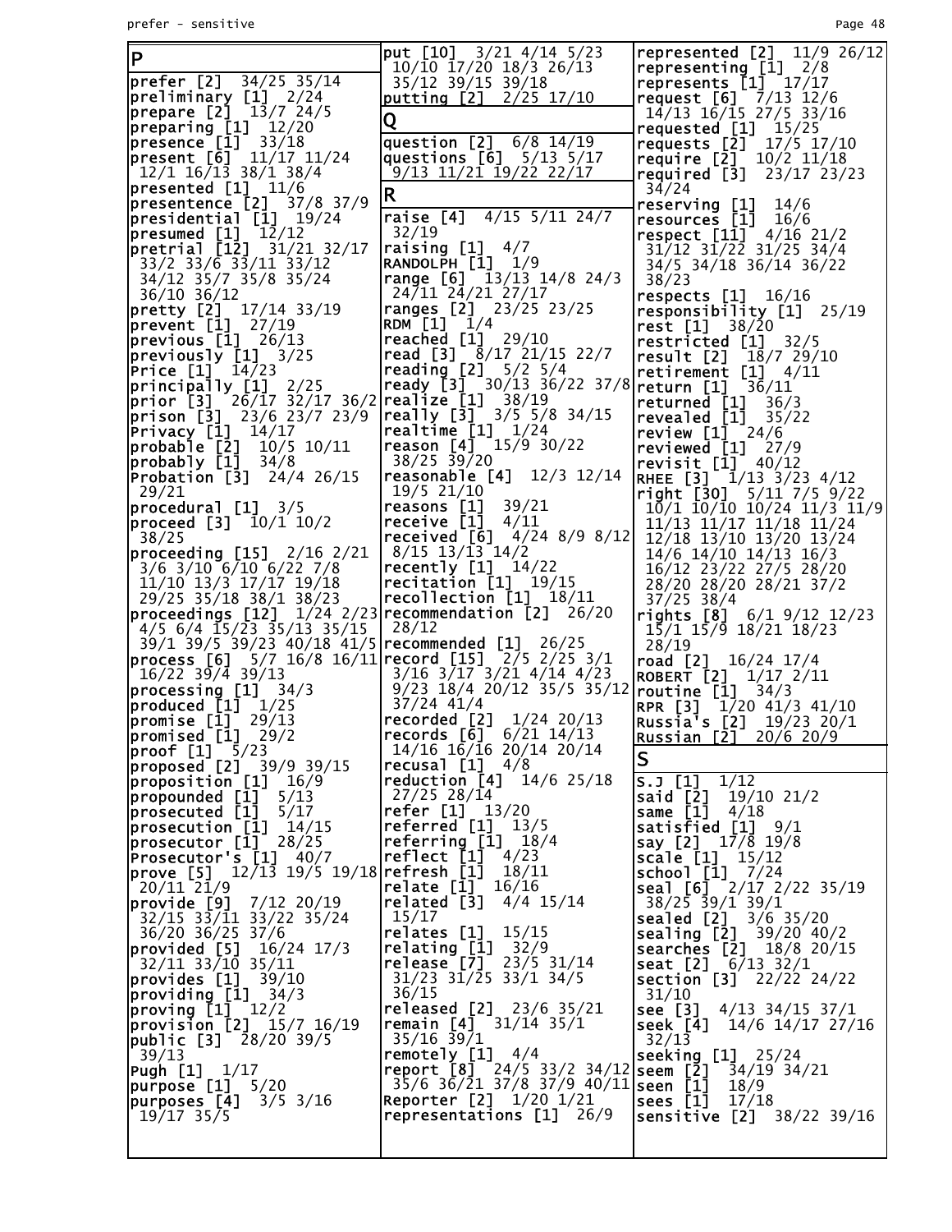## P

prefer [2] 34/25 35/14
preliminary [1] 2/24
prepare [2] 13/7 24/5
preparing [1] 12/20
presence [1] 33/18
present [6] 11/17 11/24 12/1 16/13 38/1 38/4
presented [1] 11/6
presentence [2] 37/8 37/9
presidential [1] 19/24
presumed [1] 12/12
pretrial [12] 31/21 32/17 33/2 33/6 33/11 33/12 34/12 35/7 35/8 35/24 36/10 36/12
pretty [2] 17/14 33/19
prevent [1] 27/19
previous [1] 26/13
previously [1] 3/25
Price [1] 14/23
principally [1] 2/25
prior [3] 26/17 32/17 36/2
prison [3] 23/6 23/7 23/9
Privacy [1] 14/17
probable [2] 10/5 10/11
probably [1] 34/8
Probation [3] 24/4 26/15 29/21
procedural [1] 3/5
proceed [3] 10/1 10/2 38/25
proceeding [15] 2/16 2/21 3/6 3/10 6/10 6/22 7/8 11/10 13/3 17/17 19/18 29/25 35/18 38/1 38/23
proceedings [12] 1/24 2/23 4/5 6/4 15/23 35/13 35/15 39/1 39/5 39/23 40/18 41/5
process [6] 5/7 16/8 16/11 16/22 39/4 39/13
processing [1] 34/3
produced [1] 1/25
promise [1] 29/13
promised [1] 29/2
proof [1] 5/23
proposed [2] 39/9 39/15
proposition [1] 16/9
propounded [1] 5/13
prosecuted [1] 5/17
prosecution [1] 14/15
prosecutor [1] 28/25
Prosecutor's [1] 40/7
prove [5] 12/13 19/5 19/18 20/11 21/9
provide [9] 7/12 20/19 32/15 33/11 33/22 35/24 36/20 36/25 37/6
provided [5] 16/24 17/3 32/11 33/10 35/11
provides [1] 39/10
providing [1] 34/3
proving [1] 12/2
provision [2] 15/7 16/19
public [3] 28/20 39/5 39/13
Pugh [1] 1/17
purpose [1] 5/20
purposes [4] 3/5 3/16 19/17 35/5
put [10] 3/21 4/14 5/23 10/10 17/20 18/3 26/13 35/12 39/15 39/18
putting [2] 2/25 17/10

## Q

question [2] 6/8 14/19
questions [6] 5/13 5/17 9/13 11/21 19/22 22/17

## R

raise [4] 4/15 5/11 24/7 32/19
raising [1] 4/7
RANDOLPH [1] 1/9
range [6] 13/13 14/8 24/3 24/11 24/21 27/17
ranges [2] 23/25 23/25
RDM [1] 1/4
reached [1] 29/10
read [3] 8/17 21/15 22/7
reading [2] 5/2 5/4
ready [3] 30/13 36/22 37/8
realize [1] 38/19
really [3] 3/5 5/8 34/15
realtime [1] 1/24
reason [4] 15/9 30/22 38/25 39/20
reasonable [4] 12/3 12/14 19/5 21/10
reasons [1] 39/21
receive [1] 4/11
received [6] 4/24 8/9 8/12 8/15 13/13 14/2
recently [1] 14/22
recitation [1] 19/15
recollection [1] 18/11
recommendation [2] 26/20 28/12
recommended [1] 26/25
record [15] 2/5 2/25 3/1 3/16 3/17 3/21 4/14 4/23 9/23 18/4 20/12 35/5 35/12 37/24 41/4
recorded [2] 1/24 20/13
records [6] 6/21 14/13 14/16 16/16 20/14 20/14
recusal [1] 4/8
reduction [4] 14/6 25/18 27/25 28/14
refer [1] 13/20
referred [1] 13/5
referring [1] 18/4
reflect [1] 4/23
refresh [1] 18/11
relate [1] 16/16
related [3] 4/4 15/14 15/17
relates [1] 15/15
relating [1] 32/9
release [7] 23/5 31/14 31/23 31/25 33/1 34/5 36/15
released [2] 23/6 35/21
remain [4] 31/14 35/1 35/16 39/1
remotely [1] 4/4
report [8] 24/5 33/2 34/12 35/6 36/21 37/8 37/9 40/11
Reporter [2] 1/20 1/21
representations [1] 26/9
represented [2] 11/9 26/12
representing [1] 2/8
represents [1] 17/17
request [6] 7/13 12/6 14/13 16/15 27/5 33/16
requested [1] 15/25
requests [2] 17/5 17/10
require [2] 10/2 11/18
required [3] 23/17 23/23 34/24
reserving [1] 14/6
resources [1] 16/6
respect [11] 4/16 21/2 31/12 31/22 31/25 34/4 34/5 34/18 36/14 36/22 38/23
respects [1] 16/16
responsibility [1] 25/19
rest [1] 38/20
restricted [1] 32/5
result [2] 18/7 29/10
retirement [1] 4/11
return [1] 36/11
returned [1] 36/3
revealed [1] 35/22
review [1] 24/6
reviewed [1] 27/9
revisit [1] 40/12
RHEE [3] 1/13 3/23 4/12
right [30] 5/11 7/5 9/22 10/1 10/10 10/24 11/3 11/9 11/13 11/17 11/18 11/24 12/18 13/10 13/20 13/24 14/6 14/10 14/13 16/3 16/12 23/22 27/5 28/20 28/20 28/21 37/2 37/25 38/4
rights [8] 6/1 9/12 12/23 15/1 15/9 18/21 18/23 28/19
road [2] 16/24 17/4
ROBERT [2] 1/17 2/11
routine [1] 34/3
RPR [3] 1/20 41/3 41/10
Russia's [2] 19/23 20/1
Russian [2] 20/6 20/9

## S

S.J [1] 1/12
said [2] 19/10 21/2
same [1] 4/18
satisfied [1] 9/1
say [2] 17/8 19/8
scale [1] 15/12
school [1] 7/24
seal [6] 2/17 2/22 35/19 38/25 39/1 39/4
sealed [2] 3/6 35/20
sealing [2] 39/20 40/2
searches [2] 18/8 20/15
seat [2] 6/13 32/1
section [3] 22/22 24/22 31/10
see [3] 4/13 34/15 37/1
seek [4] 14/6 14/17 27/16 32/13
seeking [1] 25/24
seem [2] 34/19 34/21
seen [1] 18/9
sees [1] 17/18
sensitive [2] 38/22 39/16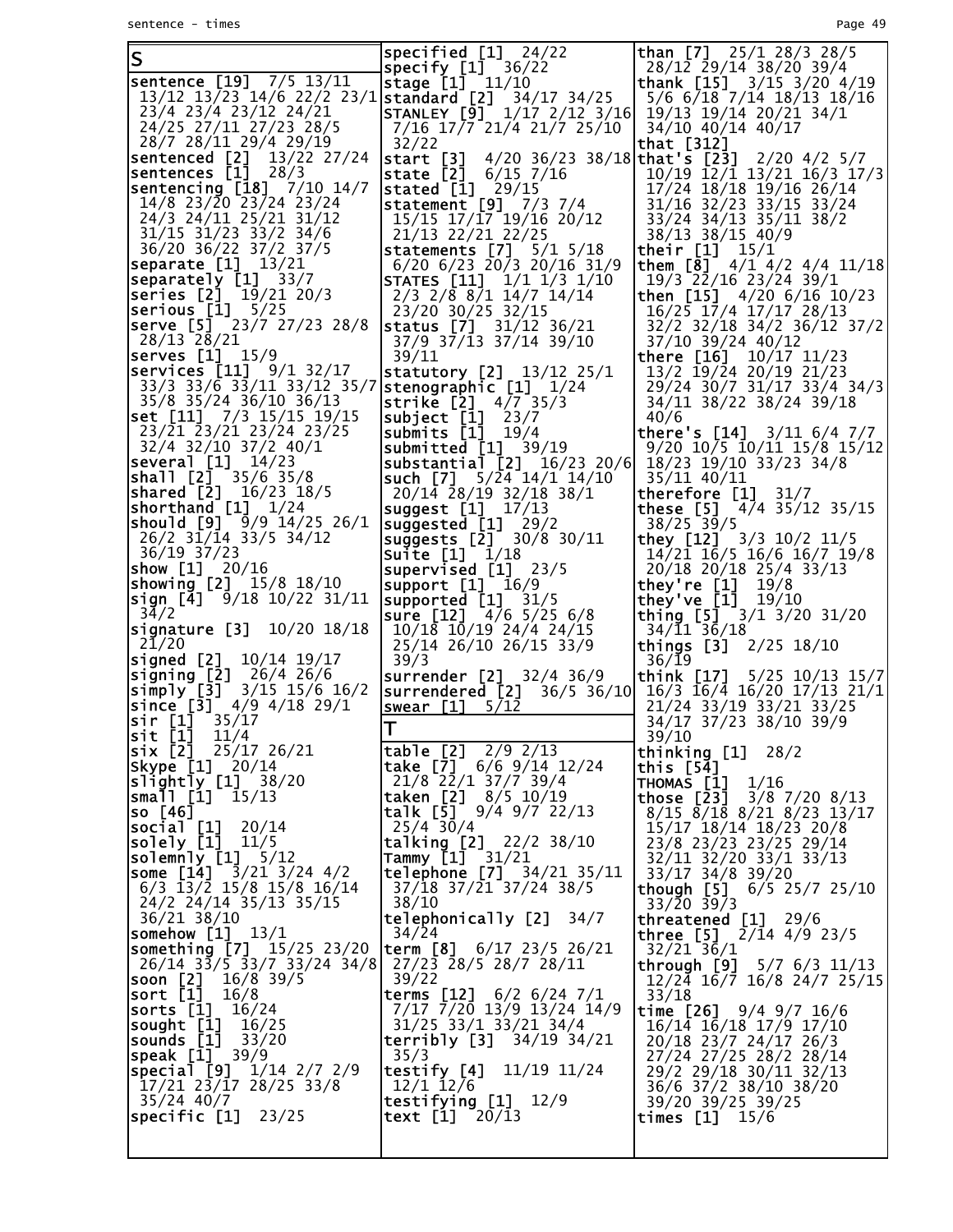## S

**sentence [19]** 7/5 13/11 13/12 13/23 14/6 22/2 23/1 23/4 23/4 23/12 24/21 24/25 27/11 27/23 28/5 28/7 28/11 29/4 29/19
**sentenced [2]** 13/22 27/24
**sentences [1]** 28/3
**sentencing [18]** 7/10 14/7 14/8 23/20 23/24 23/24 24/3 24/11 25/21 31/12 31/15 31/23 33/2 34/6 36/20 36/22 37/2 37/5
**separate [1]** 13/21
**separately [1]** 33/7
**series [2]** 19/21 20/3
**serious [1]** 5/25
**serve [5]** 23/7 27/23 28/8 28/13 28/21
**serves [1]** 15/9
**services [11]** 9/1 32/17 33/3 33/6 33/11 33/12 35/7 35/8 35/24 36/10 36/13
**set [11]** 7/3 15/15 19/15 23/21 23/21 23/24 23/25 32/4 32/10 37/2 40/1
**several [1]** 14/23
**shall [2]** 35/6 35/8
**shared [2]** 16/23 18/5
**shorthand [1]** 1/24
**should [9]** 9/9 14/25 26/1 26/2 31/14 33/5 34/12 36/19 37/23
**show [1]** 20/16
**showing [2]** 15/8 18/10
**sign [4]** 9/18 10/22 31/11 34/2
**signature [3]** 10/20 18/18 21/20
**signed [2]** 10/14 19/17
**signing [2]** 26/4 26/6
**simply [3]** 3/15 15/6 16/2
**since [3]** 4/9 4/18 29/1
**sir [1]** 35/17
**sit [1]** 11/4
**six [2]** 25/17 26/21
**Skype [1]** 20/14
**slightly [1]** 38/20
**small [1]** 15/13
**so [46]**
**social [1]** 20/14
**solely [1]** 11/5
**solemnly [1]** 5/12
**some [14]** 3/21 3/24 4/2 6/3 13/2 15/8 15/8 16/14 24/2 24/14 35/13 35/15 36/21 38/10
**somehow [1]** 13/1
**something [7]** 15/25 23/20 26/14 33/5 33/7 33/24 34/8
**soon [2]** 16/8 39/5
**sort [1]** 16/8
**sorts [1]** 16/24
**sought [1]** 16/25
**sounds [1]** 33/20
**speak [1]** 39/9
**special [9]** 1/14 2/7 2/9 17/21 23/17 28/25 33/8 35/24 40/7
**specific [1]** 23/25
**specified [1]** 24/22
**specify [1]** 36/22
**stage [1]** 11/10
**standard [2]** 34/17 34/25
**STANLEY [9]** 1/17 2/12 3/16 7/16 17/7 21/4 21/7 25/10 32/22
**start [3]** 4/20 36/23 38/18
**state [2]** 6/15 7/16
**stated [1]** 29/15
**statement [9]** 7/3 7/4 15/15 17/17 19/16 20/12 21/13 22/21 22/25
**statements [7]** 5/1 5/18 6/20 6/23 20/3 20/16 31/9
**STATES [11]** 1/1 1/3 1/10 2/3 2/8 8/1 14/7 14/14 23/20 30/25 32/15
**status [7]** 31/12 36/21 37/9 37/13 37/14 39/10 39/11
**statutory [2]** 13/12 25/1
**stenographic [1]** 1/24
**strike [2]** 4/7 35/3
**subject [1]** 23/7
**submits [1]** 19/4
**submitted [1]** 39/19
**substantial [2]** 16/23 20/6
**such [7]** 5/24 14/1 14/10 20/14 28/19 32/18 38/1
**suggest [1]** 17/13
**suggested [1]** 29/2
**suggests [2]** 30/8 30/11
**Suite [1]** 1/18
**supervised [1]** 23/5
**support [1]** 16/9
**supported [1]** 31/5
**sure [12]** 4/6 5/25 6/8 10/18 10/19 24/4 24/15 25/14 26/10 26/15 33/9 39/3
**surrender [2]** 32/4 36/9
**surrendered [2]** 36/5 36/10
**swear [1]** 5/12

## T

**table [2]** 2/9 2/13
**take [7]** 6/6 9/14 12/24 21/8 22/1 37/7 39/4
**taken [2]** 8/5 10/19
**talk [5]** 9/4 9/7 22/13 25/4 30/4
**talking [2]** 22/2 38/10
**Tammy [1]** 31/21
**telephone [7]** 34/21 35/11 37/18 37/21 37/24 38/5 38/10
**telephonically [2]** 34/7 34/24
**term [8]** 6/17 23/5 26/21 27/23 28/5 28/7 28/11 39/22
**terms [12]** 6/2 6/24 7/1 7/17 7/20 13/9 13/24 14/9 31/25 33/1 33/21 34/4
**terribly [3]** 34/19 34/21 35/3
**testify [4]** 11/19 11/24 12/1 12/6
**testifying [1]** 12/9
**text [1]** 20/13
**than [7]** 25/1 28/3 28/5 28/12 29/14 38/20 39/4
**thank [15]** 3/15 3/20 4/19 5/6 6/18 7/14 18/13 18/16 19/13 19/14 20/21 34/1 34/10 40/14 40/17
**that [312]**
**that's [23]** 2/20 4/2 5/7 10/19 12/1 13/21 16/3 17/3 17/24 18/18 19/16 26/14 31/16 32/23 33/15 33/24 33/24 34/13 35/11 38/2 38/13 38/15 40/9
**their [1]** 15/1
**them [8]** 4/1 4/2 4/4 11/18 19/3 22/16 23/24 39/1
**then [15]** 4/20 6/16 10/23 16/25 17/4 17/17 28/13 32/2 32/18 34/2 36/12 37/2 37/10 39/24 40/12
**there [16]** 10/17 11/23 13/2 19/24 20/19 21/23 29/24 30/7 31/17 33/4 34/3 34/11 38/22 38/24 39/18 40/6
**there's [14]** 3/11 6/4 7/7 9/20 10/5 10/11 15/8 15/12 18/23 19/10 33/23 34/8 35/11 40/11
**therefore [1]** 31/7
**these [5]** 4/4 35/12 35/15 38/25 39/5
**they [12]** 3/3 10/2 11/5 14/21 16/5 16/6 16/7 19/8 20/18 20/18 25/4 33/13
**they're [1]** 19/8
**they've [1]** 19/10
**thing [5]** 3/1 3/20 31/20 34/11 36/18
**things [3]** 2/25 18/10 36/19
**think [17]** 5/25 10/13 15/7 16/3 16/4 16/20 17/13 21/1 21/24 33/19 33/21 33/25 34/17 37/23 38/10 39/9 39/10
**thinking [1]** 28/2
**this [54]**
**THOMAS [1]** 1/16
**those [23]** 3/8 7/20 8/13 8/15 8/18 8/21 8/23 13/17 15/17 18/14 18/23 20/8 23/8 23/23 23/25 29/14 32/11 32/20 33/1 33/13 33/17 34/8 39/20
**though [5]** 6/5 25/7 25/10 33/20 39/3
**threatened [1]** 29/6
**three [5]** 2/14 4/9 23/5 32/21 36/1
**through [9]** 5/7 6/3 11/13 12/24 16/7 16/8 24/7 25/15 33/18
**time [26]** 9/4 9/7 16/6 16/14 16/18 17/9 17/10 20/18 23/7 24/17 26/3 27/24 27/25 28/2 28/14 29/2 29/18 30/11 32/13 36/6 37/2 38/10 38/20 39/20 39/25 39/25
**times [1]** 15/6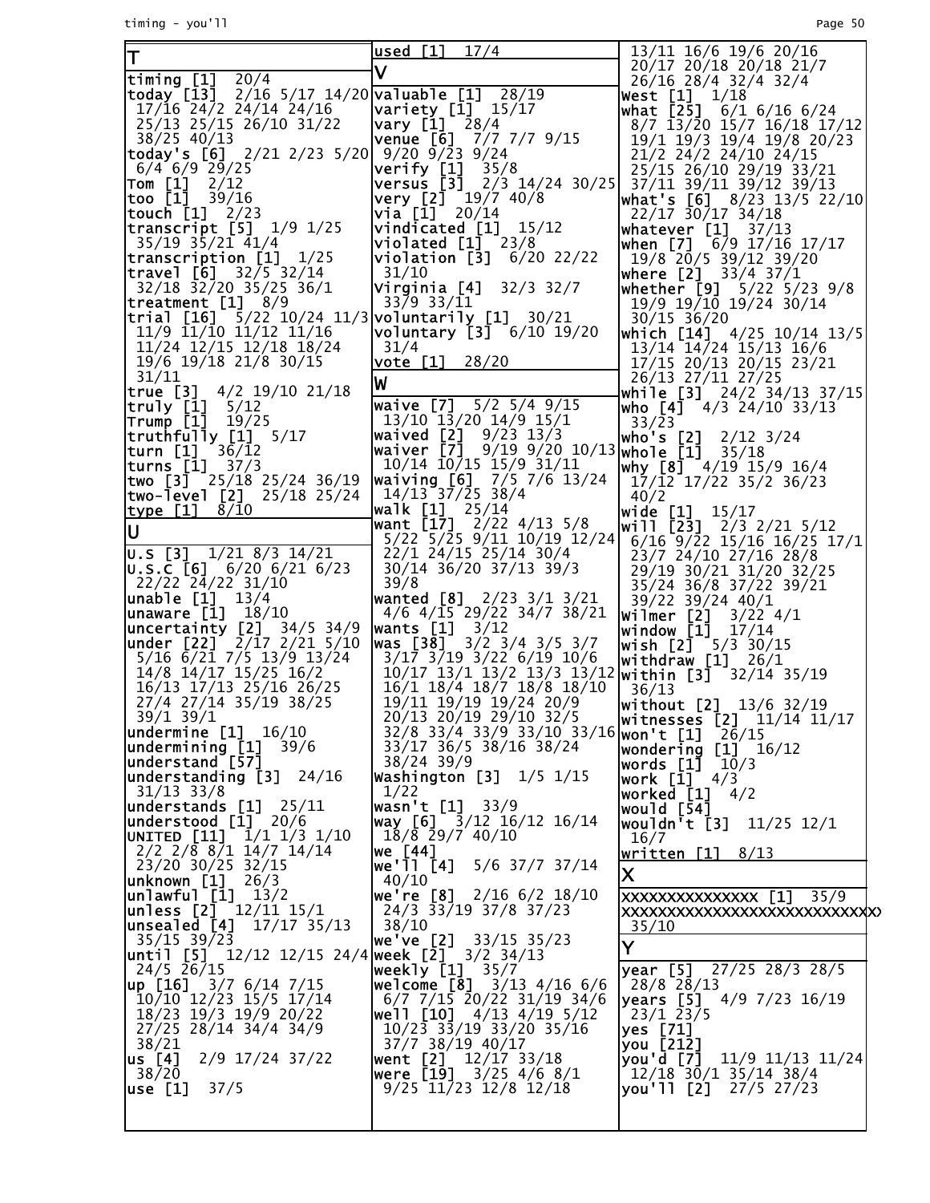## T

timing [1] 20/4
today [13] 2/16 5/17 14/20 17/16 24/2 24/14 24/16 25/13 25/15 26/10 31/22 38/25 40/13
today's [6] 2/21 2/23 5/20 6/4 6/9 29/25
Tom [1] 2/12
too [1] 39/16
touch [1] 2/23
transcript [5] 1/9 1/25 35/19 35/21 41/4
transcription [1] 1/25
travel [6] 32/5 32/14 32/18 32/20 35/25 36/1
treatment [1] 8/9
trial [16] 5/22 10/24 11/3 11/9 11/10 11/12 11/16 11/24 12/15 12/18 18/24 19/6 19/18 21/8 30/15 31/11
true [3] 4/2 19/10 21/18
truly [1] 5/12
Trump [1] 19/25
truthfully [1] 5/17
turn [1] 36/12
turns [1] 37/3
two [3] 25/18 25/24 36/19
two-level [2] 25/18 25/24
type [1] 8/10

## U

U.S [3] 1/21 8/3 14/21
U.S.C [6] 6/20 6/21 6/23 22/22 24/22 31/10
unable [1] 13/4
unaware [1] 18/10
uncertainty [2] 34/5 34/9
under [22] 2/17 2/21 5/10 5/16 6/21 7/5 13/9 13/24 14/8 14/17 15/25 16/2 16/13 17/13 25/16 26/25 27/4 27/14 35/19 38/25 39/1 39/1
undermine [1] 16/10
undermining [1] 39/6
understand [57]
understanding [3] 24/16 31/13 33/8
understands [1] 25/11
understood [1] 20/6
UNITED [11] 1/1 1/3 1/10 2/2 2/8 8/1 14/7 14/14 23/20 30/25 32/15
unknown [1] 26/3
unlawful [1] 13/2
unless [2] 12/11 15/1
unsealed [4] 17/17 35/13 35/15 39/23
until [5] 12/12 12/15 24/4 24/5 26/15
up [16] 3/7 6/14 7/15 10/10 12/23 15/5 17/14 18/23 19/3 19/9 20/22 27/25 28/14 34/4 34/9 38/21
us [4] 2/9 17/24 37/22 38/20
use [1] 37/5
used [1] 17/4

## V

valuable [1] 28/19
variety [1] 15/17
vary [1] 28/4
venue [6] 7/7 7/7 9/15 9/20 9/23 9/24
verify [1] 35/8
versus [3] 2/3 14/24 30/25
very [2] 19/7 40/8
via [1] 20/14
vindicated [1] 15/12
violated [1] 23/8
violation [3] 6/20 22/22 31/10
Virginia [4] 32/3 32/7 33/9 33/11
voluntarily [1] 30/21
voluntary [3] 6/10 19/20 31/4
vote [1] 28/20

## W

waive [7] 5/2 5/4 9/15 13/10 13/20 14/9 15/1
waived [2] 9/23 13/3
waiver [7] 9/19 9/20 10/13 10/14 10/15 15/9 31/11
waiving [6] 7/5 7/6 13/24 14/13 37/25 38/4
walk [1] 25/14
want [17] 2/22 4/13 5/8 5/22 5/25 9/11 10/19 12/24 22/1 24/15 25/14 30/4 30/14 36/20 37/13 39/3 39/8
wanted [8] 2/23 3/1 3/21 4/6 4/15 29/22 34/7 38/21
wants [1] 3/12
was [38] 3/2 3/4 3/5 3/7 3/17 3/19 3/22 6/19 10/6 10/17 13/1 13/2 13/3 13/12 16/1 18/4 18/7 18/8 18/10 19/11 19/19 19/24 20/9 20/13 20/19 29/10 32/5 32/8 33/4 33/9 33/10 33/16 33/17 36/5 38/16 38/24 38/24 39/9
Washington [3] 1/5 1/15 1/22
wasn't [1] 33/9
way [6] 3/12 16/12 16/14 18/8 29/7 40/10
we [44]
we'll [4] 5/6 37/7 37/14 40/10
we're [8] 2/16 6/2 18/10 24/3 33/19 37/8 37/23 38/10
we've [2] 33/15 35/23
week [2] 3/2 34/13
weekly [1] 35/7
welcome [8] 3/13 4/16 6/6 6/7 7/15 20/22 31/19 34/6
well [10] 4/13 4/19 5/12 10/23 33/19 33/20 35/16 37/7 38/19 40/17
went [2] 12/17 33/18
were [19] 3/25 4/6 8/1 9/25 11/23 12/8 12/18 13/11 16/6 19/6 20/16 20/17 20/18 20/18 21/7 26/16 28/4 32/4 32/4
West [1] 1/18
what [25] 6/1 6/16 6/24 8/7 13/20 15/7 16/18 17/12 19/1 19/3 19/4 19/8 20/23 21/2 24/2 24/10 24/15 25/15 26/10 29/19 33/21 37/11 39/11 39/12 39/13
what's [6] 8/23 13/5 22/10 22/17 30/17 34/18
whatever [1] 37/13
when [7] 6/9 17/16 17/17 19/8 20/5 39/12 39/20
where [2] 33/4 37/1
whether [9] 5/22 5/23 9/8 19/9 19/10 19/24 30/14 30/15 36/20
which [14] 4/25 10/14 13/5 13/14 14/24 15/13 16/6 17/15 20/13 20/15 23/21 26/13 27/11 27/25
while [3] 24/2 34/13 37/15
who [4] 4/3 24/10 33/13 33/23
who's [2] 2/12 3/24
whole [1] 35/18
why [8] 4/19 15/9 16/4 17/12 17/22 35/2 36/23 40/2
wide [1] 15/17
will [23] 2/3 2/21 5/12 6/16 9/22 15/16 16/25 17/1 23/7 24/10 27/16 28/8 29/19 30/21 31/20 32/25 35/24 36/8 37/22 39/21 39/22 39/24 40/1
Wilmer [2] 3/22 4/1
window [1] 17/14
wish [2] 5/3 30/15
withdraw [1] 26/1
within [3] 32/14 35/19 36/13
without [2] 13/6 32/19
witnesses [2] 11/14 11/17
won't [1] 26/15
wondering [1] 16/12
words [1] 10/3
work [1] 4/3
worked [1] 4/2
would [54]
wouldn't [3] 11/25 12/1 16/7
written [1] 8/13

## X

XXXXXXXXXXXXXX [1] 35/9
XXXXXXXXXXXXXXXXXXXXXXXXXXXX 35/10

## Y

year [5] 27/25 28/3 28/5 28/8 28/13
years [5] 4/9 7/23 16/19 23/1 23/5
yes [71]
you [212]
you'd [7] 11/9 11/13 11/24 12/18 30/1 35/14 38/4
you'll [2] 27/5 27/23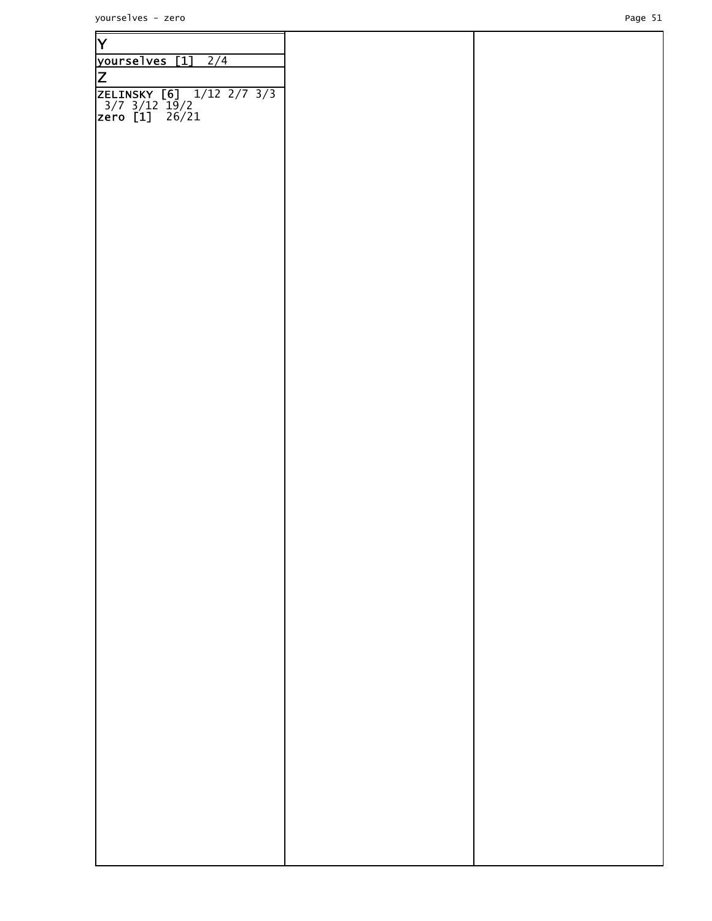**Y**

yourselves [1] 2/4

**Z**

ZELINSKY [6] 1/12 2/7 3/3 3/7 3/12 19/2

zero [1] 26/21